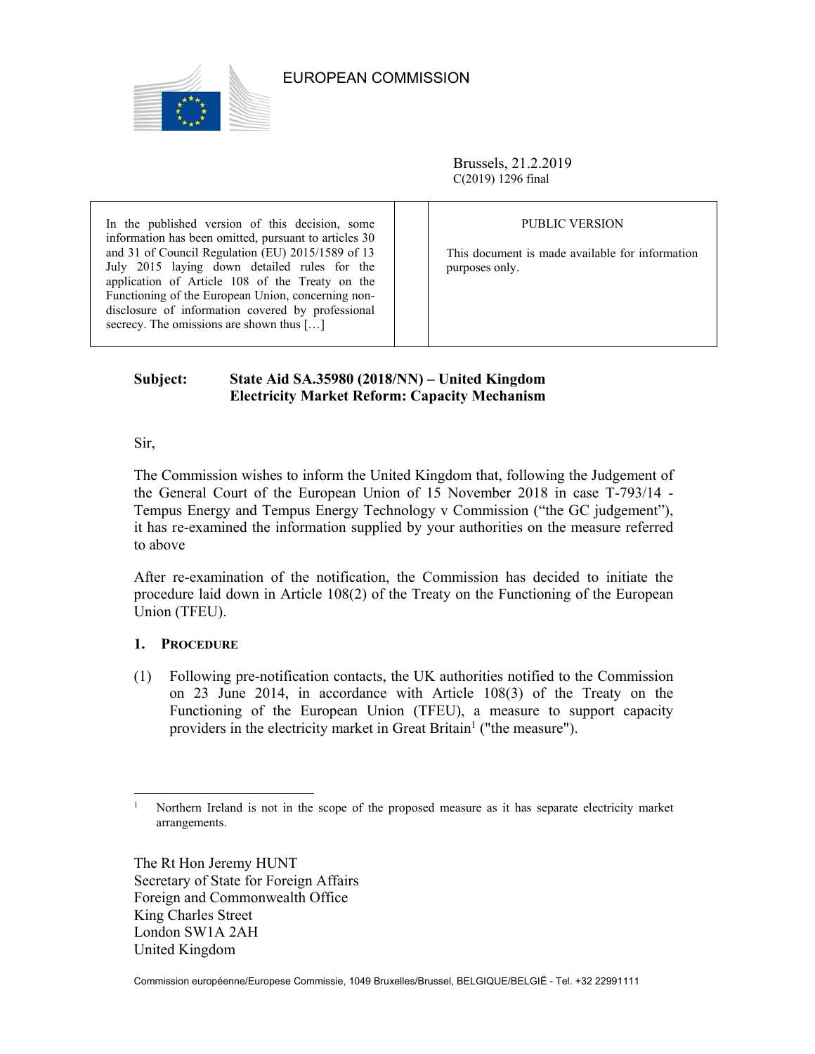EUROPEAN COMMISSION

Brussels, 21.2.2019
C(2019) 1296 final

| In the published version of this decision, some information has been omitted, pursuant to articles 30 and 31 of Council Regulation (EU) 2015/1589 of 13 July 2015 laying down detailed rules for the application of Article 108 of the Treaty on the Functioning of the European Union, concerning non-disclosure of information covered by professional secrecy. The omissions are shown thus […] | | PUBLIC VERSION<br><br>This document is made available for information purposes only. |
|---|---|---|

**Subject: State Aid SA.35980 (2018/NN) – United Kingdom Electricity Market Reform: Capacity Mechanism**

Sir,

The Commission wishes to inform the United Kingdom that, following the Judgement of the General Court of the European Union of 15 November 2018 in case T-793/14 - Tempus Energy and Tempus Energy Technology v Commission ("the GC judgement"), it has re-examined the information supplied by your authorities on the measure referred to above

After re-examination of the notification, the Commission has decided to initiate the procedure laid down in Article 108(2) of the Treaty on the Functioning of the European Union (TFEU).

## 1. Procedure

(1) Following pre-notification contacts, the UK authorities notified to the Commission on 23 June 2014, in accordance with Article 108(3) of the Treaty on the Functioning of the European Union (TFEU), a measure to support capacity providers in the electricity market in Great Britain[1] ("the measure").

[1] Northern Ireland is not in the scope of the proposed measure as it has separate electricity market arrangements.

The Rt Hon Jeremy HUNT
Secretary of State for Foreign Affairs
Foreign and Commonwealth Office
King Charles Street
London SW1A 2AH
United Kingdom

Commission européenne/Europese Commissie, 1049 Bruxelles/Brussel, BELGIQUE/BELGIË - Tel. +32 22991111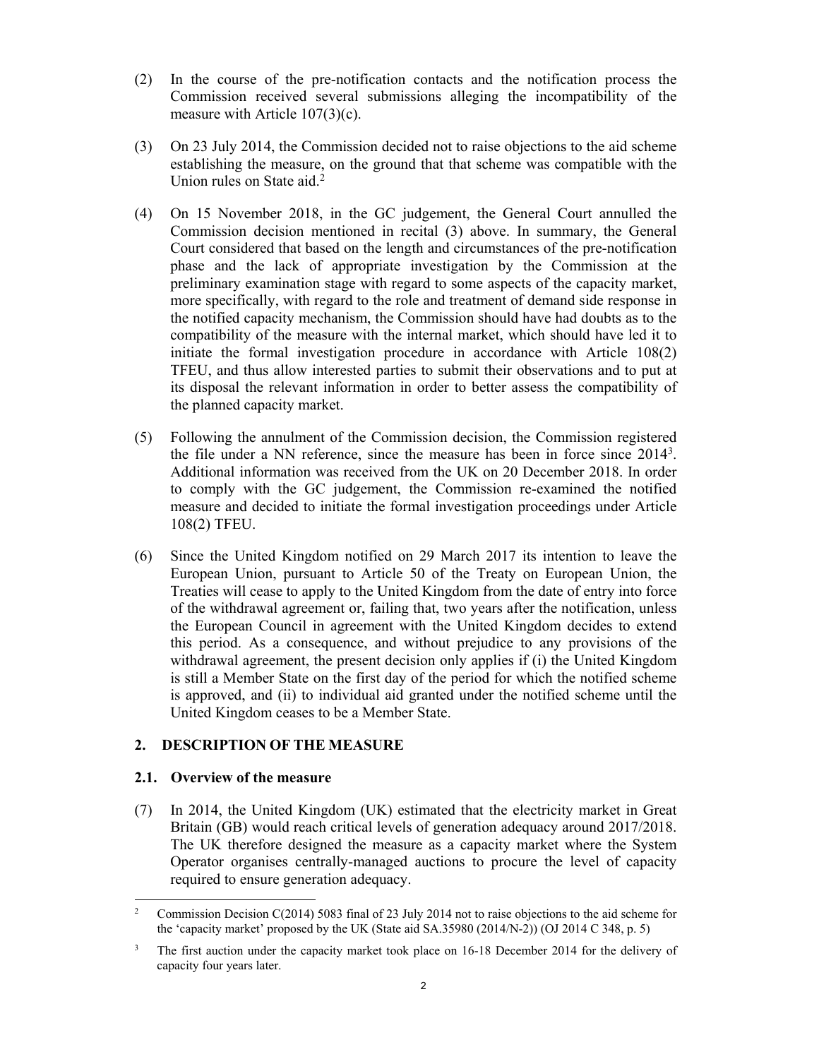(2) In the course of the pre-notification contacts and the notification process the Commission received several submissions alleging the incompatibility of the measure with Article 107(3)(c).

(3) On 23 July 2014, the Commission decided not to raise objections to the aid scheme establishing the measure, on the ground that that scheme was compatible with the Union rules on State aid.[2]

(4) On 15 November 2018, in the GC judgement, the General Court annulled the Commission decision mentioned in recital (3) above. In summary, the General Court considered that based on the length and circumstances of the pre-notification phase and the lack of appropriate investigation by the Commission at the preliminary examination stage with regard to some aspects of the capacity market, more specifically, with regard to the role and treatment of demand side response in the notified capacity mechanism, the Commission should have had doubts as to the compatibility of the measure with the internal market, which should have led it to initiate the formal investigation procedure in accordance with Article 108(2) TFEU, and thus allow interested parties to submit their observations and to put at its disposal the relevant information in order to better assess the compatibility of the planned capacity market.

(5) Following the annulment of the Commission decision, the Commission registered the file under a NN reference, since the measure has been in force since 2014[3]. Additional information was received from the UK on 20 December 2018. In order to comply with the GC judgement, the Commission re-examined the notified measure and decided to initiate the formal investigation proceedings under Article 108(2) TFEU.

(6) Since the United Kingdom notified on 29 March 2017 its intention to leave the European Union, pursuant to Article 50 of the Treaty on European Union, the Treaties will cease to apply to the United Kingdom from the date of entry into force of the withdrawal agreement or, failing that, two years after the notification, unless the European Council in agreement with the United Kingdom decides to extend this period. As a consequence, and without prejudice to any provisions of the withdrawal agreement, the present decision only applies if (i) the United Kingdom is still a Member State on the first day of the period for which the notified scheme is approved, and (ii) to individual aid granted under the notified scheme until the United Kingdom ceases to be a Member State.

## 2. DESCRIPTION OF THE MEASURE

### 2.1. Overview of the measure

(7) In 2014, the United Kingdom (UK) estimated that the electricity market in Great Britain (GB) would reach critical levels of generation adequacy around 2017/2018. The UK therefore designed the measure as a capacity market where the System Operator organises centrally-managed auctions to procure the level of capacity required to ensure generation adequacy.

---

[2] Commission Decision C(2014) 5083 final of 23 July 2014 not to raise objections to the aid scheme for the 'capacity market' proposed by the UK (State aid SA.35980 (2014/N-2)) (OJ 2014 C 348, p. 5)

[3] The first auction under the capacity market took place on 16-18 December 2014 for the delivery of capacity four years later.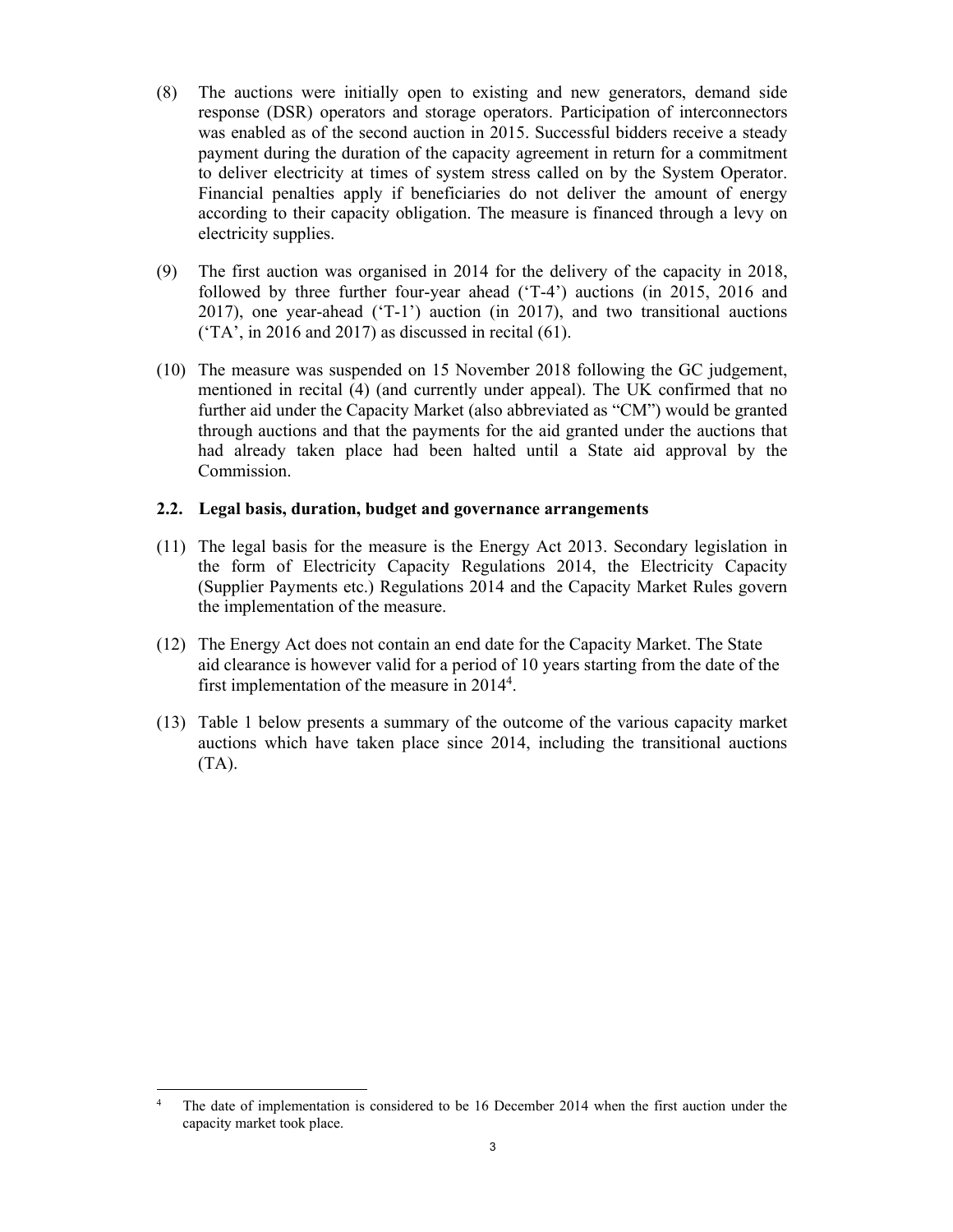(8) The auctions were initially open to existing and new generators, demand side response (DSR) operators and storage operators. Participation of interconnectors was enabled as of the second auction in 2015. Successful bidders receive a steady payment during the duration of the capacity agreement in return for a commitment to deliver electricity at times of system stress called on by the System Operator. Financial penalties apply if beneficiaries do not deliver the amount of energy according to their capacity obligation. The measure is financed through a levy on electricity supplies.

(9) The first auction was organised in 2014 for the delivery of the capacity in 2018, followed by three further four-year ahead ('T-4') auctions (in 2015, 2016 and 2017), one year-ahead ('T-1') auction (in 2017), and two transitional auctions ('TA', in 2016 and 2017) as discussed in recital (61).

(10) The measure was suspended on 15 November 2018 following the GC judgement, mentioned in recital (4) (and currently under appeal). The UK confirmed that no further aid under the Capacity Market (also abbreviated as "CM") would be granted through auctions and that the payments for the aid granted under the auctions that had already taken place had been halted until a State aid approval by the Commission.

### 2.2. Legal basis, duration, budget and governance arrangements

(11) The legal basis for the measure is the Energy Act 2013. Secondary legislation in the form of Electricity Capacity Regulations 2014, the Electricity Capacity (Supplier Payments etc.) Regulations 2014 and the Capacity Market Rules govern the implementation of the measure.

(12) The Energy Act does not contain an end date for the Capacity Market. The State aid clearance is however valid for a period of 10 years starting from the date of the first implementation of the measure in 2014[4].

(13) Table 1 below presents a summary of the outcome of the various capacity market auctions which have taken place since 2014, including the transitional auctions (TA).

---

[4] The date of implementation is considered to be 16 December 2014 when the first auction under the capacity market took place.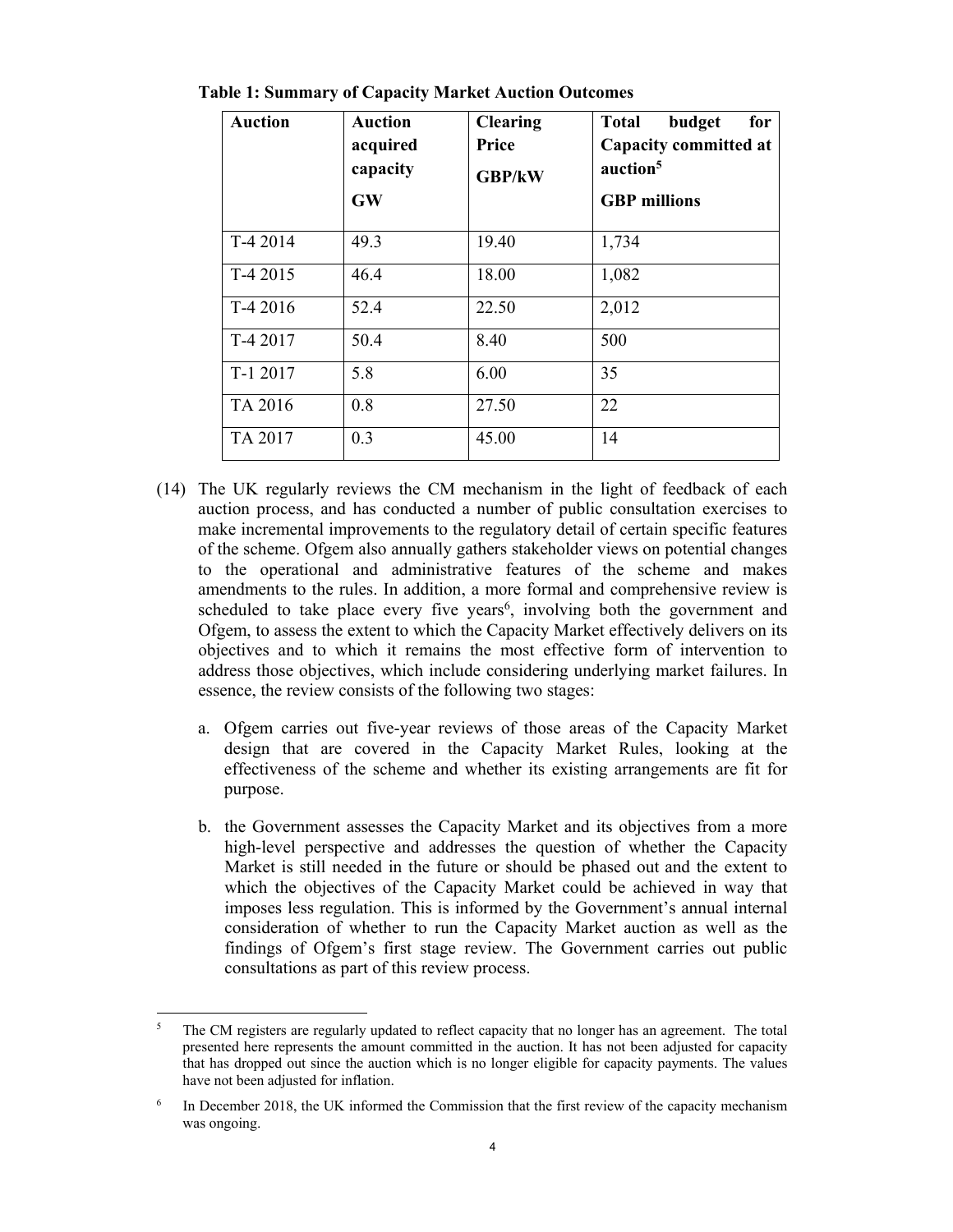**Table 1: Summary of Capacity Market Auction Outcomes**

| Auction | Auction acquired capacity GW | Clearing Price GBP/kW | Total budget for Capacity committed at auction[5] GBP millions |
|---|---|---|---|
| T-4 2014 | 49.3 | 19.40 | 1,734 |
| T-4 2015 | 46.4 | 18.00 | 1,082 |
| T-4 2016 | 52.4 | 22.50 | 2,012 |
| T-4 2017 | 50.4 | 8.40 | 500 |
| T-1 2017 | 5.8 | 6.00 | 35 |
| TA 2016 | 0.8 | 27.50 | 22 |
| TA 2017 | 0.3 | 45.00 | 14 |

(14) The UK regularly reviews the CM mechanism in the light of feedback of each auction process, and has conducted a number of public consultation exercises to make incremental improvements to the regulatory detail of certain specific features of the scheme. Ofgem also annually gathers stakeholder views on potential changes to the operational and administrative features of the scheme and makes amendments to the rules. In addition, a more formal and comprehensive review is scheduled to take place every five years[6], involving both the government and Ofgem, to assess the extent to which the Capacity Market effectively delivers on its objectives and to which it remains the most effective form of intervention to address those objectives, which include considering underlying market failures. In essence, the review consists of the following two stages:

a. Ofgem carries out five-year reviews of those areas of the Capacity Market design that are covered in the Capacity Market Rules, looking at the effectiveness of the scheme and whether its existing arrangements are fit for purpose.

b. the Government assesses the Capacity Market and its objectives from a more high-level perspective and addresses the question of whether the Capacity Market is still needed in the future or should be phased out and the extent to which the objectives of the Capacity Market could be achieved in way that imposes less regulation. This is informed by the Government's annual internal consideration of whether to run the Capacity Market auction as well as the findings of Ofgem's first stage review. The Government carries out public consultations as part of this review process.

[5] The CM registers are regularly updated to reflect capacity that no longer has an agreement. The total presented here represents the amount committed in the auction. It has not been adjusted for capacity that has dropped out since the auction which is no longer eligible for capacity payments. The values have not been adjusted for inflation.

[6] In December 2018, the UK informed the Commission that the first review of the capacity mechanism was ongoing.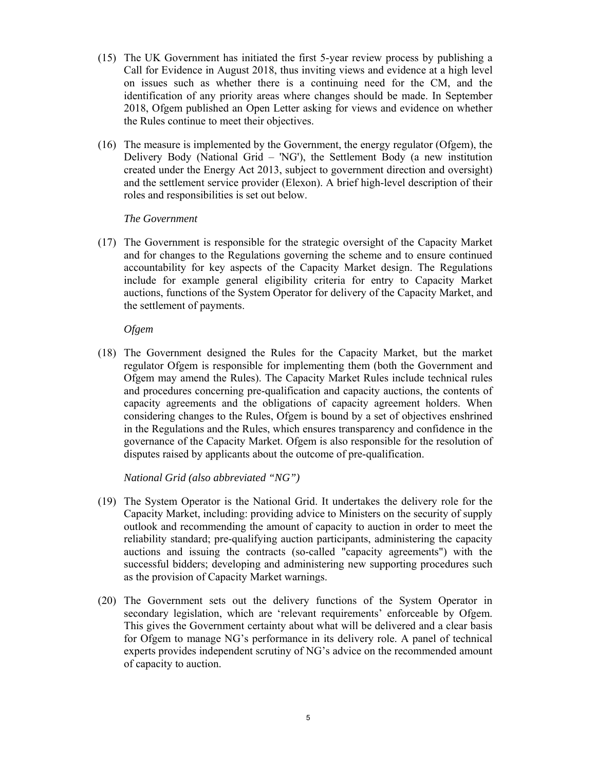(15) The UK Government has initiated the first 5-year review process by publishing a Call for Evidence in August 2018, thus inviting views and evidence at a high level on issues such as whether there is a continuing need for the CM, and the identification of any priority areas where changes should be made. In September 2018, Ofgem published an Open Letter asking for views and evidence on whether the Rules continue to meet their objectives.

(16) The measure is implemented by the Government, the energy regulator (Ofgem), the Delivery Body (National Grid – 'NG'), the Settlement Body (a new institution created under the Energy Act 2013, subject to government direction and oversight) and the settlement service provider (Elexon). A brief high-level description of their roles and responsibilities is set out below.

*The Government*

(17) The Government is responsible for the strategic oversight of the Capacity Market and for changes to the Regulations governing the scheme and to ensure continued accountability for key aspects of the Capacity Market design. The Regulations include for example general eligibility criteria for entry to Capacity Market auctions, functions of the System Operator for delivery of the Capacity Market, and the settlement of payments.

*Ofgem*

(18) The Government designed the Rules for the Capacity Market, but the market regulator Ofgem is responsible for implementing them (both the Government and Ofgem may amend the Rules). The Capacity Market Rules include technical rules and procedures concerning pre-qualification and capacity auctions, the contents of capacity agreements and the obligations of capacity agreement holders. When considering changes to the Rules, Ofgem is bound by a set of objectives enshrined in the Regulations and the Rules, which ensures transparency and confidence in the governance of the Capacity Market. Ofgem is also responsible for the resolution of disputes raised by applicants about the outcome of pre-qualification.

*National Grid (also abbreviated "NG")*

(19) The System Operator is the National Grid. It undertakes the delivery role for the Capacity Market, including: providing advice to Ministers on the security of supply outlook and recommending the amount of capacity to auction in order to meet the reliability standard; pre-qualifying auction participants, administering the capacity auctions and issuing the contracts (so-called "capacity agreements") with the successful bidders; developing and administering new supporting procedures such as the provision of Capacity Market warnings.

(20) The Government sets out the delivery functions of the System Operator in secondary legislation, which are 'relevant requirements' enforceable by Ofgem. This gives the Government certainty about what will be delivered and a clear basis for Ofgem to manage NG's performance in its delivery role. A panel of technical experts provides independent scrutiny of NG's advice on the recommended amount of capacity to auction.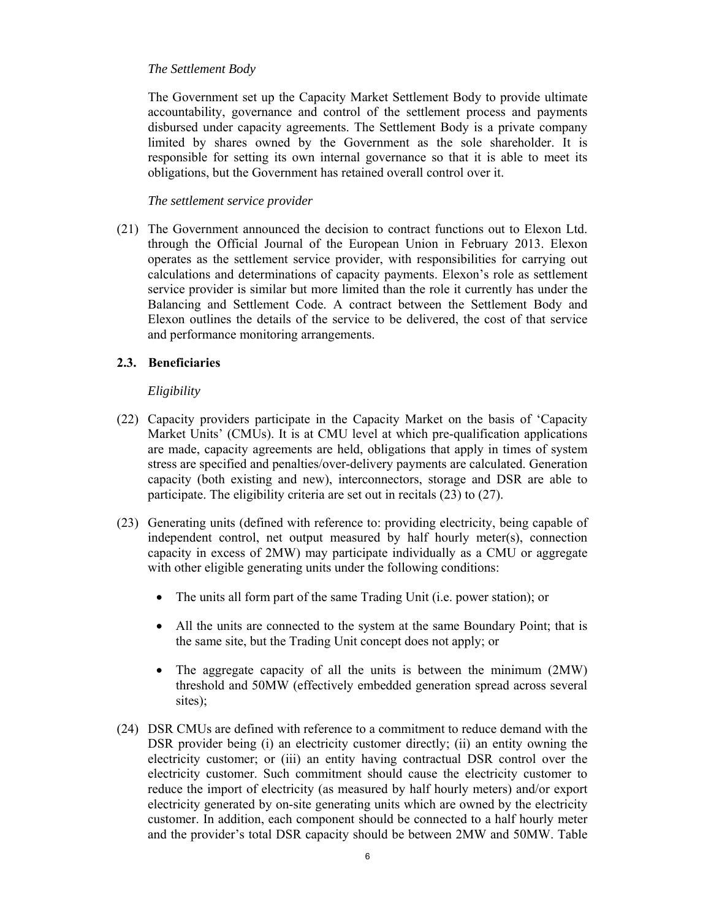*The Settlement Body*

The Government set up the Capacity Market Settlement Body to provide ultimate accountability, governance and control of the settlement process and payments disbursed under capacity agreements. The Settlement Body is a private company limited by shares owned by the Government as the sole shareholder. It is responsible for setting its own internal governance so that it is able to meet its obligations, but the Government has retained overall control over it.

*The settlement service provider*

(21) The Government announced the decision to contract functions out to Elexon Ltd. through the Official Journal of the European Union in February 2013. Elexon operates as the settlement service provider, with responsibilities for carrying out calculations and determinations of capacity payments. Elexon's role as settlement service provider is similar but more limited than the role it currently has under the Balancing and Settlement Code. A contract between the Settlement Body and Elexon outlines the details of the service to be delivered, the cost of that service and performance monitoring arrangements.

### 2.3. Beneficiaries

*Eligibility*

(22) Capacity providers participate in the Capacity Market on the basis of 'Capacity Market Units' (CMUs). It is at CMU level at which pre-qualification applications are made, capacity agreements are held, obligations that apply in times of system stress are specified and penalties/over-delivery payments are calculated. Generation capacity (both existing and new), interconnectors, storage and DSR are able to participate. The eligibility criteria are set out in recitals (23) to (27).

(23) Generating units (defined with reference to: providing electricity, being capable of independent control, net output measured by half hourly meter(s), connection capacity in excess of 2MW) may participate individually as a CMU or aggregate with other eligible generating units under the following conditions:

- The units all form part of the same Trading Unit (i.e. power station); or
- All the units are connected to the system at the same Boundary Point; that is the same site, but the Trading Unit concept does not apply; or
- The aggregate capacity of all the units is between the minimum (2MW) threshold and 50MW (effectively embedded generation spread across several sites);

(24) DSR CMUs are defined with reference to a commitment to reduce demand with the DSR provider being (i) an electricity customer directly; (ii) an entity owning the electricity customer; or (iii) an entity having contractual DSR control over the electricity customer. Such commitment should cause the electricity customer to reduce the import of electricity (as measured by half hourly meters) and/or export electricity generated by on-site generating units which are owned by the electricity customer. In addition, each component should be connected to a half hourly meter and the provider's total DSR capacity should be between 2MW and 50MW. Table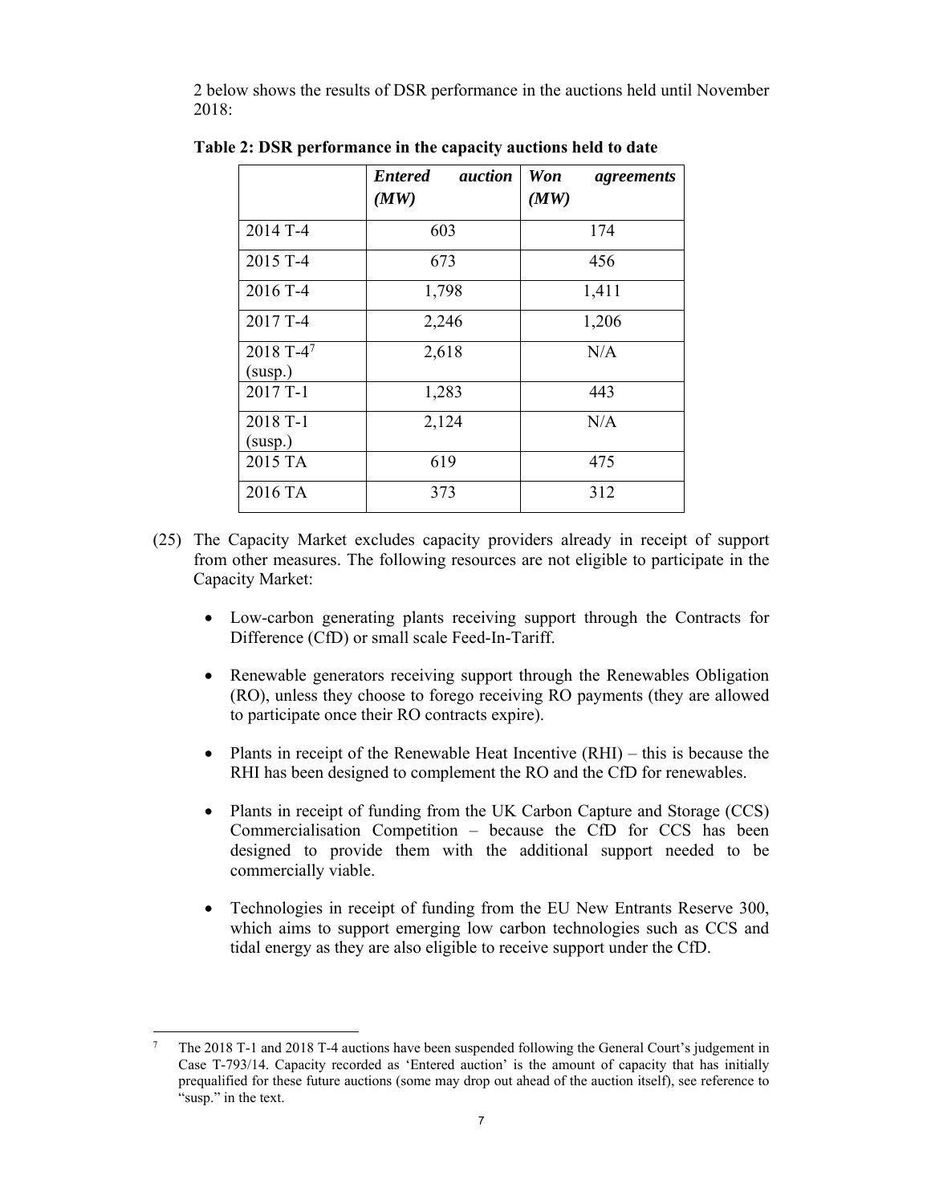2 below shows the results of DSR performance in the auctions held until November 2018:

**Table 2: DSR performance in the capacity auctions held to date**

| | ***Entered auction (MW)*** | ***Won agreements (MW)*** |
|---|---|---|
| 2014 T-4 | 603 | 174 |
| 2015 T-4 | 673 | 456 |
| 2016 T-4 | 1,798 | 1,411 |
| 2017 T-4 | 2,246 | 1,206 |
| 2018 T-4[7] (susp.) | 2,618 | N/A |
| 2017 T-1 | 1,283 | 443 |
| 2018 T-1 (susp.) | 2,124 | N/A |
| 2015 TA | 619 | 475 |
| 2016 TA | 373 | 312 |

(25) The Capacity Market excludes capacity providers already in receipt of support from other measures. The following resources are not eligible to participate in the Capacity Market:

- Low-carbon generating plants receiving support through the Contracts for Difference (CfD) or small scale Feed-In-Tariff.
- Renewable generators receiving support through the Renewables Obligation (RO), unless they choose to forego receiving RO payments (they are allowed to participate once their RO contracts expire).
- Plants in receipt of the Renewable Heat Incentive (RHI) – this is because the RHI has been designed to complement the RO and the CfD for renewables.
- Plants in receipt of funding from the UK Carbon Capture and Storage (CCS) Commercialisation Competition – because the CfD for CCS has been designed to provide them with the additional support needed to be commercially viable.
- Technologies in receipt of funding from the EU New Entrants Reserve 300, which aims to support emerging low carbon technologies such as CCS and tidal energy as they are also eligible to receive support under the CfD.

[7] The 2018 T-1 and 2018 T-4 auctions have been suspended following the General Court's judgement in Case T-793/14. Capacity recorded as 'Entered auction' is the amount of capacity that has initially prequalified for these future auctions (some may drop out ahead of the auction itself), see reference to "susp." in the text.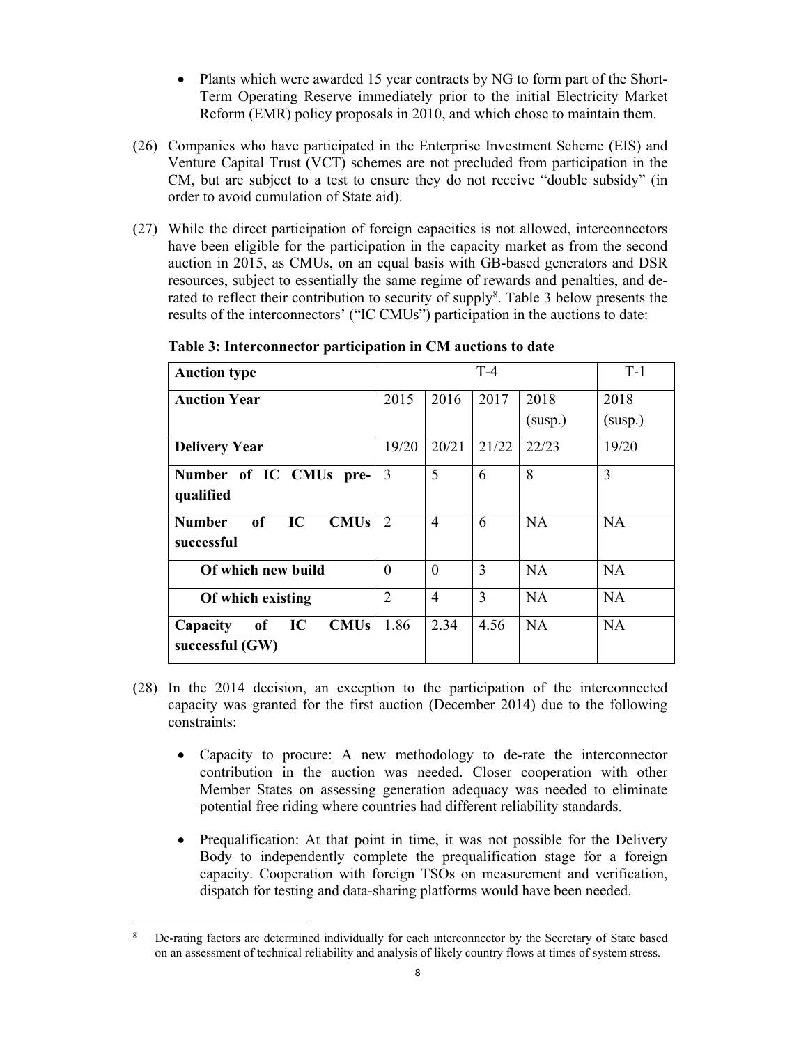- Plants which were awarded 15 year contracts by NG to form part of the Short-Term Operating Reserve immediately prior to the initial Electricity Market Reform (EMR) policy proposals in 2010, and which chose to maintain them.

(26) Companies who have participated in the Enterprise Investment Scheme (EIS) and Venture Capital Trust (VCT) schemes are not precluded from participation in the CM, but are subject to a test to ensure they do not receive "double subsidy" (in order to avoid cumulation of State aid).

(27) While the direct participation of foreign capacities is not allowed, interconnectors have been eligible for the participation in the capacity market as from the second auction in 2015, as CMUs, on an equal basis with GB-based generators and DSR resources, subject to essentially the same regime of rewards and penalties, and de-rated to reflect their contribution to security of supply[8]. Table 3 below presents the results of the interconnectors' ("IC CMUs") participation in the auctions to date:

**Table 3: Interconnector participation in CM auctions to date**

| **Auction type** | T-4 | | | | T-1 |
|---|---|---|---|---|---|
| **Auction Year** | 2015 | 2016 | 2017 | 2018 (susp.) | 2018 (susp.) |
| **Delivery Year** | 19/20 | 20/21 | 21/22 | 22/23 | 19/20 |
| **Number of IC CMUs pre-qualified** | 3 | 5 | 6 | 8 | 3 |
| **Number of IC CMUs successful** | 2 | 4 | 6 | NA | NA |
| **Of which new build** | 0 | 0 | 3 | NA | NA |
| **Of which existing** | 2 | 4 | 3 | NA | NA |
| **Capacity of IC CMUs successful (GW)** | 1.86 | 2.34 | 4.56 | NA | NA |

(28) In the 2014 decision, an exception to the participation of the interconnected capacity was granted for the first auction (December 2014) due to the following constraints:

- Capacity to procure: A new methodology to de-rate the interconnector contribution in the auction was needed. Closer cooperation with other Member States on assessing generation adequacy was needed to eliminate potential free riding where countries had different reliability standards.

- Prequalification: At that point in time, it was not possible for the Delivery Body to independently complete the prequalification stage for a foreign capacity. Cooperation with foreign TSOs on measurement and verification, dispatch for testing and data-sharing platforms would have been needed.

[8] De-rating factors are determined individually for each interconnector by the Secretary of State based on an assessment of technical reliability and analysis of likely country flows at times of system stress.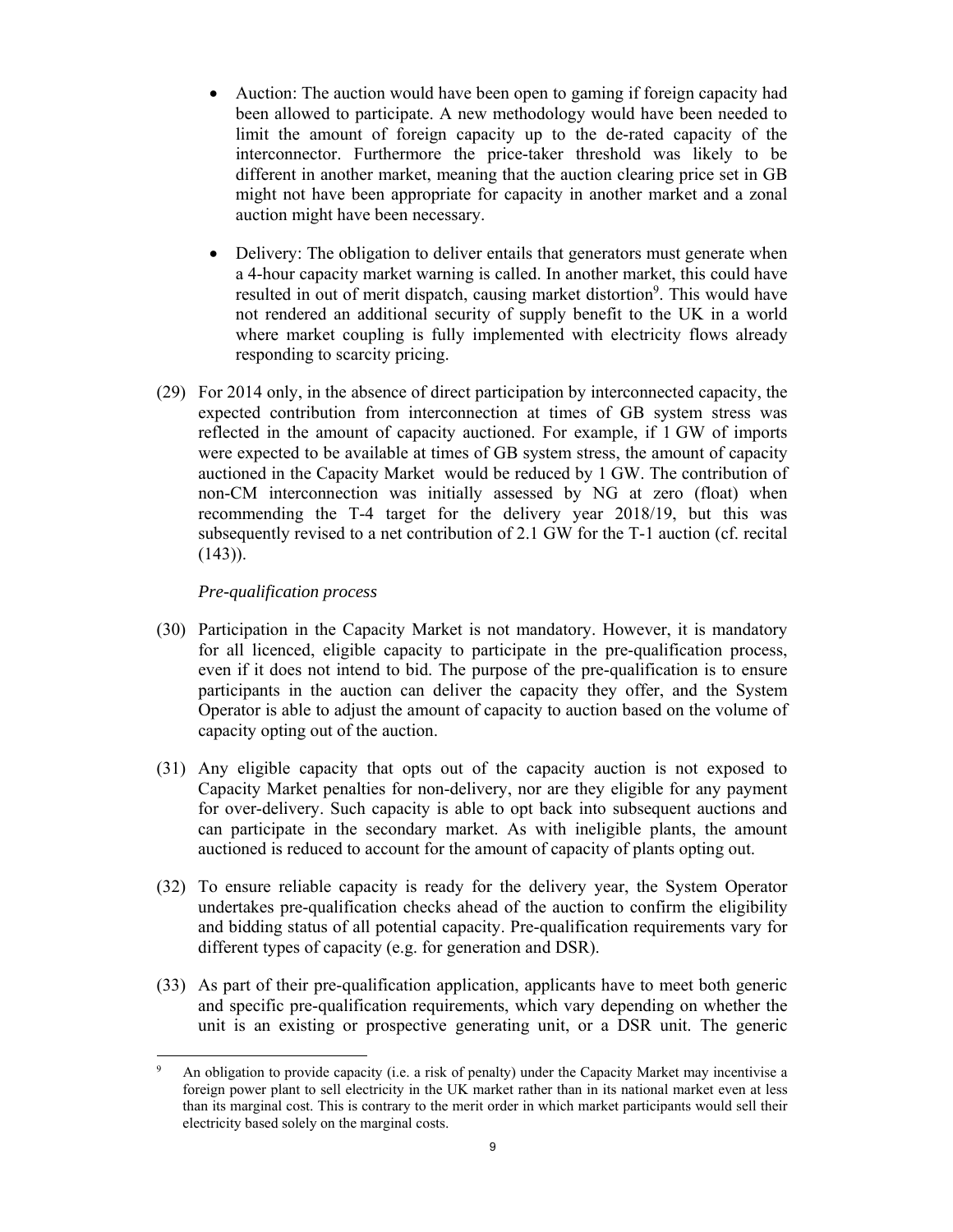- Auction: The auction would have been open to gaming if foreign capacity had been allowed to participate. A new methodology would have been needed to limit the amount of foreign capacity up to the de-rated capacity of the interconnector. Furthermore the price-taker threshold was likely to be different in another market, meaning that the auction clearing price set in GB might not have been appropriate for capacity in another market and a zonal auction might have been necessary.

- Delivery: The obligation to deliver entails that generators must generate when a 4-hour capacity market warning is called. In another market, this could have resulted in out of merit dispatch, causing market distortion[9]. This would have not rendered an additional security of supply benefit to the UK in a world where market coupling is fully implemented with electricity flows already responding to scarcity pricing.

(29) For 2014 only, in the absence of direct participation by interconnected capacity, the expected contribution from interconnection at times of GB system stress was reflected in the amount of capacity auctioned. For example, if 1 GW of imports were expected to be available at times of GB system stress, the amount of capacity auctioned in the Capacity Market would be reduced by 1 GW. The contribution of non-CM interconnection was initially assessed by NG at zero (float) when recommending the T-4 target for the delivery year 2018/19, but this was subsequently revised to a net contribution of 2.1 GW for the T-1 auction (cf. recital (143)).

*Pre-qualification process*

(30) Participation in the Capacity Market is not mandatory. However, it is mandatory for all licenced, eligible capacity to participate in the pre-qualification process, even if it does not intend to bid. The purpose of the pre-qualification is to ensure participants in the auction can deliver the capacity they offer, and the System Operator is able to adjust the amount of capacity to auction based on the volume of capacity opting out of the auction.

(31) Any eligible capacity that opts out of the capacity auction is not exposed to Capacity Market penalties for non-delivery, nor are they eligible for any payment for over-delivery. Such capacity is able to opt back into subsequent auctions and can participate in the secondary market. As with ineligible plants, the amount auctioned is reduced to account for the amount of capacity of plants opting out.

(32) To ensure reliable capacity is ready for the delivery year, the System Operator undertakes pre-qualification checks ahead of the auction to confirm the eligibility and bidding status of all potential capacity. Pre-qualification requirements vary for different types of capacity (e.g. for generation and DSR).

(33) As part of their pre-qualification application, applicants have to meet both generic and specific pre-qualification requirements, which vary depending on whether the unit is an existing or prospective generating unit, or a DSR unit. The generic

[9] An obligation to provide capacity (i.e. a risk of penalty) under the Capacity Market may incentivise a foreign power plant to sell electricity in the UK market rather than in its national market even at less than its marginal cost. This is contrary to the merit order in which market participants would sell their electricity based solely on the marginal costs.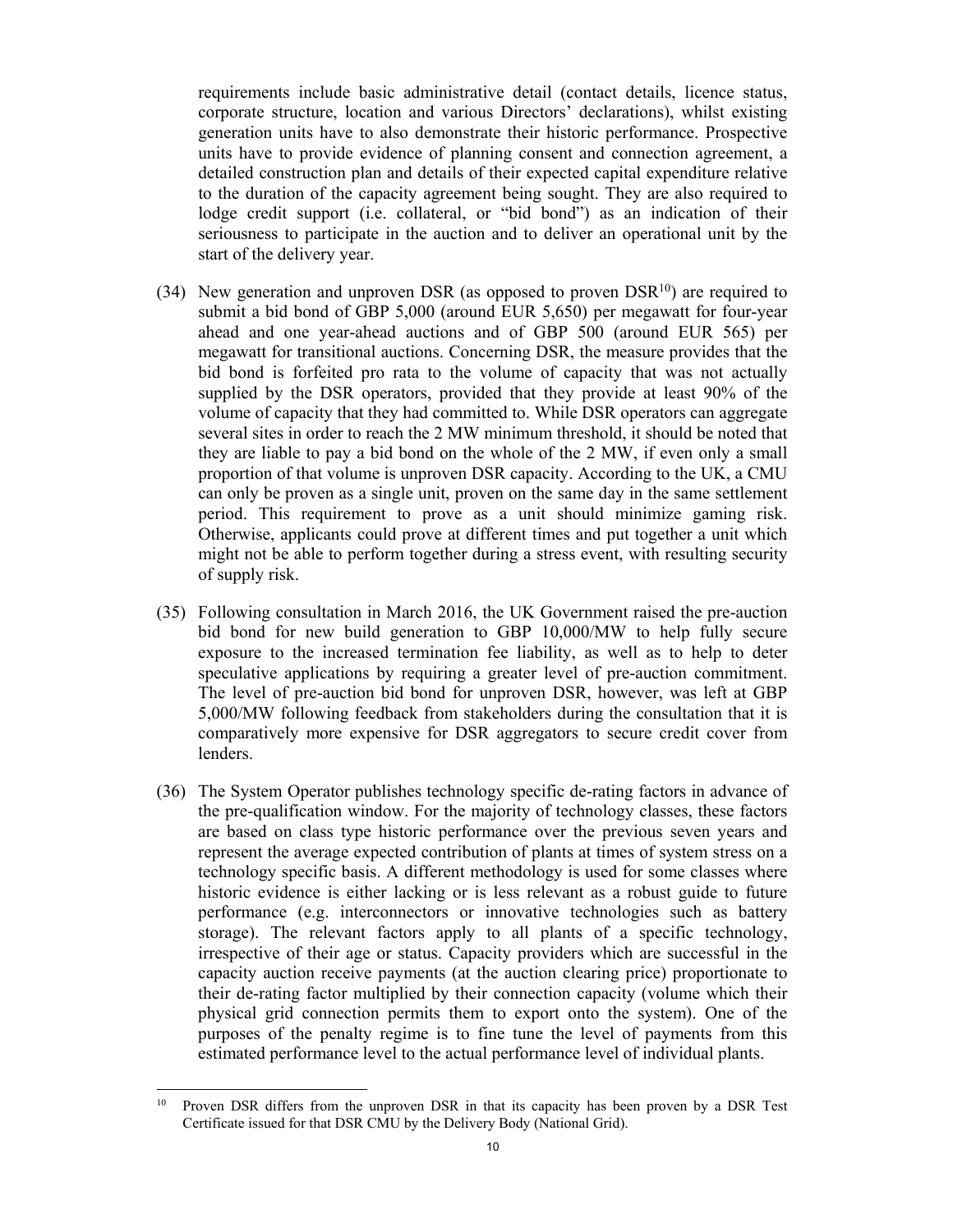requirements include basic administrative detail (contact details, licence status, corporate structure, location and various Directors' declarations), whilst existing generation units have to also demonstrate their historic performance. Prospective units have to provide evidence of planning consent and connection agreement, a detailed construction plan and details of their expected capital expenditure relative to the duration of the capacity agreement being sought. They are also required to lodge credit support (i.e. collateral, or "bid bond") as an indication of their seriousness to participate in the auction and to deliver an operational unit by the start of the delivery year.

(34) New generation and unproven DSR (as opposed to proven DSR[10]) are required to submit a bid bond of GBP 5,000 (around EUR 5,650) per megawatt for four-year ahead and one year-ahead auctions and of GBP 500 (around EUR 565) per megawatt for transitional auctions. Concerning DSR, the measure provides that the bid bond is forfeited pro rata to the volume of capacity that was not actually supplied by the DSR operators, provided that they provide at least 90% of the volume of capacity that they had committed to. While DSR operators can aggregate several sites in order to reach the 2 MW minimum threshold, it should be noted that they are liable to pay a bid bond on the whole of the 2 MW, if even only a small proportion of that volume is unproven DSR capacity. According to the UK, a CMU can only be proven as a single unit, proven on the same day in the same settlement period. This requirement to prove as a unit should minimize gaming risk. Otherwise, applicants could prove at different times and put together a unit which might not be able to perform together during a stress event, with resulting security of supply risk.

(35) Following consultation in March 2016, the UK Government raised the pre-auction bid bond for new build generation to GBP 10,000/MW to help fully secure exposure to the increased termination fee liability, as well as to help to deter speculative applications by requiring a greater level of pre-auction commitment. The level of pre-auction bid bond for unproven DSR, however, was left at GBP 5,000/MW following feedback from stakeholders during the consultation that it is comparatively more expensive for DSR aggregators to secure credit cover from lenders.

(36) The System Operator publishes technology specific de-rating factors in advance of the pre-qualification window. For the majority of technology classes, these factors are based on class type historic performance over the previous seven years and represent the average expected contribution of plants at times of system stress on a technology specific basis. A different methodology is used for some classes where historic evidence is either lacking or is less relevant as a robust guide to future performance (e.g. interconnectors or innovative technologies such as battery storage). The relevant factors apply to all plants of a specific technology, irrespective of their age or status. Capacity providers which are successful in the capacity auction receive payments (at the auction clearing price) proportionate to their de-rating factor multiplied by their connection capacity (volume which their physical grid connection permits them to export onto the system). One of the purposes of the penalty regime is to fine tune the level of payments from this estimated performance level to the actual performance level of individual plants.

[10] Proven DSR differs from the unproven DSR in that its capacity has been proven by a DSR Test Certificate issued for that DSR CMU by the Delivery Body (National Grid).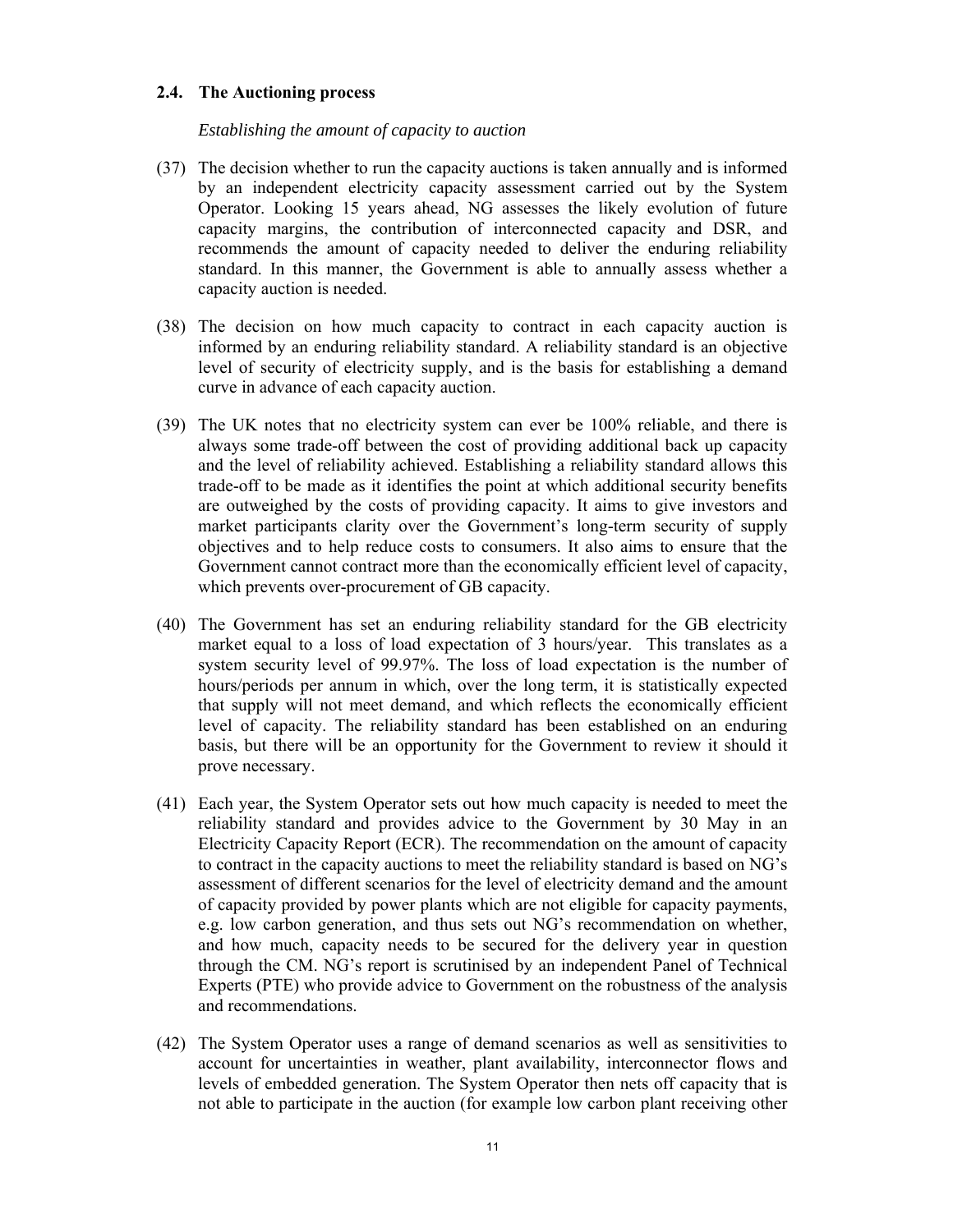### 2.4. The Auctioning process

*Establishing the amount of capacity to auction*

(37) The decision whether to run the capacity auctions is taken annually and is informed by an independent electricity capacity assessment carried out by the System Operator. Looking 15 years ahead, NG assesses the likely evolution of future capacity margins, the contribution of interconnected capacity and DSR, and recommends the amount of capacity needed to deliver the enduring reliability standard. In this manner, the Government is able to annually assess whether a capacity auction is needed.

(38) The decision on how much capacity to contract in each capacity auction is informed by an enduring reliability standard. A reliability standard is an objective level of security of electricity supply, and is the basis for establishing a demand curve in advance of each capacity auction.

(39) The UK notes that no electricity system can ever be 100% reliable, and there is always some trade-off between the cost of providing additional back up capacity and the level of reliability achieved. Establishing a reliability standard allows this trade-off to be made as it identifies the point at which additional security benefits are outweighed by the costs of providing capacity. It aims to give investors and market participants clarity over the Government's long-term security of supply objectives and to help reduce costs to consumers. It also aims to ensure that the Government cannot contract more than the economically efficient level of capacity, which prevents over-procurement of GB capacity.

(40) The Government has set an enduring reliability standard for the GB electricity market equal to a loss of load expectation of 3 hours/year. This translates as a system security level of 99.97%. The loss of load expectation is the number of hours/periods per annum in which, over the long term, it is statistically expected that supply will not meet demand, and which reflects the economically efficient level of capacity. The reliability standard has been established on an enduring basis, but there will be an opportunity for the Government to review it should it prove necessary.

(41) Each year, the System Operator sets out how much capacity is needed to meet the reliability standard and provides advice to the Government by 30 May in an Electricity Capacity Report (ECR). The recommendation on the amount of capacity to contract in the capacity auctions to meet the reliability standard is based on NG's assessment of different scenarios for the level of electricity demand and the amount of capacity provided by power plants which are not eligible for capacity payments, e.g. low carbon generation, and thus sets out NG's recommendation on whether, and how much, capacity needs to be secured for the delivery year in question through the CM. NG's report is scrutinised by an independent Panel of Technical Experts (PTE) who provide advice to Government on the robustness of the analysis and recommendations.

(42) The System Operator uses a range of demand scenarios as well as sensitivities to account for uncertainties in weather, plant availability, interconnector flows and levels of embedded generation. The System Operator then nets off capacity that is not able to participate in the auction (for example low carbon plant receiving other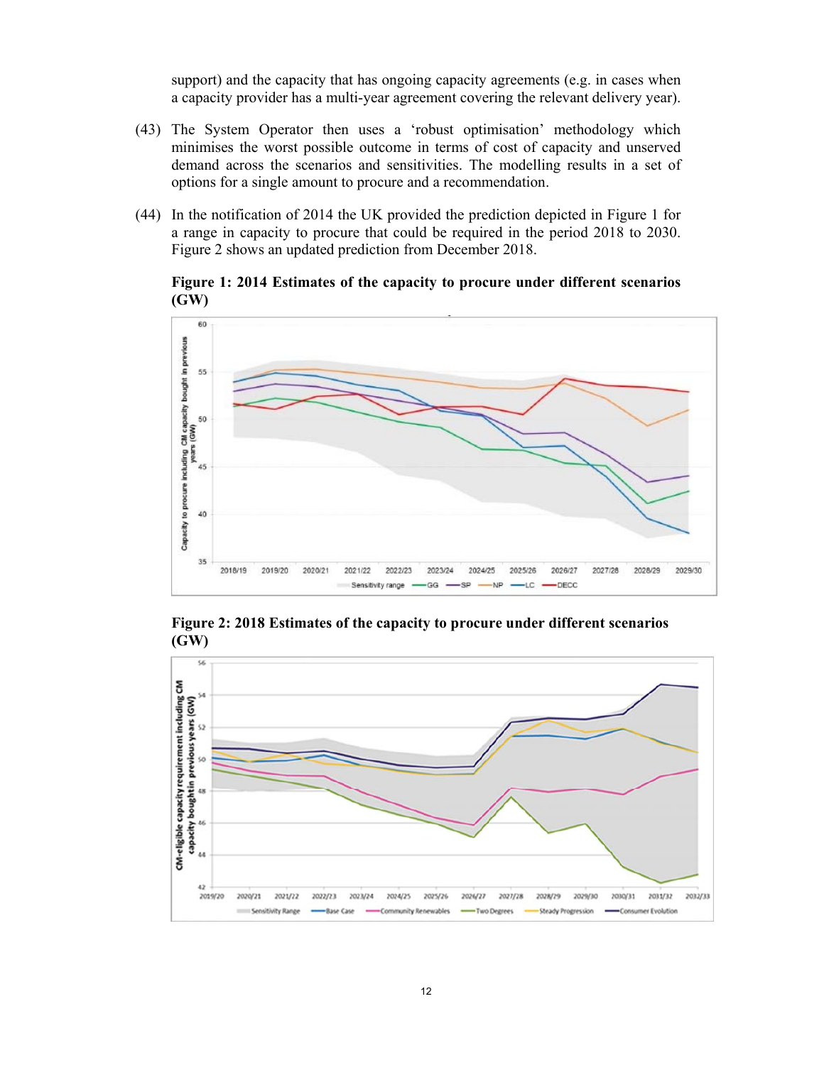support) and the capacity that has ongoing capacity agreements (e.g. in cases when a capacity provider has a multi-year agreement covering the relevant delivery year).

(43) The System Operator then uses a 'robust optimisation' methodology which minimises the worst possible outcome in terms of cost of capacity and unserved demand across the scenarios and sensitivities. The modelling results in a set of options for a single amount to procure and a recommendation.

(44) In the notification of 2014 the UK provided the prediction depicted in Figure 1 for a range in capacity to procure that could be required in the period 2018 to 2030. Figure 2 shows an updated prediction from December 2018.

**Figure 1: 2014 Estimates of the capacity to procure under different scenarios (GW)**

**Figure 2: 2018 Estimates of the capacity to procure under different scenarios (GW)**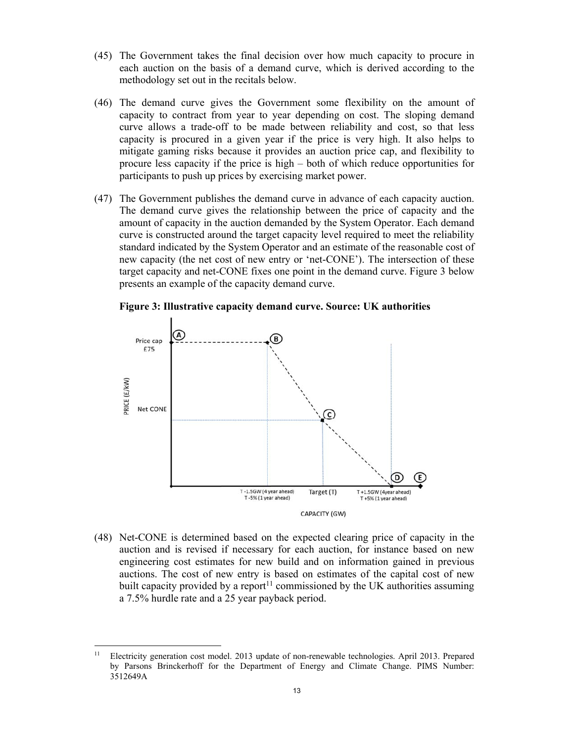(45) The Government takes the final decision over how much capacity to procure in each auction on the basis of a demand curve, which is derived according to the methodology set out in the recitals below.

(46) The demand curve gives the Government some flexibility on the amount of capacity to contract from year to year depending on cost. The sloping demand curve allows a trade-off to be made between reliability and cost, so that less capacity is procured in a given year if the price is very high. It also helps to mitigate gaming risks because it provides an auction price cap, and flexibility to procure less capacity if the price is high – both of which reduce opportunities for participants to push up prices by exercising market power.

(47) The Government publishes the demand curve in advance of each capacity auction. The demand curve gives the relationship between the price of capacity and the amount of capacity in the auction demanded by the System Operator. Each demand curve is constructed around the target capacity level required to meet the reliability standard indicated by the System Operator and an estimate of the reasonable cost of new capacity (the net cost of new entry or 'net-CONE'). The intersection of these target capacity and net-CONE fixes one point in the demand curve. Figure 3 below presents an example of the capacity demand curve.

**Figure 3: Illustrative capacity demand curve. Source: UK authorities**

(48) Net-CONE is determined based on the expected clearing price of capacity in the auction and is revised if necessary for each auction, for instance based on new engineering cost estimates for new build and on information gained in previous auctions. The cost of new entry is based on estimates of the capital cost of new built capacity provided by a report[11] commissioned by the UK authorities assuming a 7.5% hurdle rate and a 25 year payback period.

[11] Electricity generation cost model. 2013 update of non-renewable technologies. April 2013. Prepared by Parsons Brinckerhoff for the Department of Energy and Climate Change. PIMS Number: 3512649A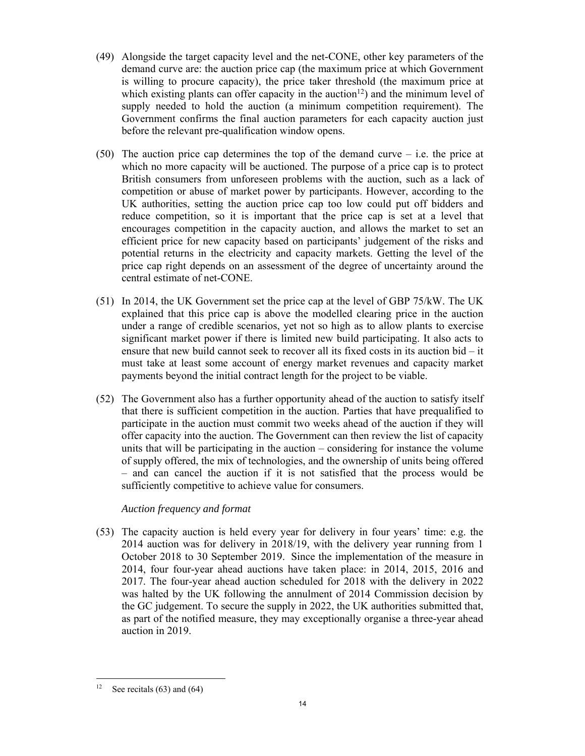(49) Alongside the target capacity level and the net-CONE, other key parameters of the demand curve are: the auction price cap (the maximum price at which Government is willing to procure capacity), the price taker threshold (the maximum price at which existing plants can offer capacity in the auction[12]) and the minimum level of supply needed to hold the auction (a minimum competition requirement). The Government confirms the final auction parameters for each capacity auction just before the relevant pre-qualification window opens.

(50) The auction price cap determines the top of the demand curve – i.e. the price at which no more capacity will be auctioned. The purpose of a price cap is to protect British consumers from unforeseen problems with the auction, such as a lack of competition or abuse of market power by participants. However, according to the UK authorities, setting the auction price cap too low could put off bidders and reduce competition, so it is important that the price cap is set at a level that encourages competition in the capacity auction, and allows the market to set an efficient price for new capacity based on participants' judgement of the risks and potential returns in the electricity and capacity markets. Getting the level of the price cap right depends on an assessment of the degree of uncertainty around the central estimate of net-CONE.

(51) In 2014, the UK Government set the price cap at the level of GBP 75/kW. The UK explained that this price cap is above the modelled clearing price in the auction under a range of credible scenarios, yet not so high as to allow plants to exercise significant market power if there is limited new build participating. It also acts to ensure that new build cannot seek to recover all its fixed costs in its auction bid – it must take at least some account of energy market revenues and capacity market payments beyond the initial contract length for the project to be viable.

(52) The Government also has a further opportunity ahead of the auction to satisfy itself that there is sufficient competition in the auction. Parties that have prequalified to participate in the auction must commit two weeks ahead of the auction if they will offer capacity into the auction. The Government can then review the list of capacity units that will be participating in the auction – considering for instance the volume of supply offered, the mix of technologies, and the ownership of units being offered – and can cancel the auction if it is not satisfied that the process would be sufficiently competitive to achieve value for consumers.

*Auction frequency and format*

(53) The capacity auction is held every year for delivery in four years' time: e.g. the 2014 auction was for delivery in 2018/19, with the delivery year running from 1 October 2018 to 30 September 2019. Since the implementation of the measure in 2014, four four-year ahead auctions have taken place: in 2014, 2015, 2016 and 2017. The four-year ahead auction scheduled for 2018 with the delivery in 2022 was halted by the UK following the annulment of 2014 Commission decision by the GC judgement. To secure the supply in 2022, the UK authorities submitted that, as part of the notified measure, they may exceptionally organise a three-year ahead auction in 2019.

---

[12] See recitals (63) and (64)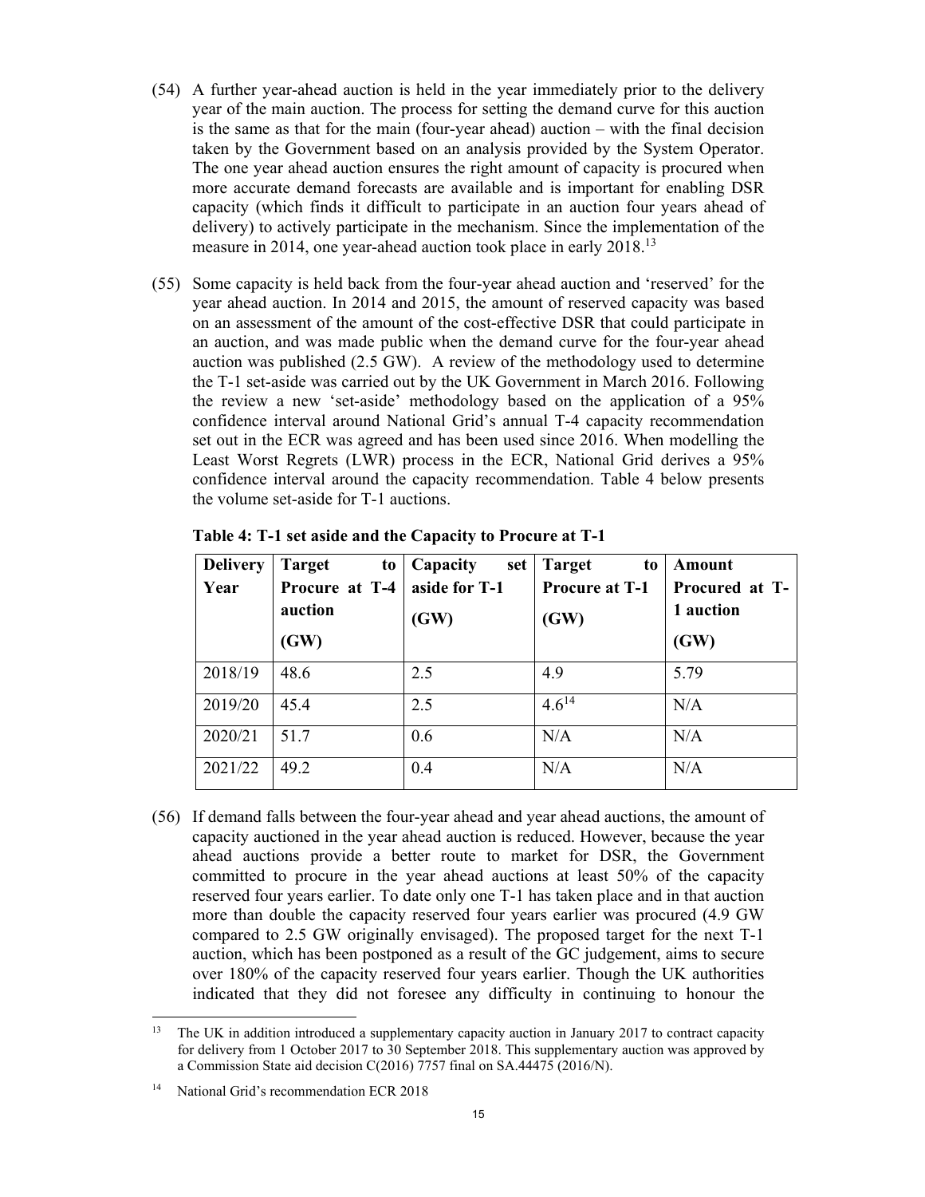(54) A further year-ahead auction is held in the year immediately prior to the delivery year of the main auction. The process for setting the demand curve for this auction is the same as that for the main (four-year ahead) auction – with the final decision taken by the Government based on an analysis provided by the System Operator. The one year ahead auction ensures the right amount of capacity is procured when more accurate demand forecasts are available and is important for enabling DSR capacity (which finds it difficult to participate in an auction four years ahead of delivery) to actively participate in the mechanism. Since the implementation of the measure in 2014, one year-ahead auction took place in early 2018.[13]

(55) Some capacity is held back from the four-year ahead auction and 'reserved' for the year ahead auction. In 2014 and 2015, the amount of reserved capacity was based on an assessment of the amount of the cost-effective DSR that could participate in an auction, and was made public when the demand curve for the four-year ahead auction was published (2.5 GW). A review of the methodology used to determine the T-1 set-aside was carried out by the UK Government in March 2016. Following the review a new 'set-aside' methodology based on the application of a 95% confidence interval around National Grid's annual T-4 capacity recommendation set out in the ECR was agreed and has been used since 2016. When modelling the Least Worst Regrets (LWR) process in the ECR, National Grid derives a 95% confidence interval around the capacity recommendation. Table 4 below presents the volume set-aside for T-1 auctions.

**Table 4: T-1 set aside and the Capacity to Procure at T-1**

| Delivery Year | Target to Procure at T-4 auction (GW) | Capacity set aside for T-1 (GW) | Target to Procure at T-1 (GW) | Amount Procured at T-1 auction (GW) |
|---|---|---|---|---|
| 2018/19 | 48.6 | 2.5 | 4.9 | 5.79 |
| 2019/20 | 45.4 | 2.5 | 4.6[14] | N/A |
| 2020/21 | 51.7 | 0.6 | N/A | N/A |
| 2021/22 | 49.2 | 0.4 | N/A | N/A |

(56) If demand falls between the four-year ahead and year ahead auctions, the amount of capacity auctioned in the year ahead auction is reduced. However, because the year ahead auctions provide a better route to market for DSR, the Government committed to procure in the year ahead auctions at least 50% of the capacity reserved four years earlier. To date only one T-1 has taken place and in that auction more than double the capacity reserved four years earlier was procured (4.9 GW compared to 2.5 GW originally envisaged). The proposed target for the next T-1 auction, which has been postponed as a result of the GC judgement, aims to secure over 180% of the capacity reserved four years earlier. Though the UK authorities indicated that they did not foresee any difficulty in continuing to honour the

[13] The UK in addition introduced a supplementary capacity auction in January 2017 to contract capacity for delivery from 1 October 2017 to 30 September 2018. This supplementary auction was approved by a Commission State aid decision C(2016) 7757 final on SA.44475 (2016/N).

[14] National Grid's recommendation ECR 2018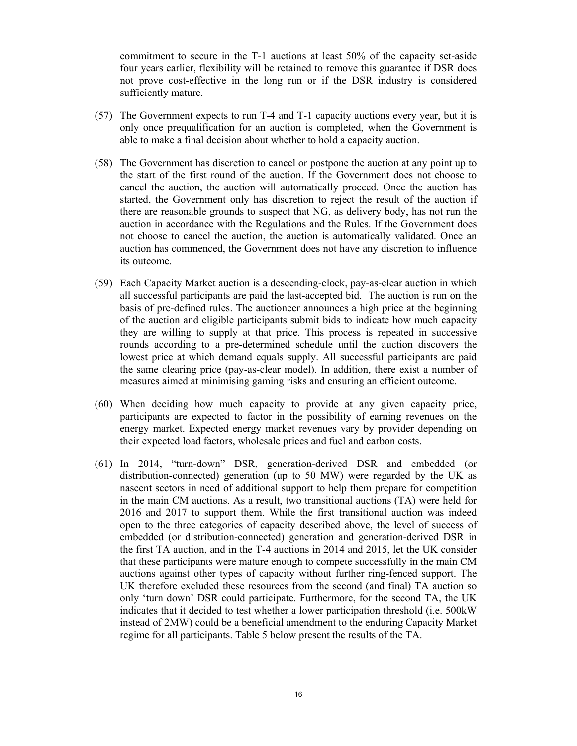commitment to secure in the T-1 auctions at least 50% of the capacity set-aside four years earlier, flexibility will be retained to remove this guarantee if DSR does not prove cost-effective in the long run or if the DSR industry is considered sufficiently mature.

(57) The Government expects to run T-4 and T-1 capacity auctions every year, but it is only once prequalification for an auction is completed, when the Government is able to make a final decision about whether to hold a capacity auction.

(58) The Government has discretion to cancel or postpone the auction at any point up to the start of the first round of the auction. If the Government does not choose to cancel the auction, the auction will automatically proceed. Once the auction has started, the Government only has discretion to reject the result of the auction if there are reasonable grounds to suspect that NG, as delivery body, has not run the auction in accordance with the Regulations and the Rules. If the Government does not choose to cancel the auction, the auction is automatically validated. Once an auction has commenced, the Government does not have any discretion to influence its outcome.

(59) Each Capacity Market auction is a descending-clock, pay-as-clear auction in which all successful participants are paid the last-accepted bid. The auction is run on the basis of pre-defined rules. The auctioneer announces a high price at the beginning of the auction and eligible participants submit bids to indicate how much capacity they are willing to supply at that price. This process is repeated in successive rounds according to a pre-determined schedule until the auction discovers the lowest price at which demand equals supply. All successful participants are paid the same clearing price (pay-as-clear model). In addition, there exist a number of measures aimed at minimising gaming risks and ensuring an efficient outcome.

(60) When deciding how much capacity to provide at any given capacity price, participants are expected to factor in the possibility of earning revenues on the energy market. Expected energy market revenues vary by provider depending on their expected load factors, wholesale prices and fuel and carbon costs.

(61) In 2014, "turn-down" DSR, generation-derived DSR and embedded (or distribution-connected) generation (up to 50 MW) were regarded by the UK as nascent sectors in need of additional support to help them prepare for competition in the main CM auctions. As a result, two transitional auctions (TA) were held for 2016 and 2017 to support them. While the first transitional auction was indeed open to the three categories of capacity described above, the level of success of embedded (or distribution-connected) generation and generation-derived DSR in the first TA auction, and in the T-4 auctions in 2014 and 2015, let the UK consider that these participants were mature enough to compete successfully in the main CM auctions against other types of capacity without further ring-fenced support. The UK therefore excluded these resources from the second (and final) TA auction so only 'turn down' DSR could participate. Furthermore, for the second TA, the UK indicates that it decided to test whether a lower participation threshold (i.e. 500kW instead of 2MW) could be a beneficial amendment to the enduring Capacity Market regime for all participants. Table 5 below present the results of the TA.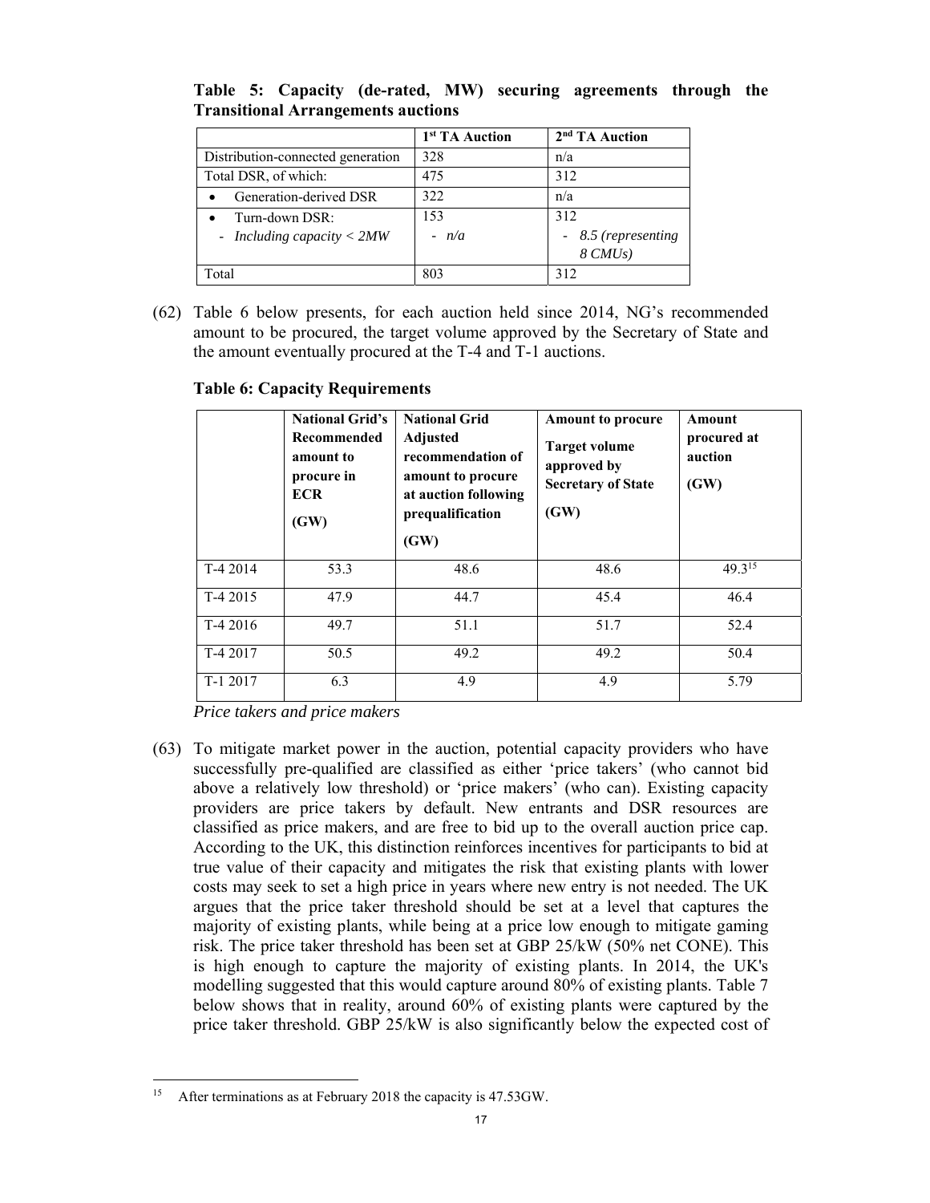**Table 5: Capacity (de-rated, MW) securing agreements through the Transitional Arrangements auctions**

| | 1st TA Auction | 2nd TA Auction |
|---|---|---|
| Distribution-connected generation | 328 | n/a |
| Total DSR, of which: | 475 | 312 |
| • Generation-derived DSR | 322 | n/a |
| • Turn-down DSR:<br>- *Including capacity < 2MW* | 153<br>- *n/a* | 312<br>- *8.5 (representing 8 CMUs)* |
| Total | 803 | 312 |

(62) Table 6 below presents, for each auction held since 2014, NG's recommended amount to be procured, the target volume approved by the Secretary of State and the amount eventually procured at the T-4 and T-1 auctions.

**Table 6: Capacity Requirements**

| | National Grid's Recommended amount to procure in ECR (GW) | National Grid Adjusted recommendation of amount to procure at auction following prequalification (GW) | Amount to procure Target volume approved by Secretary of State (GW) | Amount procured at auction (GW) |
|---|---|---|---|---|
| T-4 2014 | 53.3 | 48.6 | 48.6 | 49.3[15] |
| T-4 2015 | 47.9 | 44.7 | 45.4 | 46.4 |
| T-4 2016 | 49.7 | 51.1 | 51.7 | 52.4 |
| T-4 2017 | 50.5 | 49.2 | 49.2 | 50.4 |
| T-1 2017 | 6.3 | 4.9 | 4.9 | 5.79 |

*Price takers and price makers*

(63) To mitigate market power in the auction, potential capacity providers who have successfully pre-qualified are classified as either 'price takers' (who cannot bid above a relatively low threshold) or 'price makers' (who can). Existing capacity providers are price takers by default. New entrants and DSR resources are classified as price makers, and are free to bid up to the overall auction price cap. According to the UK, this distinction reinforces incentives for participants to bid at true value of their capacity and mitigates the risk that existing plants with lower costs may seek to set a high price in years where new entry is not needed. The UK argues that the price taker threshold should be set at a level that captures the majority of existing plants, while being at a price low enough to mitigate gaming risk. The price taker threshold has been set at GBP 25/kW (50% net CONE). This is high enough to capture the majority of existing plants. In 2014, the UK's modelling suggested that this would capture around 80% of existing plants. Table 7 below shows that in reality, around 60% of existing plants were captured by the price taker threshold. GBP 25/kW is also significantly below the expected cost of

[15] After terminations as at February 2018 the capacity is 47.53GW.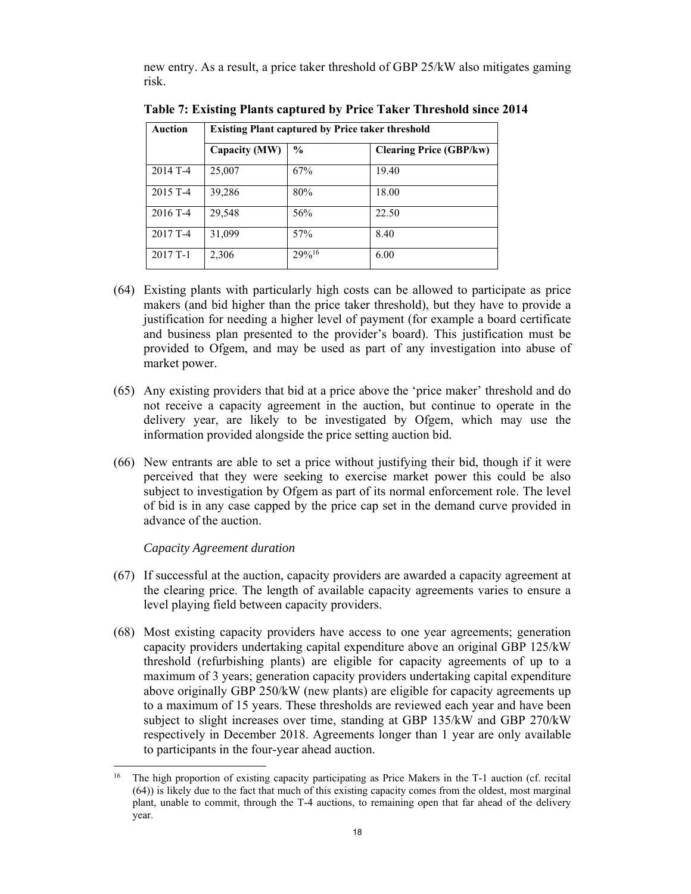new entry. As a result, a price taker threshold of GBP 25/kW also mitigates gaming risk.

**Table 7: Existing Plants captured by Price Taker Threshold since 2014**

| Auction | Existing Plant captured by Price taker threshold | | |
|---|---|---|---|
| | Capacity (MW) | % | Clearing Price (GBP/kw) |
| 2014 T-4 | 25,007 | 67% | 19.40 |
| 2015 T-4 | 39,286 | 80% | 18.00 |
| 2016 T-4 | 29,548 | 56% | 22.50 |
| 2017 T-4 | 31,099 | 57% | 8.40 |
| 2017 T-1 | 2,306 | 29%[16] | 6.00 |

(64) Existing plants with particularly high costs can be allowed to participate as price makers (and bid higher than the price taker threshold), but they have to provide a justification for needing a higher level of payment (for example a board certificate and business plan presented to the provider's board). This justification must be provided to Ofgem, and may be used as part of any investigation into abuse of market power.

(65) Any existing providers that bid at a price above the 'price maker' threshold and do not receive a capacity agreement in the auction, but continue to operate in the delivery year, are likely to be investigated by Ofgem, which may use the information provided alongside the price setting auction bid.

(66) New entrants are able to set a price without justifying their bid, though if it were perceived that they were seeking to exercise market power this could be also subject to investigation by Ofgem as part of its normal enforcement role. The level of bid is in any case capped by the price cap set in the demand curve provided in advance of the auction.

*Capacity Agreement duration*

(67) If successful at the auction, capacity providers are awarded a capacity agreement at the clearing price. The length of available capacity agreements varies to ensure a level playing field between capacity providers.

(68) Most existing capacity providers have access to one year agreements; generation capacity providers undertaking capital expenditure above an original GBP 125/kW threshold (refurbishing plants) are eligible for capacity agreements of up to a maximum of 3 years; generation capacity providers undertaking capital expenditure above originally GBP 250/kW (new plants) are eligible for capacity agreements up to a maximum of 15 years. These thresholds are reviewed each year and have been subject to slight increases over time, standing at GBP 135/kW and GBP 270/kW respectively in December 2018. Agreements longer than 1 year are only available to participants in the four-year ahead auction.

[16] The high proportion of existing capacity participating as Price Makers in the T-1 auction (cf. recital (64)) is likely due to the fact that much of this existing capacity comes from the oldest, most marginal plant, unable to commit, through the T-4 auctions, to remaining open that far ahead of the delivery year.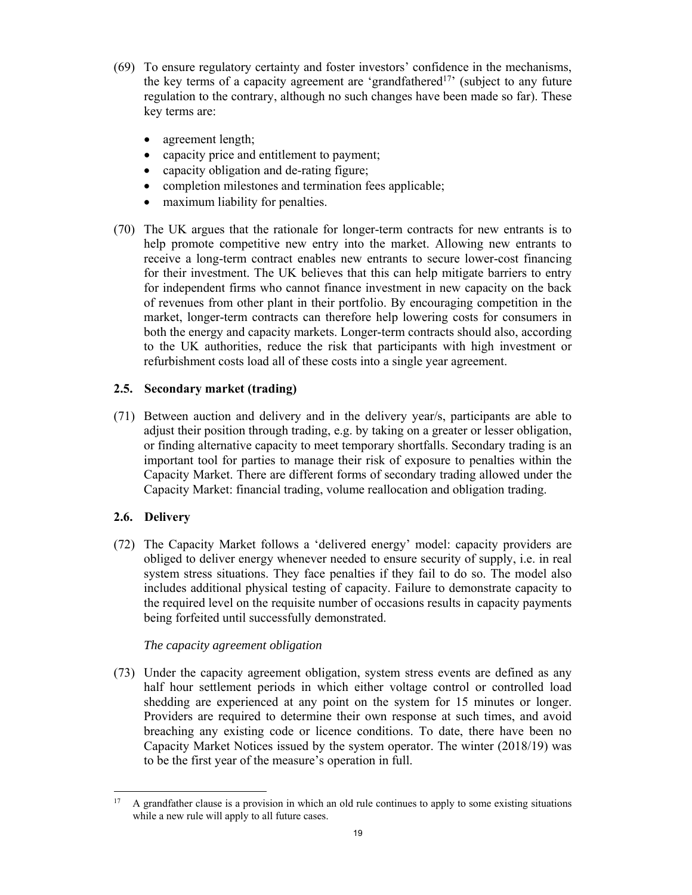(69) To ensure regulatory certainty and foster investors' confidence in the mechanisms, the key terms of a capacity agreement are 'grandfathered[17]' (subject to any future regulation to the contrary, although no such changes have been made so far). These key terms are:

- agreement length;
- capacity price and entitlement to payment;
- capacity obligation and de-rating figure;
- completion milestones and termination fees applicable;
- maximum liability for penalties.

(70) The UK argues that the rationale for longer-term contracts for new entrants is to help promote competitive new entry into the market. Allowing new entrants to receive a long-term contract enables new entrants to secure lower-cost financing for their investment. The UK believes that this can help mitigate barriers to entry for independent firms who cannot finance investment in new capacity on the back of revenues from other plant in their portfolio. By encouraging competition in the market, longer-term contracts can therefore help lowering costs for consumers in both the energy and capacity markets. Longer-term contracts should also, according to the UK authorities, reduce the risk that participants with high investment or refurbishment costs load all of these costs into a single year agreement.

## 2.5. Secondary market (trading)

(71) Between auction and delivery and in the delivery year/s, participants are able to adjust their position through trading, e.g. by taking on a greater or lesser obligation, or finding alternative capacity to meet temporary shortfalls. Secondary trading is an important tool for parties to manage their risk of exposure to penalties within the Capacity Market. There are different forms of secondary trading allowed under the Capacity Market: financial trading, volume reallocation and obligation trading.

## 2.6. Delivery

(72) The Capacity Market follows a 'delivered energy' model: capacity providers are obliged to deliver energy whenever needed to ensure security of supply, i.e. in real system stress situations. They face penalties if they fail to do so. The model also includes additional physical testing of capacity. Failure to demonstrate capacity to the required level on the requisite number of occasions results in capacity payments being forfeited until successfully demonstrated.

*The capacity agreement obligation*

(73) Under the capacity agreement obligation, system stress events are defined as any half hour settlement periods in which either voltage control or controlled load shedding are experienced at any point on the system for 15 minutes or longer. Providers are required to determine their own response at such times, and avoid breaching any existing code or licence conditions. To date, there have been no Capacity Market Notices issued by the system operator. The winter (2018/19) was to be the first year of the measure's operation in full.

[17] A grandfather clause is a provision in which an old rule continues to apply to some existing situations while a new rule will apply to all future cases.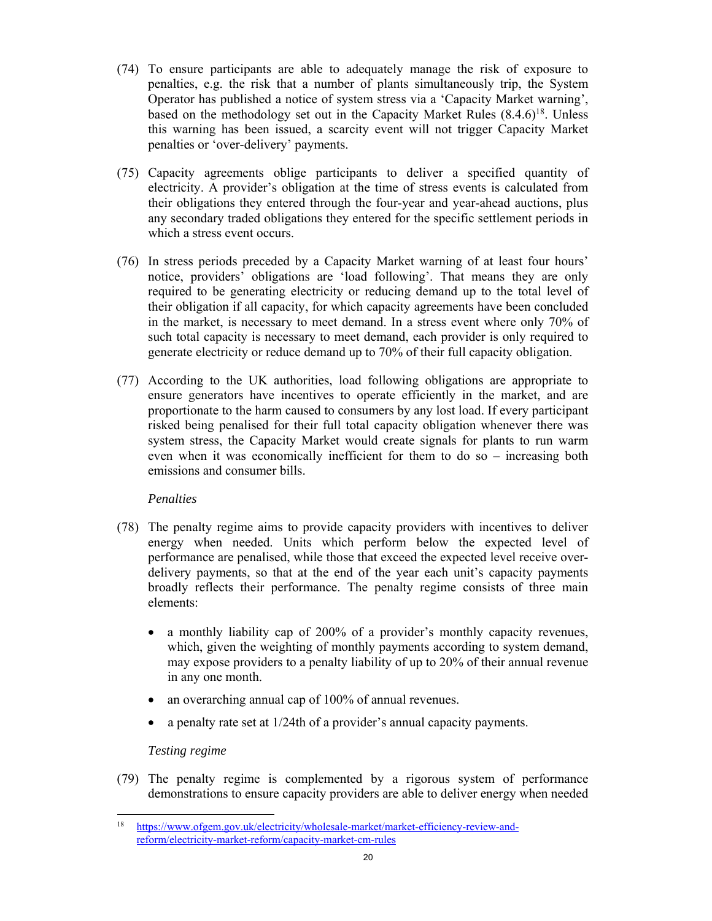(74) To ensure participants are able to adequately manage the risk of exposure to penalties, e.g. the risk that a number of plants simultaneously trip, the System Operator has published a notice of system stress via a 'Capacity Market warning', based on the methodology set out in the Capacity Market Rules (8.4.6)[18]. Unless this warning has been issued, a scarcity event will not trigger Capacity Market penalties or 'over-delivery' payments.

(75) Capacity agreements oblige participants to deliver a specified quantity of electricity. A provider's obligation at the time of stress events is calculated from their obligations they entered through the four-year and year-ahead auctions, plus any secondary traded obligations they entered for the specific settlement periods in which a stress event occurs.

(76) In stress periods preceded by a Capacity Market warning of at least four hours' notice, providers' obligations are 'load following'. That means they are only required to be generating electricity or reducing demand up to the total level of their obligation if all capacity, for which capacity agreements have been concluded in the market, is necessary to meet demand. In a stress event where only 70% of such total capacity is necessary to meet demand, each provider is only required to generate electricity or reduce demand up to 70% of their full capacity obligation.

(77) According to the UK authorities, load following obligations are appropriate to ensure generators have incentives to operate efficiently in the market, and are proportionate to the harm caused to consumers by any lost load. If every participant risked being penalised for their full total capacity obligation whenever there was system stress, the Capacity Market would create signals for plants to run warm even when it was economically inefficient for them to do so – increasing both emissions and consumer bills.

*Penalties*

(78) The penalty regime aims to provide capacity providers with incentives to deliver energy when needed. Units which perform below the expected level of performance are penalised, while those that exceed the expected level receive over-delivery payments, so that at the end of the year each unit's capacity payments broadly reflects their performance. The penalty regime consists of three main elements:

- a monthly liability cap of 200% of a provider's monthly capacity revenues, which, given the weighting of monthly payments according to system demand, may expose providers to a penalty liability of up to 20% of their annual revenue in any one month.
- an overarching annual cap of 100% of annual revenues.
- a penalty rate set at 1/24th of a provider's annual capacity payments.

*Testing regime*

(79) The penalty regime is complemented by a rigorous system of performance demonstrations to ensure capacity providers are able to deliver energy when needed

---

[18] https://www.ofgem.gov.uk/electricity/wholesale-market/market-efficiency-review-and-reform/electricity-market-reform/capacity-market-cm-rules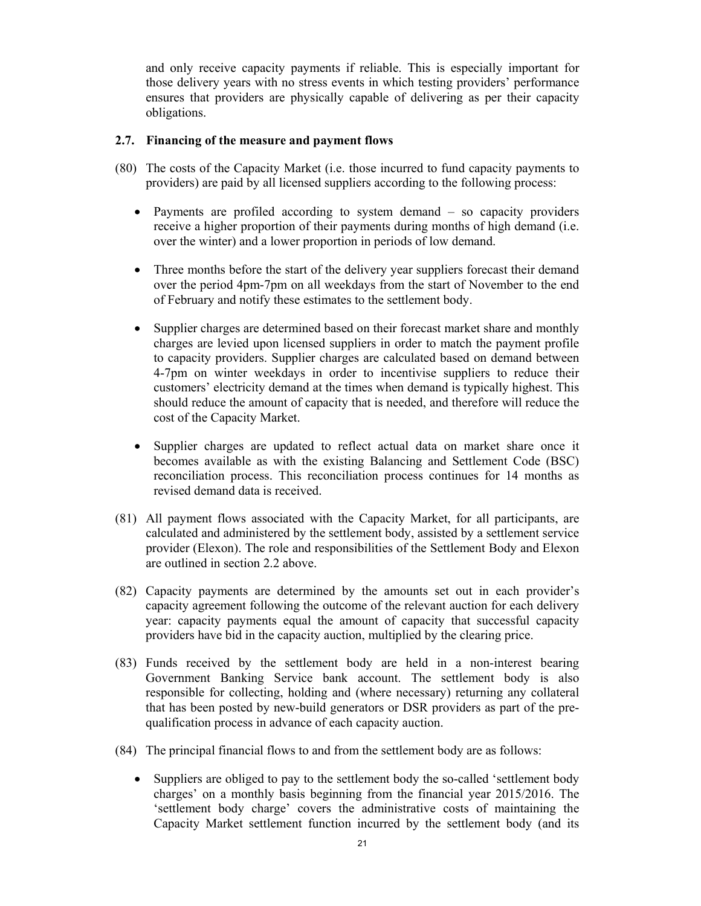and only receive capacity payments if reliable. This is especially important for those delivery years with no stress events in which testing providers' performance ensures that providers are physically capable of delivering as per their capacity obligations.

### 2.7. Financing of the measure and payment flows

(80) The costs of the Capacity Market (i.e. those incurred to fund capacity payments to providers) are paid by all licensed suppliers according to the following process:

- Payments are profiled according to system demand – so capacity providers receive a higher proportion of their payments during months of high demand (i.e. over the winter) and a lower proportion in periods of low demand.
- Three months before the start of the delivery year suppliers forecast their demand over the period 4pm-7pm on all weekdays from the start of November to the end of February and notify these estimates to the settlement body.
- Supplier charges are determined based on their forecast market share and monthly charges are levied upon licensed suppliers in order to match the payment profile to capacity providers. Supplier charges are calculated based on demand between 4-7pm on winter weekdays in order to incentivise suppliers to reduce their customers' electricity demand at the times when demand is typically highest. This should reduce the amount of capacity that is needed, and therefore will reduce the cost of the Capacity Market.
- Supplier charges are updated to reflect actual data on market share once it becomes available as with the existing Balancing and Settlement Code (BSC) reconciliation process. This reconciliation process continues for 14 months as revised demand data is received.

(81) All payment flows associated with the Capacity Market, for all participants, are calculated and administered by the settlement body, assisted by a settlement service provider (Elexon). The role and responsibilities of the Settlement Body and Elexon are outlined in section 2.2 above.

(82) Capacity payments are determined by the amounts set out in each provider's capacity agreement following the outcome of the relevant auction for each delivery year: capacity payments equal the amount of capacity that successful capacity providers have bid in the capacity auction, multiplied by the clearing price.

(83) Funds received by the settlement body are held in a non-interest bearing Government Banking Service bank account. The settlement body is also responsible for collecting, holding and (where necessary) returning any collateral that has been posted by new-build generators or DSR providers as part of the pre-qualification process in advance of each capacity auction.

(84) The principal financial flows to and from the settlement body are as follows:

- Suppliers are obliged to pay to the settlement body the so-called 'settlement body charges' on a monthly basis beginning from the financial year 2015/2016. The 'settlement body charge' covers the administrative costs of maintaining the Capacity Market settlement function incurred by the settlement body (and its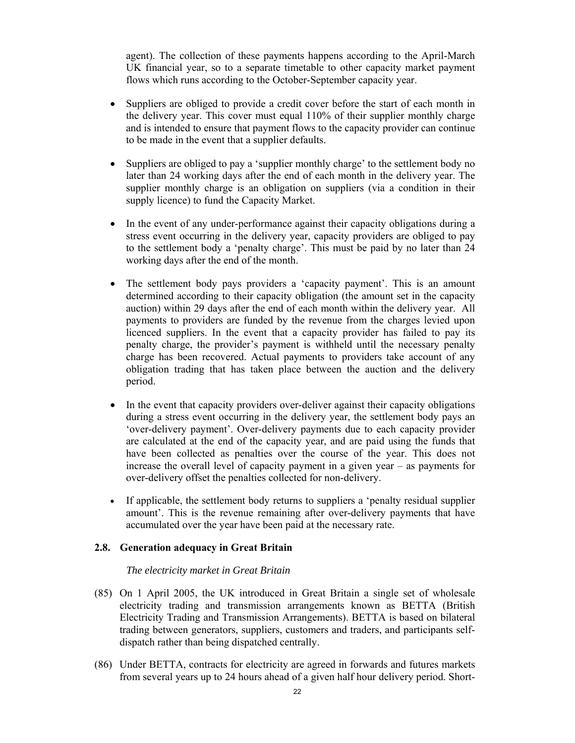agent). The collection of these payments happens according to the April-March UK financial year, so to a separate timetable to other capacity market payment flows which runs according to the October-September capacity year.

- Suppliers are obliged to provide a credit cover before the start of each month in the delivery year. This cover must equal 110% of their supplier monthly charge and is intended to ensure that payment flows to the capacity provider can continue to be made in the event that a supplier defaults.

- Suppliers are obliged to pay a 'supplier monthly charge' to the settlement body no later than 24 working days after the end of each month in the delivery year. The supplier monthly charge is an obligation on suppliers (via a condition in their supply licence) to fund the Capacity Market.

- In the event of any under-performance against their capacity obligations during a stress event occurring in the delivery year, capacity providers are obliged to pay to the settlement body a 'penalty charge'. This must be paid by no later than 24 working days after the end of the month.

- The settlement body pays providers a 'capacity payment'. This is an amount determined according to their capacity obligation (the amount set in the capacity auction) within 29 days after the end of each month within the delivery year. All payments to providers are funded by the revenue from the charges levied upon licenced suppliers. In the event that a capacity provider has failed to pay its penalty charge, the provider's payment is withheld until the necessary penalty charge has been recovered. Actual payments to providers take account of any obligation trading that has taken place between the auction and the delivery period.

- In the event that capacity providers over-deliver against their capacity obligations during a stress event occurring in the delivery year, the settlement body pays an 'over-delivery payment'. Over-delivery payments due to each capacity provider are calculated at the end of the capacity year, and are paid using the funds that have been collected as penalties over the course of the year. This does not increase the overall level of capacity payment in a given year – as payments for over-delivery offset the penalties collected for non-delivery.

- If applicable, the settlement body returns to suppliers a 'penalty residual supplier amount'. This is the revenue remaining after over-delivery payments that have accumulated over the year have been paid at the necessary rate.

### 2.8. Generation adequacy in Great Britain

*The electricity market in Great Britain*

(85) On 1 April 2005, the UK introduced in Great Britain a single set of wholesale electricity trading and transmission arrangements known as BETTA (British Electricity Trading and Transmission Arrangements). BETTA is based on bilateral trading between generators, suppliers, customers and traders, and participants self-dispatch rather than being dispatched centrally.

(86) Under BETTA, contracts for electricity are agreed in forwards and futures markets from several years up to 24 hours ahead of a given half hour delivery period. Short-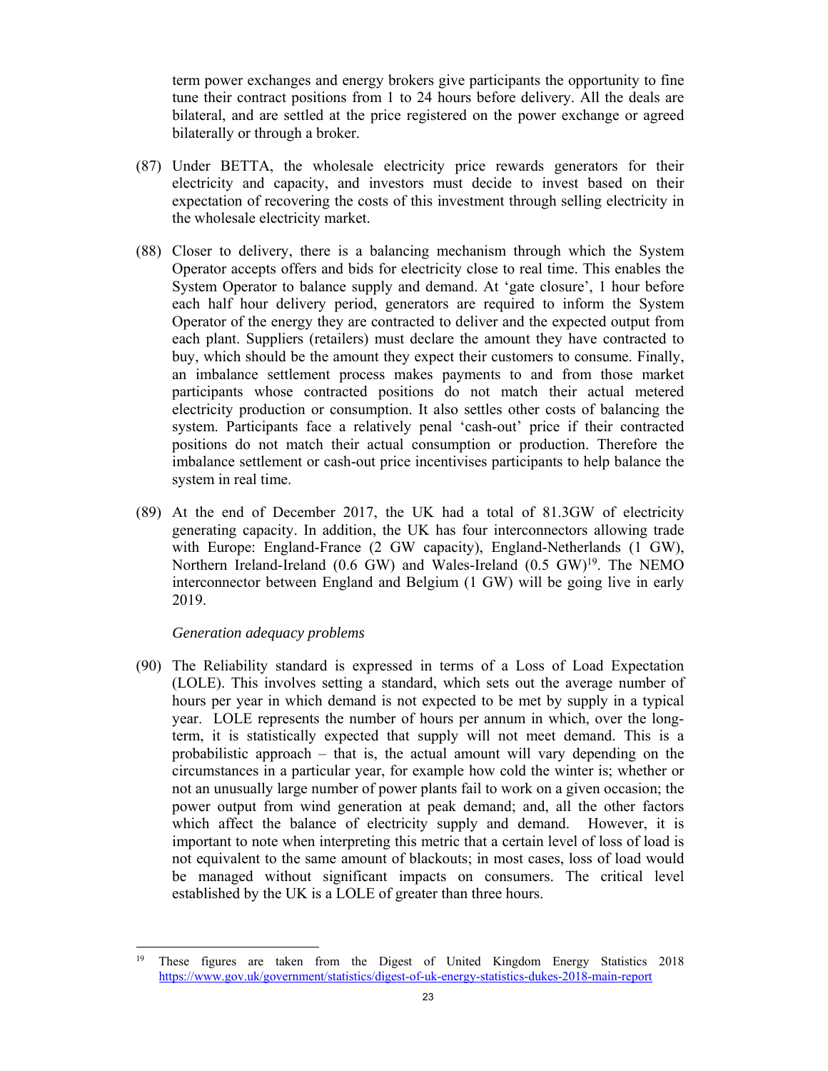term power exchanges and energy brokers give participants the opportunity to fine tune their contract positions from 1 to 24 hours before delivery. All the deals are bilateral, and are settled at the price registered on the power exchange or agreed bilaterally or through a broker.

(87) Under BETTA, the wholesale electricity price rewards generators for their electricity and capacity, and investors must decide to invest based on their expectation of recovering the costs of this investment through selling electricity in the wholesale electricity market.

(88) Closer to delivery, there is a balancing mechanism through which the System Operator accepts offers and bids for electricity close to real time. This enables the System Operator to balance supply and demand. At 'gate closure', 1 hour before each half hour delivery period, generators are required to inform the System Operator of the energy they are contracted to deliver and the expected output from each plant. Suppliers (retailers) must declare the amount they have contracted to buy, which should be the amount they expect their customers to consume. Finally, an imbalance settlement process makes payments to and from those market participants whose contracted positions do not match their actual metered electricity production or consumption. It also settles other costs of balancing the system. Participants face a relatively penal 'cash-out' price if their contracted positions do not match their actual consumption or production. Therefore the imbalance settlement or cash-out price incentivises participants to help balance the system in real time.

(89) At the end of December 2017, the UK had a total of 81.3GW of electricity generating capacity. In addition, the UK has four interconnectors allowing trade with Europe: England-France (2 GW capacity), England-Netherlands (1 GW), Northern Ireland-Ireland (0.6 GW) and Wales-Ireland (0.5 GW)[19]. The NEMO interconnector between England and Belgium (1 GW) will be going live in early 2019.

*Generation adequacy problems*

(90) The Reliability standard is expressed in terms of a Loss of Load Expectation (LOLE). This involves setting a standard, which sets out the average number of hours per year in which demand is not expected to be met by supply in a typical year. LOLE represents the number of hours per annum in which, over the long-term, it is statistically expected that supply will not meet demand. This is a probabilistic approach – that is, the actual amount will vary depending on the circumstances in a particular year, for example how cold the winter is; whether or not an unusually large number of power plants fail to work on a given occasion; the power output from wind generation at peak demand; and, all the other factors which affect the balance of electricity supply and demand. However, it is important to note when interpreting this metric that a certain level of loss of load is not equivalent to the same amount of blackouts; in most cases, loss of load would be managed without significant impacts on consumers. The critical level established by the UK is a LOLE of greater than three hours.

[19] These figures are taken from the Digest of United Kingdom Energy Statistics 2018 https://www.gov.uk/government/statistics/digest-of-uk-energy-statistics-dukes-2018-main-report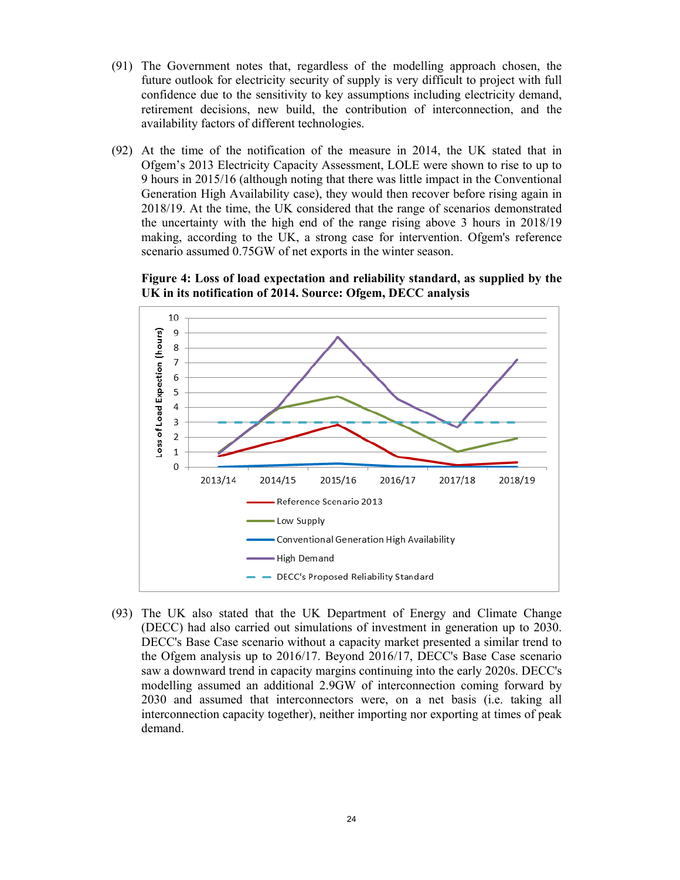(91) The Government notes that, regardless of the modelling approach chosen, the future outlook for electricity security of supply is very difficult to project with full confidence due to the sensitivity to key assumptions including electricity demand, retirement decisions, new build, the contribution of interconnection, and the availability factors of different technologies.

(92) At the time of the notification of the measure in 2014, the UK stated that in Ofgem's 2013 Electricity Capacity Assessment, LOLE were shown to rise to up to 9 hours in 2015/16 (although noting that there was little impact in the Conventional Generation High Availability case), they would then recover before rising again in 2018/19. At the time, the UK considered that the range of scenarios demonstrated the uncertainty with the high end of the range rising above 3 hours in 2018/19 making, according to the UK, a strong case for intervention. Ofgem's reference scenario assumed 0.75GW of net exports in the winter season.

**Figure 4: Loss of load expectation and reliability standard, as supplied by the UK in its notification of 2014. Source: Ofgem, DECC analysis**

(93) The UK also stated that the UK Department of Energy and Climate Change (DECC) had also carried out simulations of investment in generation up to 2030. DECC's Base Case scenario without a capacity market presented a similar trend to the Ofgem analysis up to 2016/17. Beyond 2016/17, DECC's Base Case scenario saw a downward trend in capacity margins continuing into the early 2020s. DECC's modelling assumed an additional 2.9GW of interconnection coming forward by 2030 and assumed that interconnectors were, on a net basis (i.e. taking all interconnection capacity together), neither importing nor exporting at times of peak demand.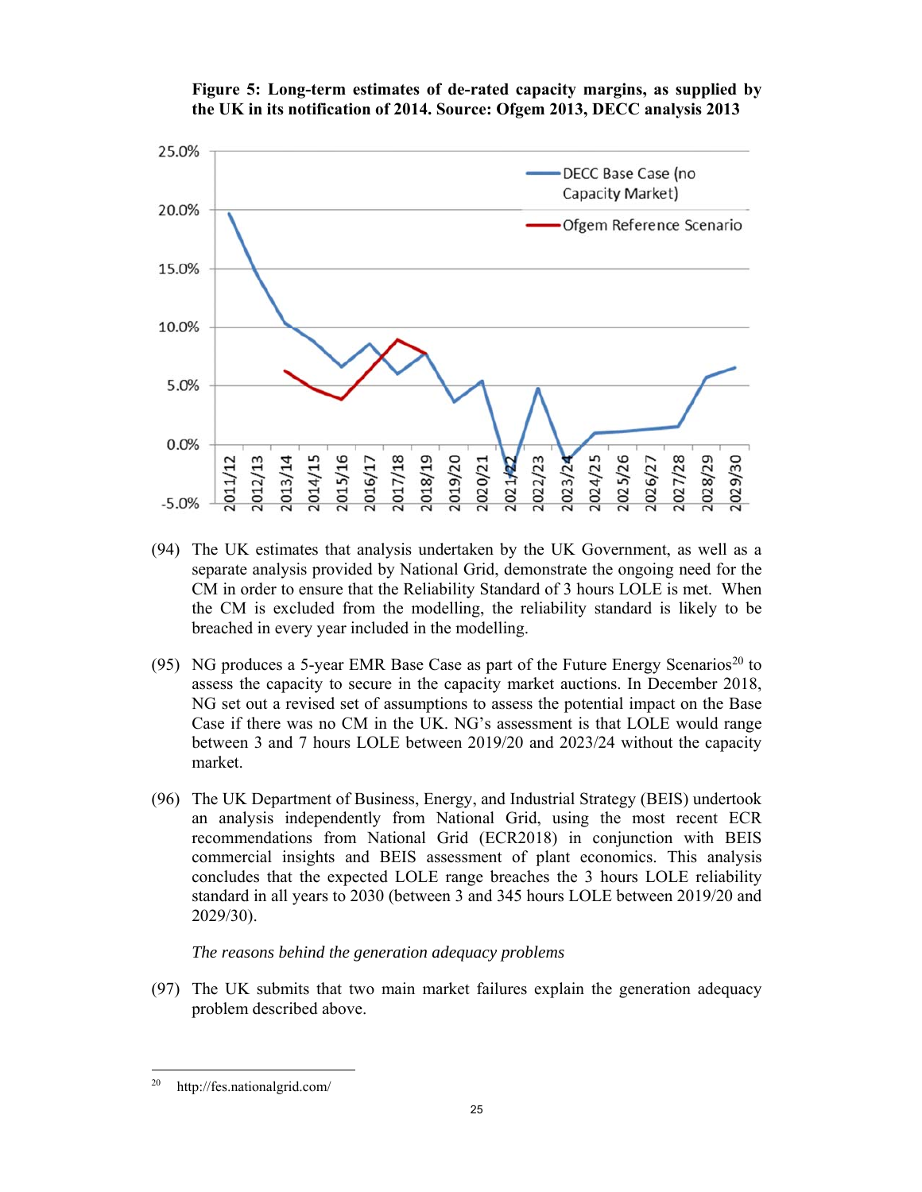**Figure 5: Long-term estimates of de-rated capacity margins, as supplied by the UK in its notification of 2014. Source: Ofgem 2013, DECC analysis 2013**

(94) The UK estimates that analysis undertaken by the UK Government, as well as a separate analysis provided by National Grid, demonstrate the ongoing need for the CM in order to ensure that the Reliability Standard of 3 hours LOLE is met. When the CM is excluded from the modelling, the reliability standard is likely to be breached in every year included in the modelling.

(95) NG produces a 5-year EMR Base Case as part of the Future Energy Scenarios[20] to assess the capacity to secure in the capacity market auctions. In December 2018, NG set out a revised set of assumptions to assess the potential impact on the Base Case if there was no CM in the UK. NG's assessment is that LOLE would range between 3 and 7 hours LOLE between 2019/20 and 2023/24 without the capacity market.

(96) The UK Department of Business, Energy, and Industrial Strategy (BEIS) undertook an analysis independently from National Grid, using the most recent ECR recommendations from National Grid (ECR2018) in conjunction with BEIS commercial insights and BEIS assessment of plant economics. This analysis concludes that the expected LOLE range breaches the 3 hours LOLE reliability standard in all years to 2030 (between 3 and 345 hours LOLE between 2019/20 and 2029/30).

*The reasons behind the generation adequacy problems*

(97) The UK submits that two main market failures explain the generation adequacy problem described above.

[20] http://fes.nationalgrid.com/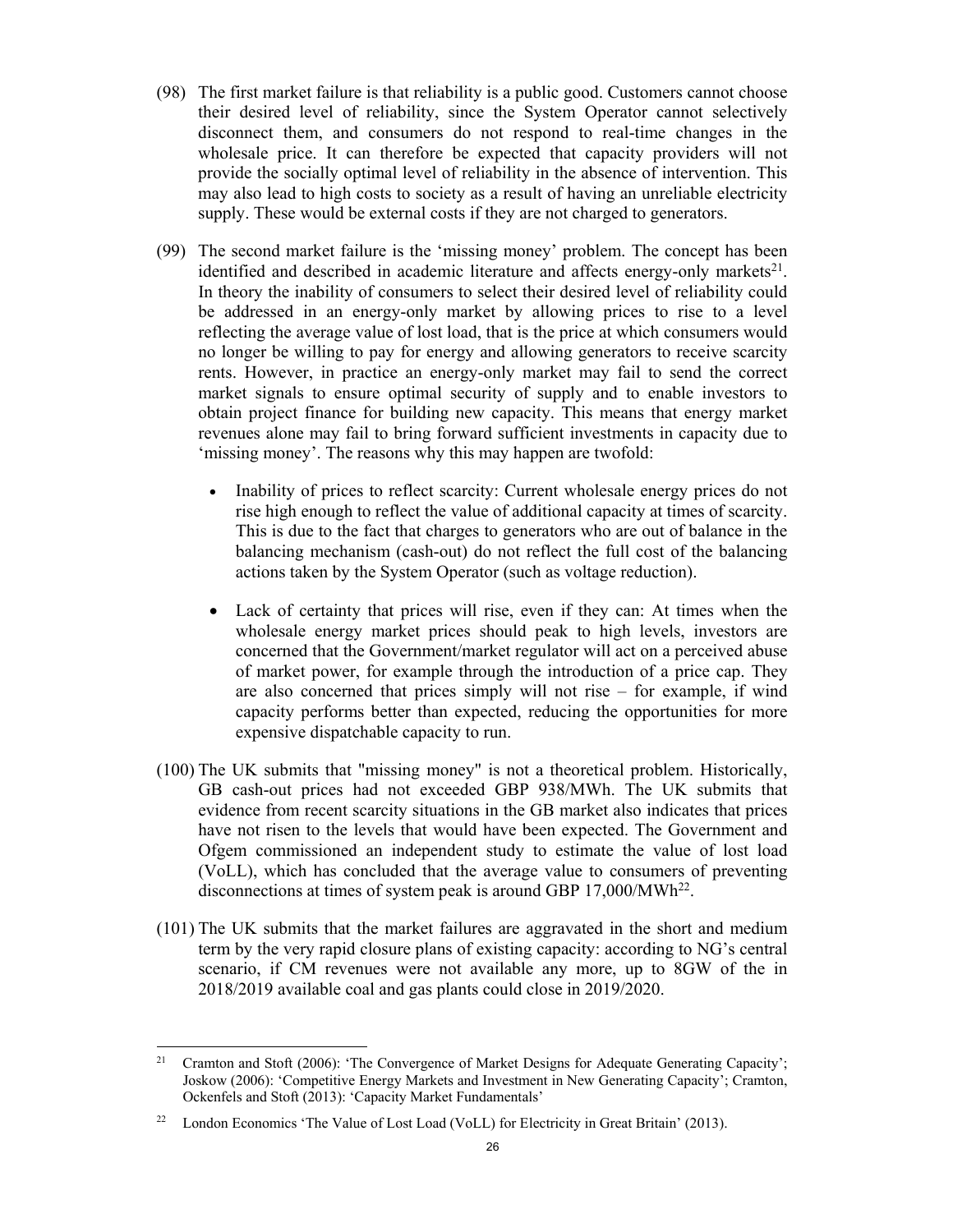(98) The first market failure is that reliability is a public good. Customers cannot choose their desired level of reliability, since the System Operator cannot selectively disconnect them, and consumers do not respond to real-time changes in the wholesale price. It can therefore be expected that capacity providers will not provide the socially optimal level of reliability in the absence of intervention. This may also lead to high costs to society as a result of having an unreliable electricity supply. These would be external costs if they are not charged to generators.

(99) The second market failure is the 'missing money' problem. The concept has been identified and described in academic literature and affects energy-only markets[21]. In theory the inability of consumers to select their desired level of reliability could be addressed in an energy-only market by allowing prices to rise to a level reflecting the average value of lost load, that is the price at which consumers would no longer be willing to pay for energy and allowing generators to receive scarcity rents. However, in practice an energy-only market may fail to send the correct market signals to ensure optimal security of supply and to enable investors to obtain project finance for building new capacity. This means that energy market revenues alone may fail to bring forward sufficient investments in capacity due to 'missing money'. The reasons why this may happen are twofold:

- Inability of prices to reflect scarcity: Current wholesale energy prices do not rise high enough to reflect the value of additional capacity at times of scarcity. This is due to the fact that charges to generators who are out of balance in the balancing mechanism (cash-out) do not reflect the full cost of the balancing actions taken by the System Operator (such as voltage reduction).

- Lack of certainty that prices will rise, even if they can: At times when the wholesale energy market prices should peak to high levels, investors are concerned that the Government/market regulator will act on a perceived abuse of market power, for example through the introduction of a price cap. They are also concerned that prices simply will not rise – for example, if wind capacity performs better than expected, reducing the opportunities for more expensive dispatchable capacity to run.

(100) The UK submits that "missing money" is not a theoretical problem. Historically, GB cash-out prices had not exceeded GBP 938/MWh. The UK submits that evidence from recent scarcity situations in the GB market also indicates that prices have not risen to the levels that would have been expected. The Government and Ofgem commissioned an independent study to estimate the value of lost load (VoLL), which has concluded that the average value to consumers of preventing disconnections at times of system peak is around GBP 17,000/MWh[22].

(101) The UK submits that the market failures are aggravated in the short and medium term by the very rapid closure plans of existing capacity: according to NG's central scenario, if CM revenues were not available any more, up to 8GW of the in 2018/2019 available coal and gas plants could close in 2019/2020.

---

[21] Cramton and Stoft (2006): 'The Convergence of Market Designs for Adequate Generating Capacity'; Joskow (2006): 'Competitive Energy Markets and Investment in New Generating Capacity'; Cramton, Ockenfels and Stoft (2013): 'Capacity Market Fundamentals'

[22] London Economics 'The Value of Lost Load (VoLL) for Electricity in Great Britain' (2013).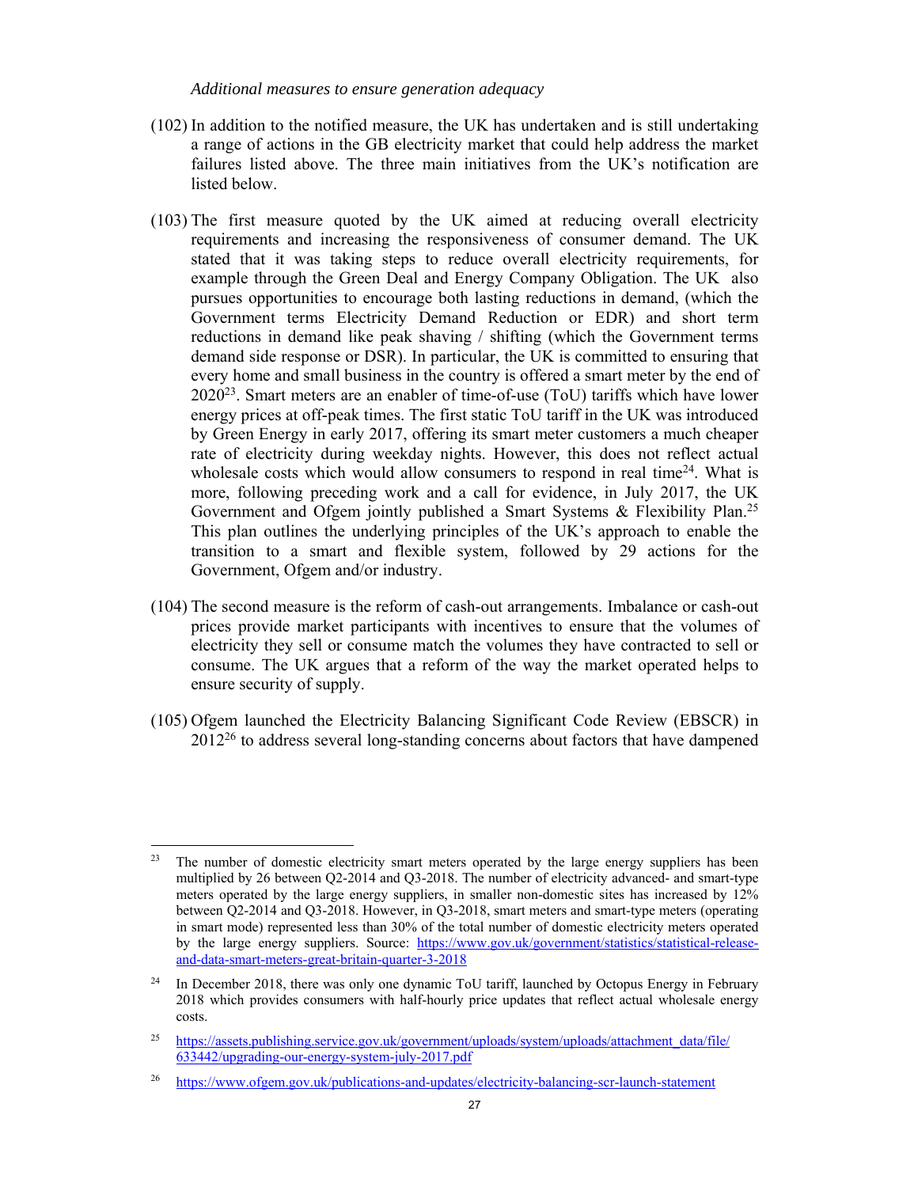*Additional measures to ensure generation adequacy*

(102) In addition to the notified measure, the UK has undertaken and is still undertaking a range of actions in the GB electricity market that could help address the market failures listed above. The three main initiatives from the UK's notification are listed below.

(103) The first measure quoted by the UK aimed at reducing overall electricity requirements and increasing the responsiveness of consumer demand. The UK stated that it was taking steps to reduce overall electricity requirements, for example through the Green Deal and Energy Company Obligation. The UK also pursues opportunities to encourage both lasting reductions in demand, (which the Government terms Electricity Demand Reduction or EDR) and short term reductions in demand like peak shaving / shifting (which the Government terms demand side response or DSR). In particular, the UK is committed to ensuring that every home and small business in the country is offered a smart meter by the end of 2020[23]. Smart meters are an enabler of time-of-use (ToU) tariffs which have lower energy prices at off-peak times. The first static ToU tariff in the UK was introduced by Green Energy in early 2017, offering its smart meter customers a much cheaper rate of electricity during weekday nights. However, this does not reflect actual wholesale costs which would allow consumers to respond in real time[24]. What is more, following preceding work and a call for evidence, in July 2017, the UK Government and Ofgem jointly published a Smart Systems & Flexibility Plan.[25] This plan outlines the underlying principles of the UK's approach to enable the transition to a smart and flexible system, followed by 29 actions for the Government, Ofgem and/or industry.

(104) The second measure is the reform of cash-out arrangements. Imbalance or cash-out prices provide market participants with incentives to ensure that the volumes of electricity they sell or consume match the volumes they have contracted to sell or consume. The UK argues that a reform of the way the market operated helps to ensure security of supply.

(105) Ofgem launched the Electricity Balancing Significant Code Review (EBSCR) in 2012[26] to address several long-standing concerns about factors that have dampened

---

[23] The number of domestic electricity smart meters operated by the large energy suppliers has been multiplied by 26 between Q2-2014 and Q3-2018. The number of electricity advanced- and smart-type meters operated by the large energy suppliers, in smaller non-domestic sites has increased by 12% between Q2-2014 and Q3-2018. However, in Q3-2018, smart meters and smart-type meters (operating in smart mode) represented less than 30% of the total number of domestic electricity meters operated by the large energy suppliers. Source: https://www.gov.uk/government/statistics/statistical-release-and-data-smart-meters-great-britain-quarter-3-2018

[24] In December 2018, there was only one dynamic ToU tariff, launched by Octopus Energy in February 2018 which provides consumers with half-hourly price updates that reflect actual wholesale energy costs.

[25] https://assets.publishing.service.gov.uk/government/uploads/system/uploads/attachment_data/file/633442/upgrading-our-energy-system-july-2017.pdf

[26] https://www.ofgem.gov.uk/publications-and-updates/electricity-balancing-scr-launch-statement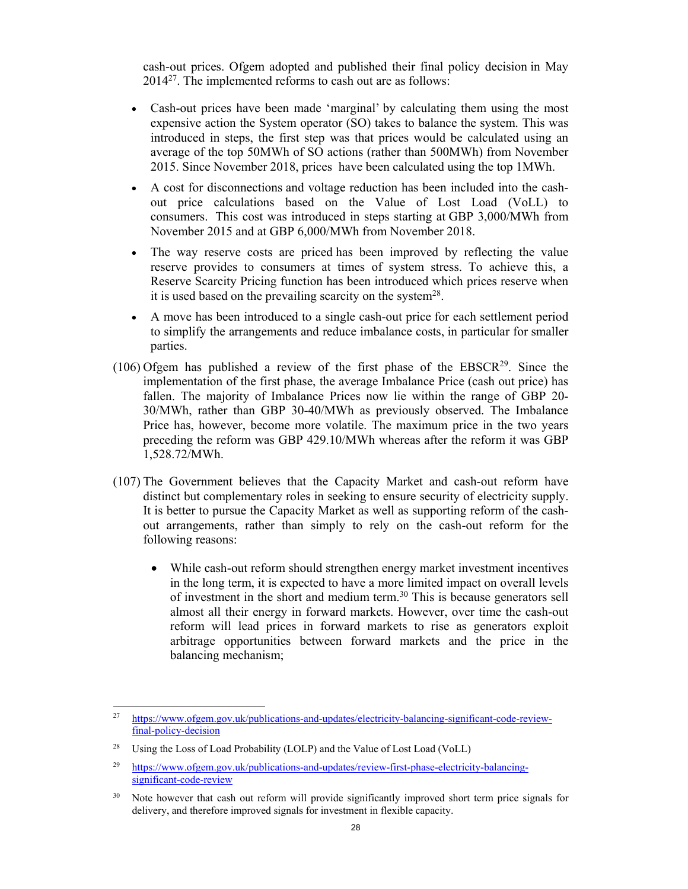cash-out prices. Ofgem adopted and published their final policy decision in May 2014[27]. The implemented reforms to cash out are as follows:

- Cash-out prices have been made 'marginal' by calculating them using the most expensive action the System operator (SO) takes to balance the system. This was introduced in steps, the first step was that prices would be calculated using an average of the top 50MWh of SO actions (rather than 500MWh) from November 2015. Since November 2018, prices have been calculated using the top 1MWh.
- A cost for disconnections and voltage reduction has been included into the cash-out price calculations based on the Value of Lost Load (VoLL) to consumers. This cost was introduced in steps starting at GBP 3,000/MWh from November 2015 and at GBP 6,000/MWh from November 2018.
- The way reserve costs are priced has been improved by reflecting the value reserve provides to consumers at times of system stress. To achieve this, a Reserve Scarcity Pricing function has been introduced which prices reserve when it is used based on the prevailing scarcity on the system[28].
- A move has been introduced to a single cash-out price for each settlement period to simplify the arrangements and reduce imbalance costs, in particular for smaller parties.

(106) Ofgem has published a review of the first phase of the EBSCR[29]. Since the implementation of the first phase, the average Imbalance Price (cash out price) has fallen. The majority of Imbalance Prices now lie within the range of GBP 20-30/MWh, rather than GBP 30-40/MWh as previously observed. The Imbalance Price has, however, become more volatile. The maximum price in the two years preceding the reform was GBP 429.10/MWh whereas after the reform it was GBP 1,528.72/MWh.

(107) The Government believes that the Capacity Market and cash-out reform have distinct but complementary roles in seeking to ensure security of electricity supply. It is better to pursue the Capacity Market as well as supporting reform of the cash-out arrangements, rather than simply to rely on the cash-out reform for the following reasons:

- While cash-out reform should strengthen energy market investment incentives in the long term, it is expected to have a more limited impact on overall levels of investment in the short and medium term.[30] This is because generators sell almost all their energy in forward markets. However, over time the cash-out reform will lead prices in forward markets to rise as generators exploit arbitrage opportunities between forward markets and the price in the balancing mechanism;

---

[27] https://www.ofgem.gov.uk/publications-and-updates/electricity-balancing-significant-code-review-final-policy-decision

[28] Using the Loss of Load Probability (LOLP) and the Value of Lost Load (VoLL)

[29] https://www.ofgem.gov.uk/publications-and-updates/review-first-phase-electricity-balancing-significant-code-review

[30] Note however that cash out reform will provide significantly improved short term price signals for delivery, and therefore improved signals for investment in flexible capacity.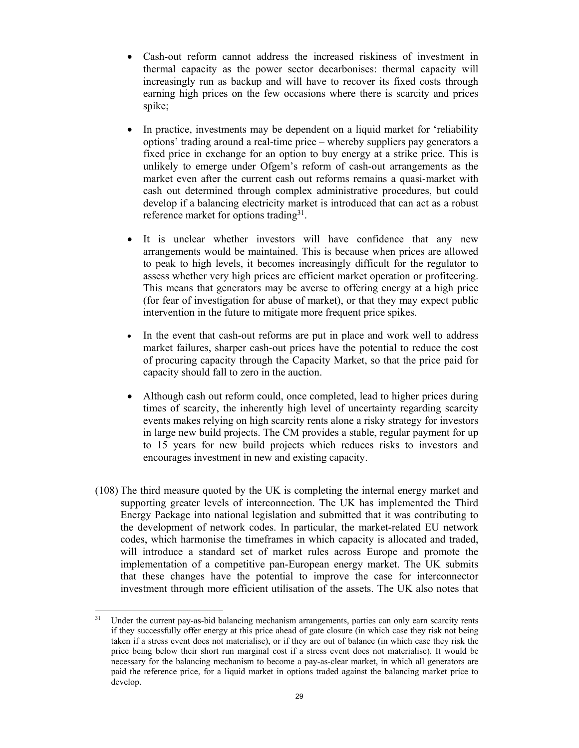- Cash-out reform cannot address the increased riskiness of investment in thermal capacity as the power sector decarbonises: thermal capacity will increasingly run as backup and will have to recover its fixed costs through earning high prices on the few occasions where there is scarcity and prices spike;

- In practice, investments may be dependent on a liquid market for 'reliability options' trading around a real-time price – whereby suppliers pay generators a fixed price in exchange for an option to buy energy at a strike price. This is unlikely to emerge under Ofgem's reform of cash-out arrangements as the market even after the current cash out reforms remains a quasi-market with cash out determined through complex administrative procedures, but could develop if a balancing electricity market is introduced that can act as a robust reference market for options trading[31].

- It is unclear whether investors will have confidence that any new arrangements would be maintained. This is because when prices are allowed to peak to high levels, it becomes increasingly difficult for the regulator to assess whether very high prices are efficient market operation or profiteering. This means that generators may be averse to offering energy at a high price (for fear of investigation for abuse of market), or that they may expect public intervention in the future to mitigate more frequent price spikes.

- In the event that cash-out reforms are put in place and work well to address market failures, sharper cash-out prices have the potential to reduce the cost of procuring capacity through the Capacity Market, so that the price paid for capacity should fall to zero in the auction.

- Although cash out reform could, once completed, lead to higher prices during times of scarcity, the inherently high level of uncertainty regarding scarcity events makes relying on high scarcity rents alone a risky strategy for investors in large new build projects. The CM provides a stable, regular payment for up to 15 years for new build projects which reduces risks to investors and encourages investment in new and existing capacity.

(108) The third measure quoted by the UK is completing the internal energy market and supporting greater levels of interconnection. The UK has implemented the Third Energy Package into national legislation and submitted that it was contributing to the development of network codes. In particular, the market-related EU network codes, which harmonise the timeframes in which capacity is allocated and traded, will introduce a standard set of market rules across Europe and promote the implementation of a competitive pan-European energy market. The UK submits that these changes have the potential to improve the case for interconnector investment through more efficient utilisation of the assets. The UK also notes that

---

[31] Under the current pay-as-bid balancing mechanism arrangements, parties can only earn scarcity rents if they successfully offer energy at this price ahead of gate closure (in which case they risk not being taken if a stress event does not materialise), or if they are out of balance (in which case they risk the price being below their short run marginal cost if a stress event does not materialise). It would be necessary for the balancing mechanism to become a pay-as-clear market, in which all generators are paid the reference price, for a liquid market in options traded against the balancing market price to develop.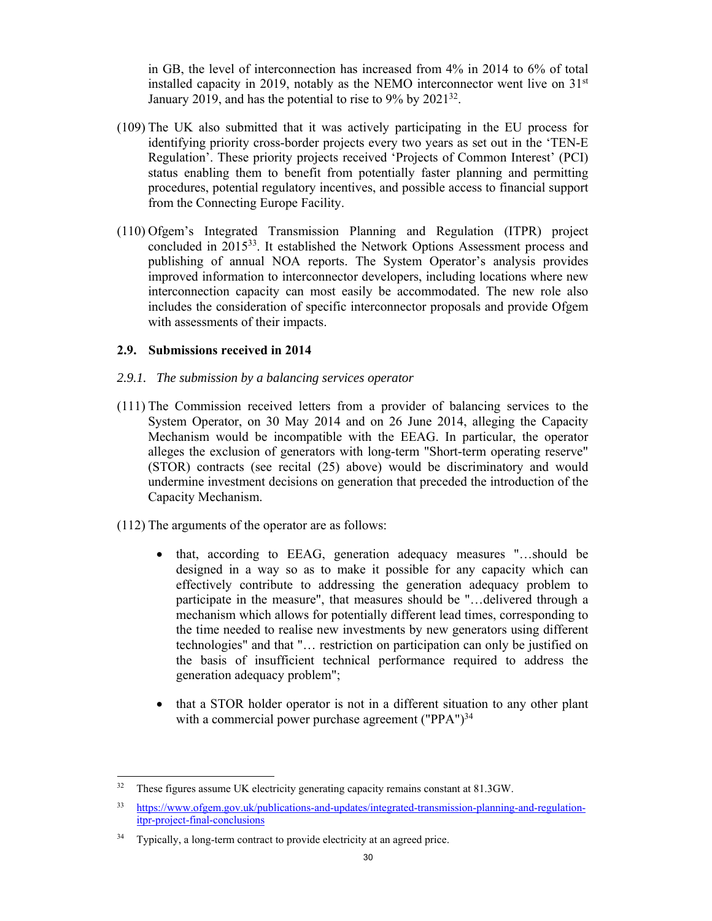in GB, the level of interconnection has increased from 4% in 2014 to 6% of total installed capacity in 2019, notably as the NEMO interconnector went live on 31st January 2019, and has the potential to rise to 9% by 2021[32].

(109) The UK also submitted that it was actively participating in the EU process for identifying priority cross-border projects every two years as set out in the 'TEN-E Regulation'. These priority projects received 'Projects of Common Interest' (PCI) status enabling them to benefit from potentially faster planning and permitting procedures, potential regulatory incentives, and possible access to financial support from the Connecting Europe Facility.

(110) Ofgem's Integrated Transmission Planning and Regulation (ITPR) project concluded in 2015[33]. It established the Network Options Assessment process and publishing of annual NOA reports. The System Operator's analysis provides improved information to interconnector developers, including locations where new interconnection capacity can most easily be accommodated. The new role also includes the consideration of specific interconnector proposals and provide Ofgem with assessments of their impacts.

## 2.9. Submissions received in 2014

### *2.9.1. The submission by a balancing services operator*

(111) The Commission received letters from a provider of balancing services to the System Operator, on 30 May 2014 and on 26 June 2014, alleging the Capacity Mechanism would be incompatible with the EEAG. In particular, the operator alleges the exclusion of generators with long-term "Short-term operating reserve" (STOR) contracts (see recital (25) above) would be discriminatory and would undermine investment decisions on generation that preceded the introduction of the Capacity Mechanism.

(112) The arguments of the operator are as follows:

- that, according to EEAG, generation adequacy measures "…should be designed in a way so as to make it possible for any capacity which can effectively contribute to addressing the generation adequacy problem to participate in the measure", that measures should be "…delivered through a mechanism which allows for potentially different lead times, corresponding to the time needed to realise new investments by new generators using different technologies" and that "… restriction on participation can only be justified on the basis of insufficient technical performance required to address the generation adequacy problem";

- that a STOR holder operator is not in a different situation to any other plant with a commercial power purchase agreement ("PPA")[34]

---

[32] These figures assume UK electricity generating capacity remains constant at 81.3GW.

[33] https://www.ofgem.gov.uk/publications-and-updates/integrated-transmission-planning-and-regulation-itpr-project-final-conclusions

[34] Typically, a long-term contract to provide electricity at an agreed price.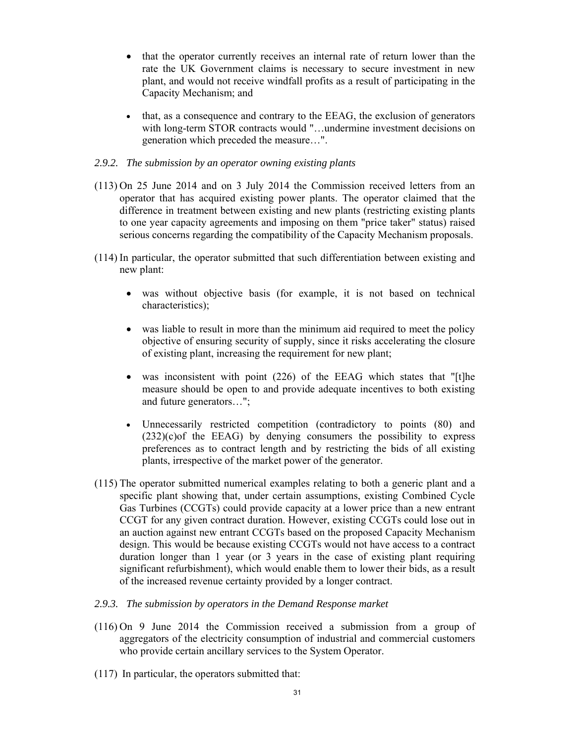- that the operator currently receives an internal rate of return lower than the rate the UK Government claims is necessary to secure investment in new plant, and would not receive windfall profits as a result of participating in the Capacity Mechanism; and

- that, as a consequence and contrary to the EEAG, the exclusion of generators with long-term STOR contracts would "…undermine investment decisions on generation which preceded the measure…".

*2.9.2. The submission by an operator owning existing plants*

(113) On 25 June 2014 and on 3 July 2014 the Commission received letters from an operator that has acquired existing power plants. The operator claimed that the difference in treatment between existing and new plants (restricting existing plants to one year capacity agreements and imposing on them "price taker" status) raised serious concerns regarding the compatibility of the Capacity Mechanism proposals.

(114) In particular, the operator submitted that such differentiation between existing and new plant:

- was without objective basis (for example, it is not based on technical characteristics);

- was liable to result in more than the minimum aid required to meet the policy objective of ensuring security of supply, since it risks accelerating the closure of existing plant, increasing the requirement for new plant;

- was inconsistent with point (226) of the EEAG which states that "[t]he measure should be open to and provide adequate incentives to both existing and future generators…";

- Unnecessarily restricted competition (contradictory to points (80) and (232)(c)of the EEAG) by denying consumers the possibility to express preferences as to contract length and by restricting the bids of all existing plants, irrespective of the market power of the generator.

(115) The operator submitted numerical examples relating to both a generic plant and a specific plant showing that, under certain assumptions, existing Combined Cycle Gas Turbines (CCGTs) could provide capacity at a lower price than a new entrant CCGT for any given contract duration. However, existing CCGTs could lose out in an auction against new entrant CCGTs based on the proposed Capacity Mechanism design. This would be because existing CCGTs would not have access to a contract duration longer than 1 year (or 3 years in the case of existing plant requiring significant refurbishment), which would enable them to lower their bids, as a result of the increased revenue certainty provided by a longer contract.

*2.9.3. The submission by operators in the Demand Response market*

(116) On 9 June 2014 the Commission received a submission from a group of aggregators of the electricity consumption of industrial and commercial customers who provide certain ancillary services to the System Operator.

(117) In particular, the operators submitted that: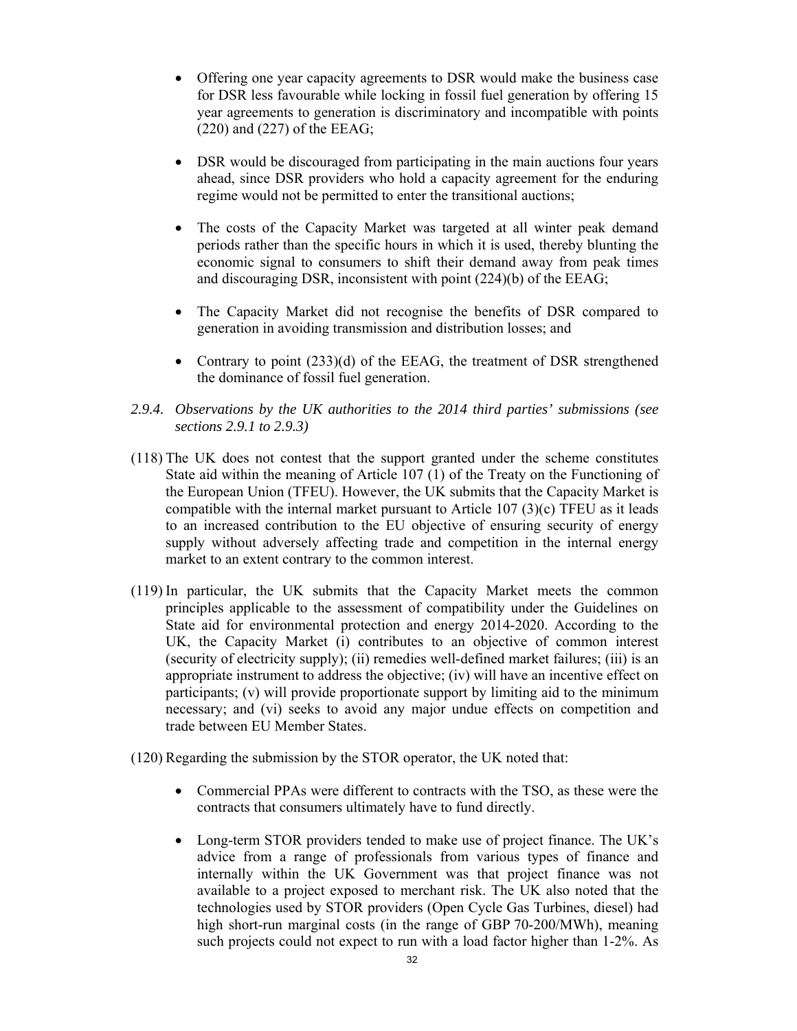- Offering one year capacity agreements to DSR would make the business case for DSR less favourable while locking in fossil fuel generation by offering 15 year agreements to generation is discriminatory and incompatible with points (220) and (227) of the EEAG;

- DSR would be discouraged from participating in the main auctions four years ahead, since DSR providers who hold a capacity agreement for the enduring regime would not be permitted to enter the transitional auctions;

- The costs of the Capacity Market was targeted at all winter peak demand periods rather than the specific hours in which it is used, thereby blunting the economic signal to consumers to shift their demand away from peak times and discouraging DSR, inconsistent with point (224)(b) of the EEAG;

- The Capacity Market did not recognise the benefits of DSR compared to generation in avoiding transmission and distribution losses; and

- Contrary to point (233)(d) of the EEAG, the treatment of DSR strengthened the dominance of fossil fuel generation.

*2.9.4. Observations by the UK authorities to the 2014 third parties' submissions (see sections 2.9.1 to 2.9.3)*

(118) The UK does not contest that the support granted under the scheme constitutes State aid within the meaning of Article 107 (1) of the Treaty on the Functioning of the European Union (TFEU). However, the UK submits that the Capacity Market is compatible with the internal market pursuant to Article 107 (3)(c) TFEU as it leads to an increased contribution to the EU objective of ensuring security of energy supply without adversely affecting trade and competition in the internal energy market to an extent contrary to the common interest.

(119) In particular, the UK submits that the Capacity Market meets the common principles applicable to the assessment of compatibility under the Guidelines on State aid for environmental protection and energy 2014-2020. According to the UK, the Capacity Market (i) contributes to an objective of common interest (security of electricity supply); (ii) remedies well-defined market failures; (iii) is an appropriate instrument to address the objective; (iv) will have an incentive effect on participants; (v) will provide proportionate support by limiting aid to the minimum necessary; and (vi) seeks to avoid any major undue effects on competition and trade between EU Member States.

(120) Regarding the submission by the STOR operator, the UK noted that:

- Commercial PPAs were different to contracts with the TSO, as these were the contracts that consumers ultimately have to fund directly.

- Long-term STOR providers tended to make use of project finance. The UK's advice from a range of professionals from various types of finance and internally within the UK Government was that project finance was not available to a project exposed to merchant risk. The UK also noted that the technologies used by STOR providers (Open Cycle Gas Turbines, diesel) had high short-run marginal costs (in the range of GBP 70-200/MWh), meaning such projects could not expect to run with a load factor higher than 1-2%. As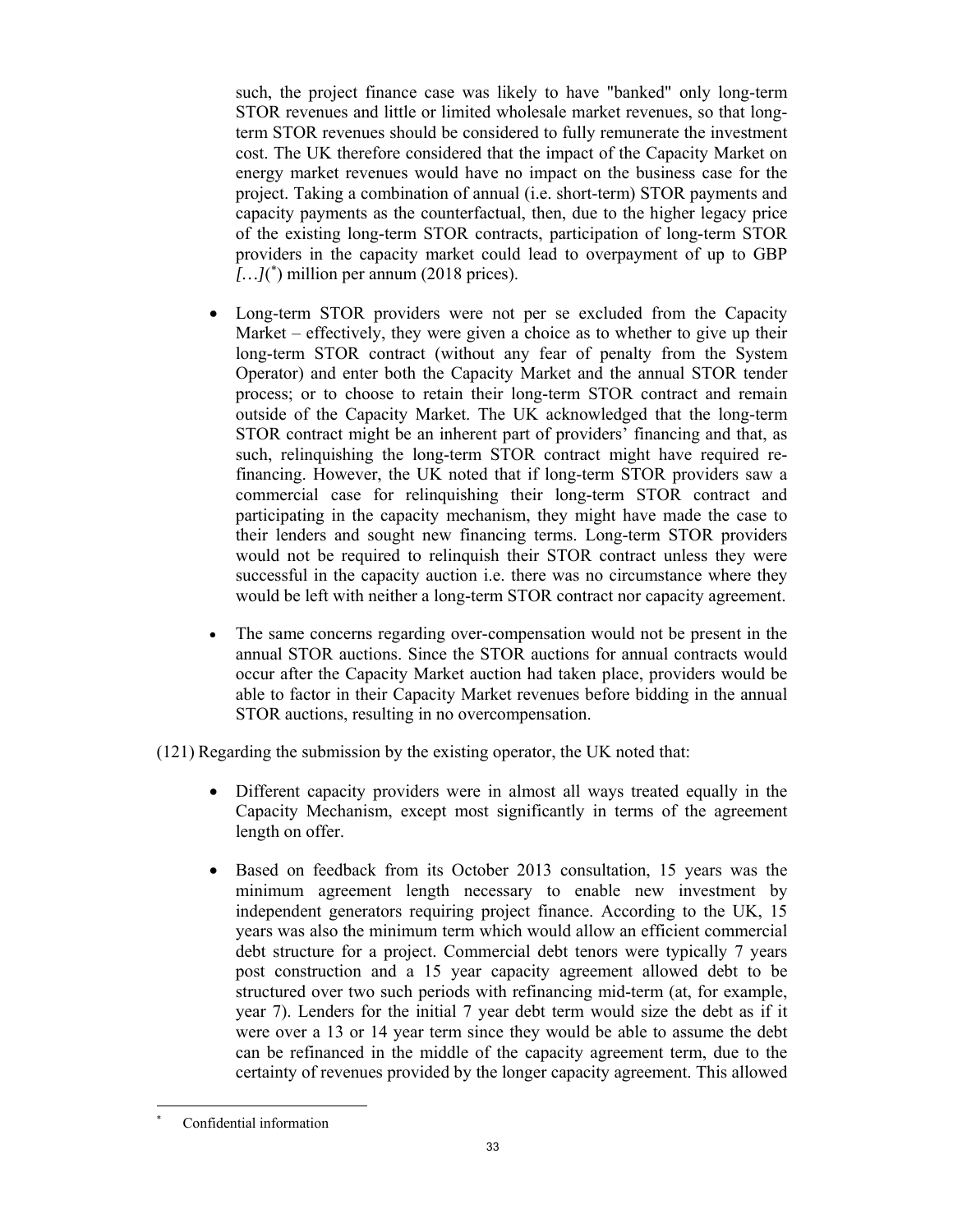such, the project finance case was likely to have "banked" only long-term STOR revenues and little or limited wholesale market revenues, so that long-term STOR revenues should be considered to fully remunerate the investment cost. The UK therefore considered that the impact of the Capacity Market on energy market revenues would have no impact on the business case for the project. Taking a combination of annual (i.e. short-term) STOR payments and capacity payments as the counterfactual, then, due to the higher legacy price of the existing long-term STOR contracts, participation of long-term STOR providers in the capacity market could lead to overpayment of up to GBP *[…]*(*) million per annum (2018 prices).

- Long-term STOR providers were not per se excluded from the Capacity Market – effectively, they were given a choice as to whether to give up their long-term STOR contract (without any fear of penalty from the System Operator) and enter both the Capacity Market and the annual STOR tender process; or to choose to retain their long-term STOR contract and remain outside of the Capacity Market. The UK acknowledged that the long-term STOR contract might be an inherent part of providers' financing and that, as such, relinquishing the long-term STOR contract might have required re-financing. However, the UK noted that if long-term STOR providers saw a commercial case for relinquishing their long-term STOR contract and participating in the capacity mechanism, they might have made the case to their lenders and sought new financing terms. Long-term STOR providers would not be required to relinquish their STOR contract unless they were successful in the capacity auction i.e. there was no circumstance where they would be left with neither a long-term STOR contract nor capacity agreement.

- The same concerns regarding over-compensation would not be present in the annual STOR auctions. Since the STOR auctions for annual contracts would occur after the Capacity Market auction had taken place, providers would be able to factor in their Capacity Market revenues before bidding in the annual STOR auctions, resulting in no overcompensation.

(121) Regarding the submission by the existing operator, the UK noted that:

- Different capacity providers were in almost all ways treated equally in the Capacity Mechanism, except most significantly in terms of the agreement length on offer.

- Based on feedback from its October 2013 consultation, 15 years was the minimum agreement length necessary to enable new investment by independent generators requiring project finance. According to the UK, 15 years was also the minimum term which would allow an efficient commercial debt structure for a project. Commercial debt tenors were typically 7 years post construction and a 15 year capacity agreement allowed debt to be structured over two such periods with refinancing mid-term (at, for example, year 7). Lenders for the initial 7 year debt term would size the debt as if it were over a 13 or 14 year term since they would be able to assume the debt can be refinanced in the middle of the capacity agreement term, due to the certainty of revenues provided by the longer capacity agreement. This allowed

* Confidential information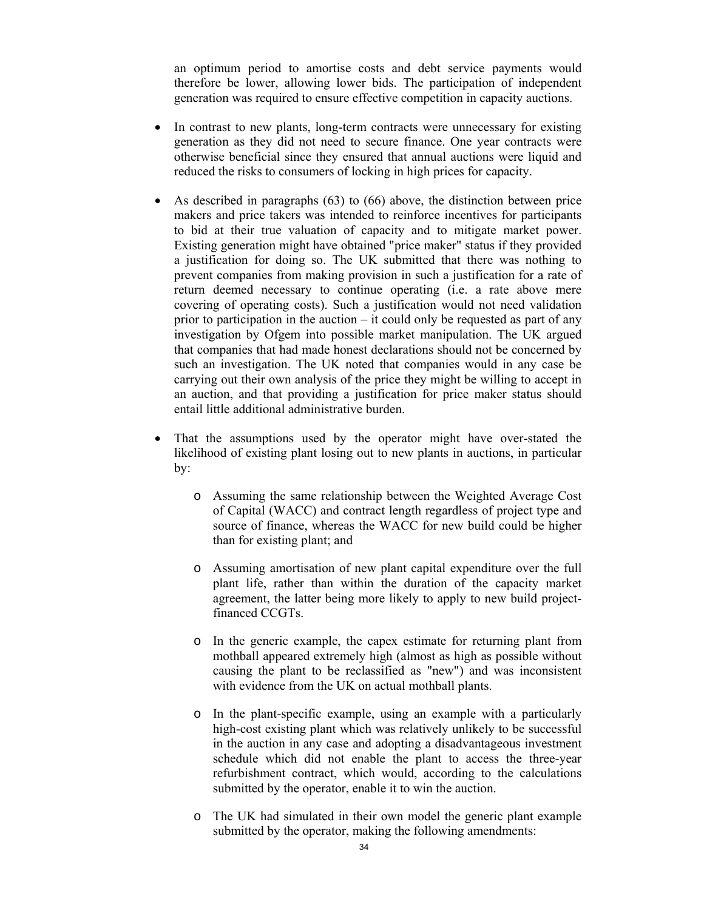an optimum period to amortise costs and debt service payments would therefore be lower, allowing lower bids. The participation of independent generation was required to ensure effective competition in capacity auctions.

- In contrast to new plants, long-term contracts were unnecessary for existing generation as they did not need to secure finance. One year contracts were otherwise beneficial since they ensured that annual auctions were liquid and reduced the risks to consumers of locking in high prices for capacity.

- As described in paragraphs (63) to (66) above, the distinction between price makers and price takers was intended to reinforce incentives for participants to bid at their true valuation of capacity and to mitigate market power. Existing generation might have obtained "price maker" status if they provided a justification for doing so. The UK submitted that there was nothing to prevent companies from making provision in such a justification for a rate of return deemed necessary to continue operating (i.e. a rate above mere covering of operating costs). Such a justification would not need validation prior to participation in the auction – it could only be requested as part of any investigation by Ofgem into possible market manipulation. The UK argued that companies that had made honest declarations should not be concerned by such an investigation. The UK noted that companies would in any case be carrying out their own analysis of the price they might be willing to accept in an auction, and that providing a justification for price maker status should entail little additional administrative burden.

- That the assumptions used by the operator might have over-stated the likelihood of existing plant losing out to new plants in auctions, in particular by:

  - Assuming the same relationship between the Weighted Average Cost of Capital (WACC) and contract length regardless of project type and source of finance, whereas the WACC for new build could be higher than for existing plant; and

  - Assuming amortisation of new plant capital expenditure over the full plant life, rather than within the duration of the capacity market agreement, the latter being more likely to apply to new build project-financed CCGTs.

  - In the generic example, the capex estimate for returning plant from mothball appeared extremely high (almost as high as possible without causing the plant to be reclassified as "new") and was inconsistent with evidence from the UK on actual mothball plants.

  - In the plant-specific example, using an example with a particularly high-cost existing plant which was relatively unlikely to be successful in the auction in any case and adopting a disadvantageous investment schedule which did not enable the plant to access the three-year refurbishment contract, which would, according to the calculations submitted by the operator, enable it to win the auction.

  - The UK had simulated in their own model the generic plant example submitted by the operator, making the following amendments: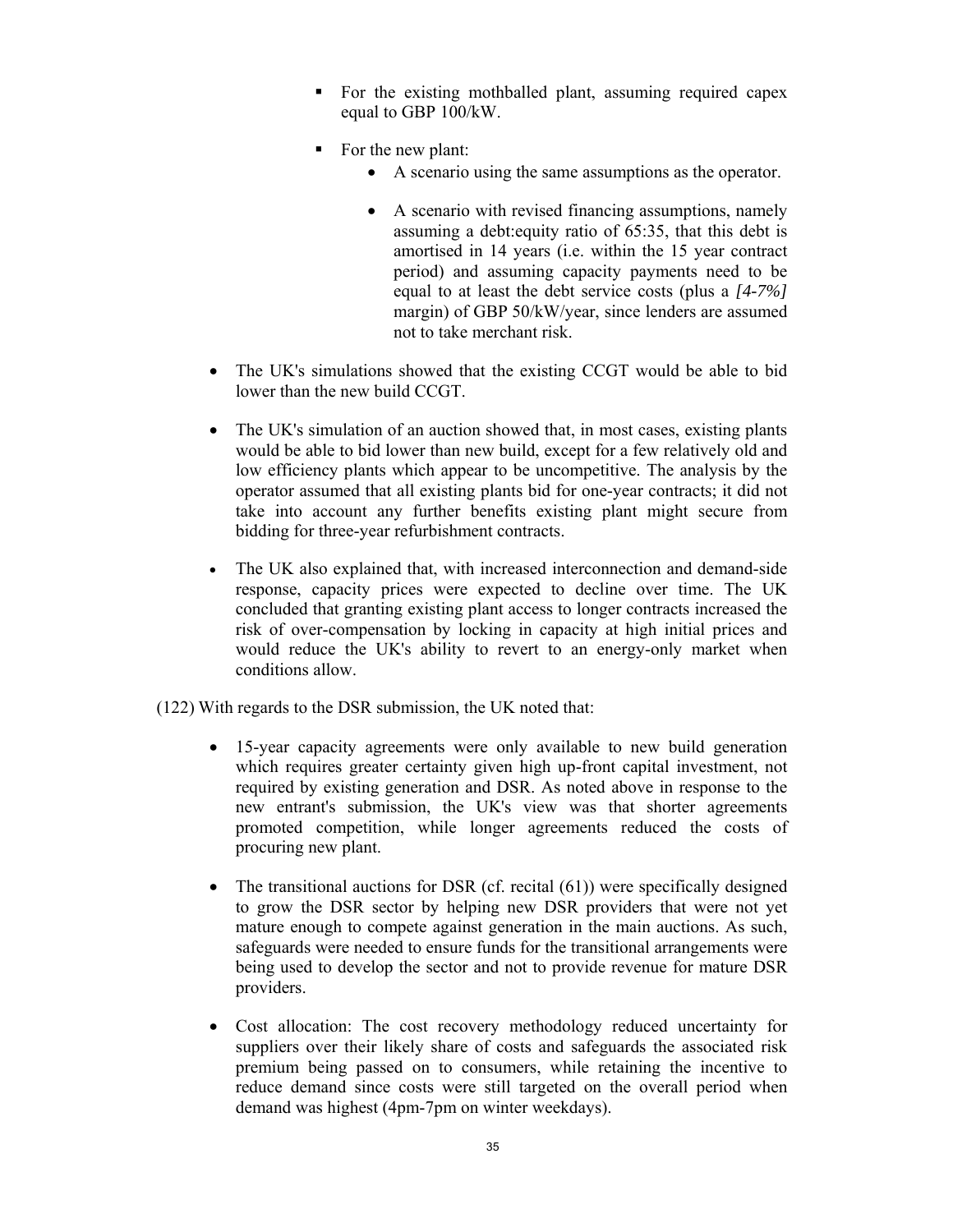- For the existing mothballed plant, assuming required capex equal to GBP 100/kW.
- For the new plant:
  - A scenario using the same assumptions as the operator.
  - A scenario with revised financing assumptions, namely assuming a debt:equity ratio of 65:35, that this debt is amortised in 14 years (i.e. within the 15 year contract period) and assuming capacity payments need to be equal to at least the debt service costs (plus a *[4-7%]* margin) of GBP 50/kW/year, since lenders are assumed not to take merchant risk.

- The UK's simulations showed that the existing CCGT would be able to bid lower than the new build CCGT.
- The UK's simulation of an auction showed that, in most cases, existing plants would be able to bid lower than new build, except for a few relatively old and low efficiency plants which appear to be uncompetitive. The analysis by the operator assumed that all existing plants bid for one-year contracts; it did not take into account any further benefits existing plant might secure from bidding for three-year refurbishment contracts.
- The UK also explained that, with increased interconnection and demand-side response, capacity prices were expected to decline over time. The UK concluded that granting existing plant access to longer contracts increased the risk of over-compensation by locking in capacity at high initial prices and would reduce the UK's ability to revert to an energy-only market when conditions allow.

(122) With regards to the DSR submission, the UK noted that:

- 15-year capacity agreements were only available to new build generation which requires greater certainty given high up-front capital investment, not required by existing generation and DSR. As noted above in response to the new entrant's submission, the UK's view was that shorter agreements promoted competition, while longer agreements reduced the costs of procuring new plant.
- The transitional auctions for DSR (cf. recital (61)) were specifically designed to grow the DSR sector by helping new DSR providers that were not yet mature enough to compete against generation in the main auctions. As such, safeguards were needed to ensure funds for the transitional arrangements were being used to develop the sector and not to provide revenue for mature DSR providers.
- Cost allocation: The cost recovery methodology reduced uncertainty for suppliers over their likely share of costs and safeguards the associated risk premium being passed on to consumers, while retaining the incentive to reduce demand since costs were still targeted on the overall period when demand was highest (4pm-7pm on winter weekdays).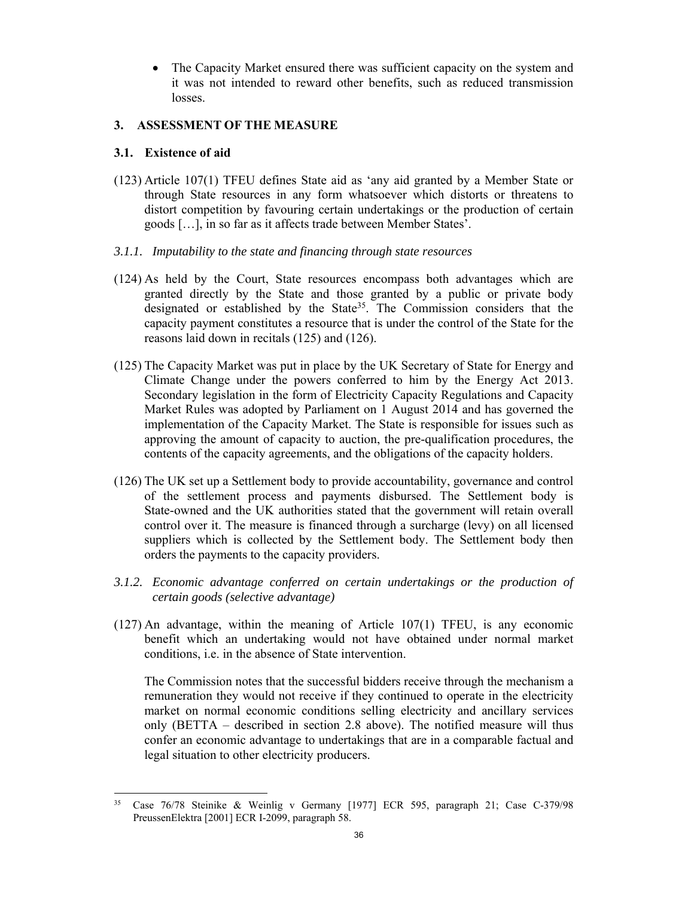- The Capacity Market ensured there was sufficient capacity on the system and it was not intended to reward other benefits, such as reduced transmission losses.

## 3. ASSESSMENT OF THE MEASURE

### 3.1. Existence of aid

(123) Article 107(1) TFEU defines State aid as 'any aid granted by a Member State or through State resources in any form whatsoever which distorts or threatens to distort competition by favouring certain undertakings or the production of certain goods […], in so far as it affects trade between Member States'.

#### *3.1.1. Imputability to the state and financing through state resources*

(124) As held by the Court, State resources encompass both advantages which are granted directly by the State and those granted by a public or private body designated or established by the State[35]. The Commission considers that the capacity payment constitutes a resource that is under the control of the State for the reasons laid down in recitals (125) and (126).

(125) The Capacity Market was put in place by the UK Secretary of State for Energy and Climate Change under the powers conferred to him by the Energy Act 2013. Secondary legislation in the form of Electricity Capacity Regulations and Capacity Market Rules was adopted by Parliament on 1 August 2014 and has governed the implementation of the Capacity Market. The State is responsible for issues such as approving the amount of capacity to auction, the pre-qualification procedures, the contents of the capacity agreements, and the obligations of the capacity holders.

(126) The UK set up a Settlement body to provide accountability, governance and control of the settlement process and payments disbursed. The Settlement body is State-owned and the UK authorities stated that the government will retain overall control over it. The measure is financed through a surcharge (levy) on all licensed suppliers which is collected by the Settlement body. The Settlement body then orders the payments to the capacity providers.

#### *3.1.2. Economic advantage conferred on certain undertakings or the production of certain goods (selective advantage)*

(127) An advantage, within the meaning of Article 107(1) TFEU, is any economic benefit which an undertaking would not have obtained under normal market conditions, i.e. in the absence of State intervention.

The Commission notes that the successful bidders receive through the mechanism a remuneration they would not receive if they continued to operate in the electricity market on normal economic conditions selling electricity and ancillary services only (BETTA – described in section 2.8 above). The notified measure will thus confer an economic advantage to undertakings that are in a comparable factual and legal situation to other electricity producers.

---

[35] Case 76/78 Steinike & Weinlig v Germany [1977] ECR 595, paragraph 21; Case C-379/98 PreussenElektra [2001] ECR I-2099, paragraph 58.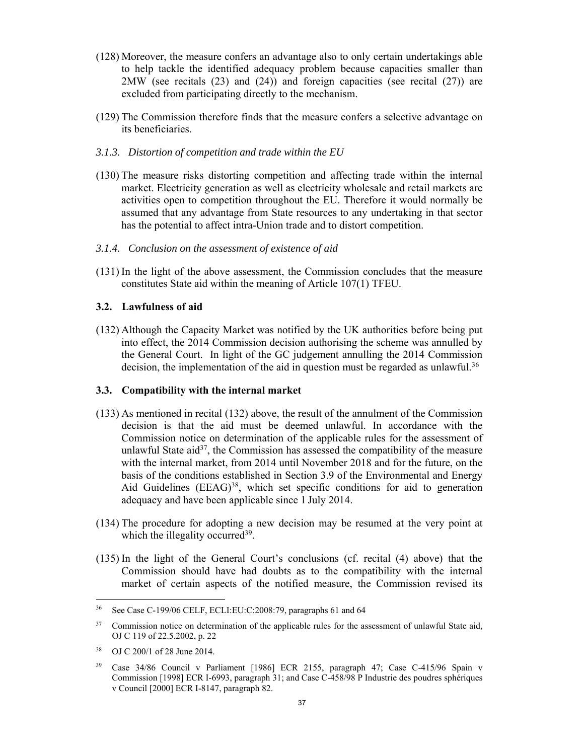(128) Moreover, the measure confers an advantage also to only certain undertakings able to help tackle the identified adequacy problem because capacities smaller than 2MW (see recitals (23) and (24)) and foreign capacities (see recital (27)) are excluded from participating directly to the mechanism.

(129) The Commission therefore finds that the measure confers a selective advantage on its beneficiaries.

### *3.1.3. Distortion of competition and trade within the EU*

(130) The measure risks distorting competition and affecting trade within the internal market. Electricity generation as well as electricity wholesale and retail markets are activities open to competition throughout the EU. Therefore it would normally be assumed that any advantage from State resources to any undertaking in that sector has the potential to affect intra-Union trade and to distort competition.

### *3.1.4. Conclusion on the assessment of existence of aid*

(131) In the light of the above assessment, the Commission concludes that the measure constitutes State aid within the meaning of Article 107(1) TFEU.

## **3.2. Lawfulness of aid**

(132) Although the Capacity Market was notified by the UK authorities before being put into effect, the 2014 Commission decision authorising the scheme was annulled by the General Court. In light of the GC judgement annulling the 2014 Commission decision, the implementation of the aid in question must be regarded as unlawful.[36]

## **3.3. Compatibility with the internal market**

(133) As mentioned in recital (132) above, the result of the annulment of the Commission decision is that the aid must be deemed unlawful. In accordance with the Commission notice on determination of the applicable rules for the assessment of unlawful State aid[37], the Commission has assessed the compatibility of the measure with the internal market, from 2014 until November 2018 and for the future, on the basis of the conditions established in Section 3.9 of the Environmental and Energy Aid Guidelines (EEAG)[38], which set specific conditions for aid to generation adequacy and have been applicable since 1 July 2014.

(134) The procedure for adopting a new decision may be resumed at the very point at which the illegality occurred[39].

(135) In the light of the General Court's conclusions (cf. recital (4) above) that the Commission should have had doubts as to the compatibility with the internal market of certain aspects of the notified measure, the Commission revised its

---

[36] See Case C-199/06 CELF, ECLI:EU:C:2008:79, paragraphs 61 and 64

[37] Commission notice on determination of the applicable rules for the assessment of unlawful State aid, OJ C 119 of 22.5.2002, p. 22

[38] OJ C 200/1 of 28 June 2014.

[39] Case 34/86 Council v Parliament [1986] ECR 2155, paragraph 47; Case C-415/96 Spain v Commission [1998] ECR I-6993, paragraph 31; and Case C-458/98 P Industrie des poudres sphériques v Council [2000] ECR I-8147, paragraph 82.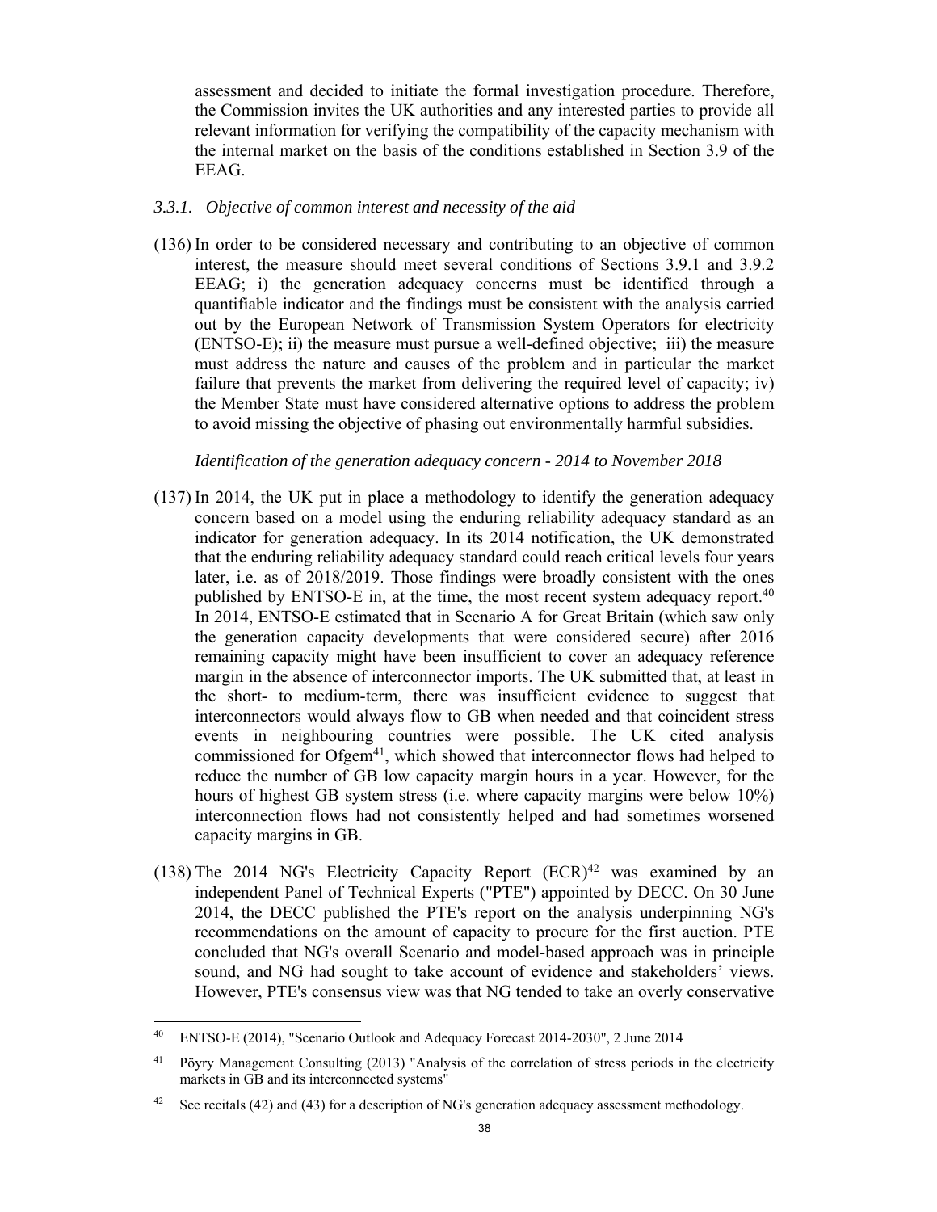assessment and decided to initiate the formal investigation procedure. Therefore, the Commission invites the UK authorities and any interested parties to provide all relevant information for verifying the compatibility of the capacity mechanism with the internal market on the basis of the conditions established in Section 3.9 of the EEAG.

### *3.3.1. Objective of common interest and necessity of the aid*

(136) In order to be considered necessary and contributing to an objective of common interest, the measure should meet several conditions of Sections 3.9.1 and 3.9.2 EEAG; i) the generation adequacy concerns must be identified through a quantifiable indicator and the findings must be consistent with the analysis carried out by the European Network of Transmission System Operators for electricity (ENTSO-E); ii) the measure must pursue a well-defined objective; iii) the measure must address the nature and causes of the problem and in particular the market failure that prevents the market from delivering the required level of capacity; iv) the Member State must have considered alternative options to address the problem to avoid missing the objective of phasing out environmentally harmful subsidies.

*Identification of the generation adequacy concern - 2014 to November 2018*

(137) In 2014, the UK put in place a methodology to identify the generation adequacy concern based on a model using the enduring reliability adequacy standard as an indicator for generation adequacy. In its 2014 notification, the UK demonstrated that the enduring reliability adequacy standard could reach critical levels four years later, i.e. as of 2018/2019. Those findings were broadly consistent with the ones published by ENTSO-E in, at the time, the most recent system adequacy report.[40] In 2014, ENTSO-E estimated that in Scenario A for Great Britain (which saw only the generation capacity developments that were considered secure) after 2016 remaining capacity might have been insufficient to cover an adequacy reference margin in the absence of interconnector imports. The UK submitted that, at least in the short- to medium-term, there was insufficient evidence to suggest that interconnectors would always flow to GB when needed and that coincident stress events in neighbouring countries were possible. The UK cited analysis commissioned for Ofgem[41], which showed that interconnector flows had helped to reduce the number of GB low capacity margin hours in a year. However, for the hours of highest GB system stress (i.e. where capacity margins were below 10%) interconnection flows had not consistently helped and had sometimes worsened capacity margins in GB.

(138) The 2014 NG's Electricity Capacity Report (ECR)[42] was examined by an independent Panel of Technical Experts ("PTE") appointed by DECC. On 30 June 2014, the DECC published the PTE's report on the analysis underpinning NG's recommendations on the amount of capacity to procure for the first auction. PTE concluded that NG's overall Scenario and model-based approach was in principle sound, and NG had sought to take account of evidence and stakeholders' views. However, PTE's consensus view was that NG tended to take an overly conservative

---

[40] ENTSO-E (2014), "Scenario Outlook and Adequacy Forecast 2014-2030", 2 June 2014

[41] Pöyry Management Consulting (2013) "Analysis of the correlation of stress periods in the electricity markets in GB and its interconnected systems"

[42] See recitals (42) and (43) for a description of NG's generation adequacy assessment methodology.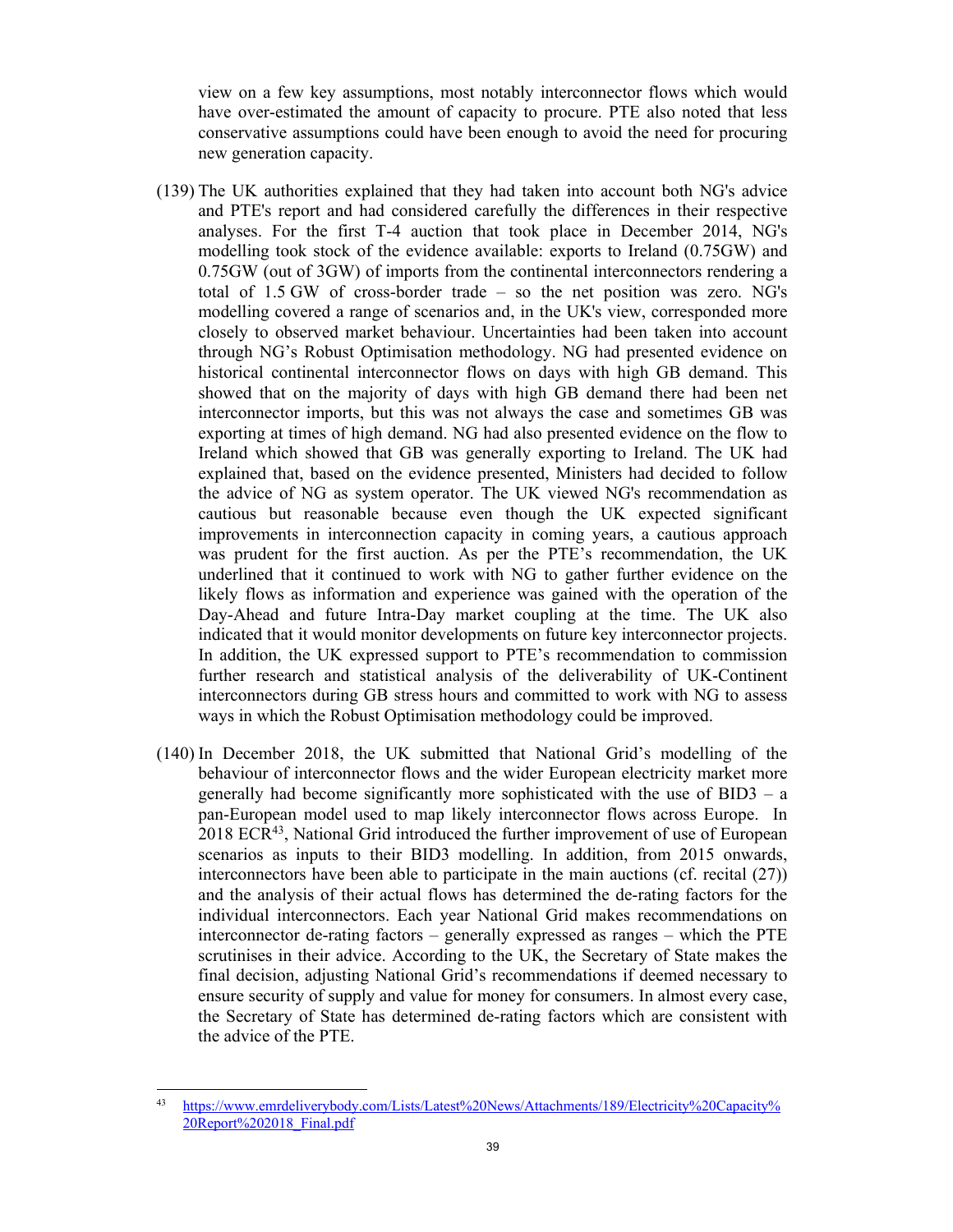view on a few key assumptions, most notably interconnector flows which would have over-estimated the amount of capacity to procure. PTE also noted that less conservative assumptions could have been enough to avoid the need for procuring new generation capacity.

(139) The UK authorities explained that they had taken into account both NG's advice and PTE's report and had considered carefully the differences in their respective analyses. For the first T-4 auction that took place in December 2014, NG's modelling took stock of the evidence available: exports to Ireland (0.75GW) and 0.75GW (out of 3GW) of imports from the continental interconnectors rendering a total of 1.5 GW of cross-border trade – so the net position was zero. NG's modelling covered a range of scenarios and, in the UK's view, corresponded more closely to observed market behaviour. Uncertainties had been taken into account through NG's Robust Optimisation methodology. NG had presented evidence on historical continental interconnector flows on days with high GB demand. This showed that on the majority of days with high GB demand there had been net interconnector imports, but this was not always the case and sometimes GB was exporting at times of high demand. NG had also presented evidence on the flow to Ireland which showed that GB was generally exporting to Ireland. The UK had explained that, based on the evidence presented, Ministers had decided to follow the advice of NG as system operator. The UK viewed NG's recommendation as cautious but reasonable because even though the UK expected significant improvements in interconnection capacity in coming years, a cautious approach was prudent for the first auction. As per the PTE's recommendation, the UK underlined that it continued to work with NG to gather further evidence on the likely flows as information and experience was gained with the operation of the Day-Ahead and future Intra-Day market coupling at the time. The UK also indicated that it would monitor developments on future key interconnector projects. In addition, the UK expressed support to PTE's recommendation to commission further research and statistical analysis of the deliverability of UK-Continent interconnectors during GB stress hours and committed to work with NG to assess ways in which the Robust Optimisation methodology could be improved.

(140) In December 2018, the UK submitted that National Grid's modelling of the behaviour of interconnector flows and the wider European electricity market more generally had become significantly more sophisticated with the use of BID3 – a pan-European model used to map likely interconnector flows across Europe. In 2018 ECR[43], National Grid introduced the further improvement of use of European scenarios as inputs to their BID3 modelling. In addition, from 2015 onwards, interconnectors have been able to participate in the main auctions (cf. recital (27)) and the analysis of their actual flows has determined the de-rating factors for the individual interconnectors. Each year National Grid makes recommendations on interconnector de-rating factors – generally expressed as ranges – which the PTE scrutinises in their advice. According to the UK, the Secretary of State makes the final decision, adjusting National Grid's recommendations if deemed necessary to ensure security of supply and value for money for consumers. In almost every case, the Secretary of State has determined de-rating factors which are consistent with the advice of the PTE.

---

[43] https://www.emrdeliverybody.com/Lists/Latest%20News/Attachments/189/Electricity%20Capacity%20Report%202018_Final.pdf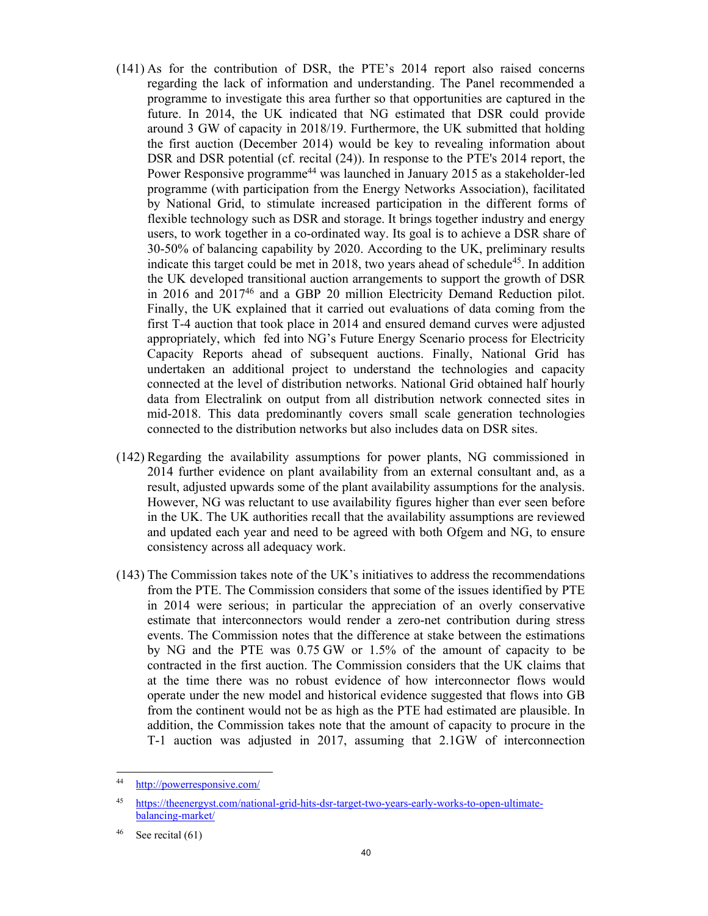(141) As for the contribution of DSR, the PTE's 2014 report also raised concerns regarding the lack of information and understanding. The Panel recommended a programme to investigate this area further so that opportunities are captured in the future. In 2014, the UK indicated that NG estimated that DSR could provide around 3 GW of capacity in 2018/19. Furthermore, the UK submitted that holding the first auction (December 2014) would be key to revealing information about DSR and DSR potential (cf. recital (24)). In response to the PTE's 2014 report, the Power Responsive programme[44] was launched in January 2015 as a stakeholder-led programme (with participation from the Energy Networks Association), facilitated by National Grid, to stimulate increased participation in the different forms of flexible technology such as DSR and storage. It brings together industry and energy users, to work together in a co-ordinated way. Its goal is to achieve a DSR share of 30-50% of balancing capability by 2020. According to the UK, preliminary results indicate this target could be met in 2018, two years ahead of schedule[45]. In addition the UK developed transitional auction arrangements to support the growth of DSR in 2016 and 2017[46] and a GBP 20 million Electricity Demand Reduction pilot. Finally, the UK explained that it carried out evaluations of data coming from the first T-4 auction that took place in 2014 and ensured demand curves were adjusted appropriately, which fed into NG's Future Energy Scenario process for Electricity Capacity Reports ahead of subsequent auctions. Finally, National Grid has undertaken an additional project to understand the technologies and capacity connected at the level of distribution networks. National Grid obtained half hourly data from Electralink on output from all distribution network connected sites in mid-2018. This data predominantly covers small scale generation technologies connected to the distribution networks but also includes data on DSR sites.

(142) Regarding the availability assumptions for power plants, NG commissioned in 2014 further evidence on plant availability from an external consultant and, as a result, adjusted upwards some of the plant availability assumptions for the analysis. However, NG was reluctant to use availability figures higher than ever seen before in the UK. The UK authorities recall that the availability assumptions are reviewed and updated each year and need to be agreed with both Ofgem and NG, to ensure consistency across all adequacy work.

(143) The Commission takes note of the UK's initiatives to address the recommendations from the PTE. The Commission considers that some of the issues identified by PTE in 2014 were serious; in particular the appreciation of an overly conservative estimate that interconnectors would render a zero-net contribution during stress events. The Commission notes that the difference at stake between the estimations by NG and the PTE was 0.75 GW or 1.5% of the amount of capacity to be contracted in the first auction. The Commission considers that the UK claims that at the time there was no robust evidence of how interconnector flows would operate under the new model and historical evidence suggested that flows into GB from the continent would not be as high as the PTE had estimated are plausible. In addition, the Commission takes note that the amount of capacity to procure in the T-1 auction was adjusted in 2017, assuming that 2.1GW of interconnection

---

[44] http://powerresponsive.com/

[45] https://theenergyst.com/national-grid-hits-dsr-target-two-years-early-works-to-open-ultimate-balancing-market/

[46] See recital (61)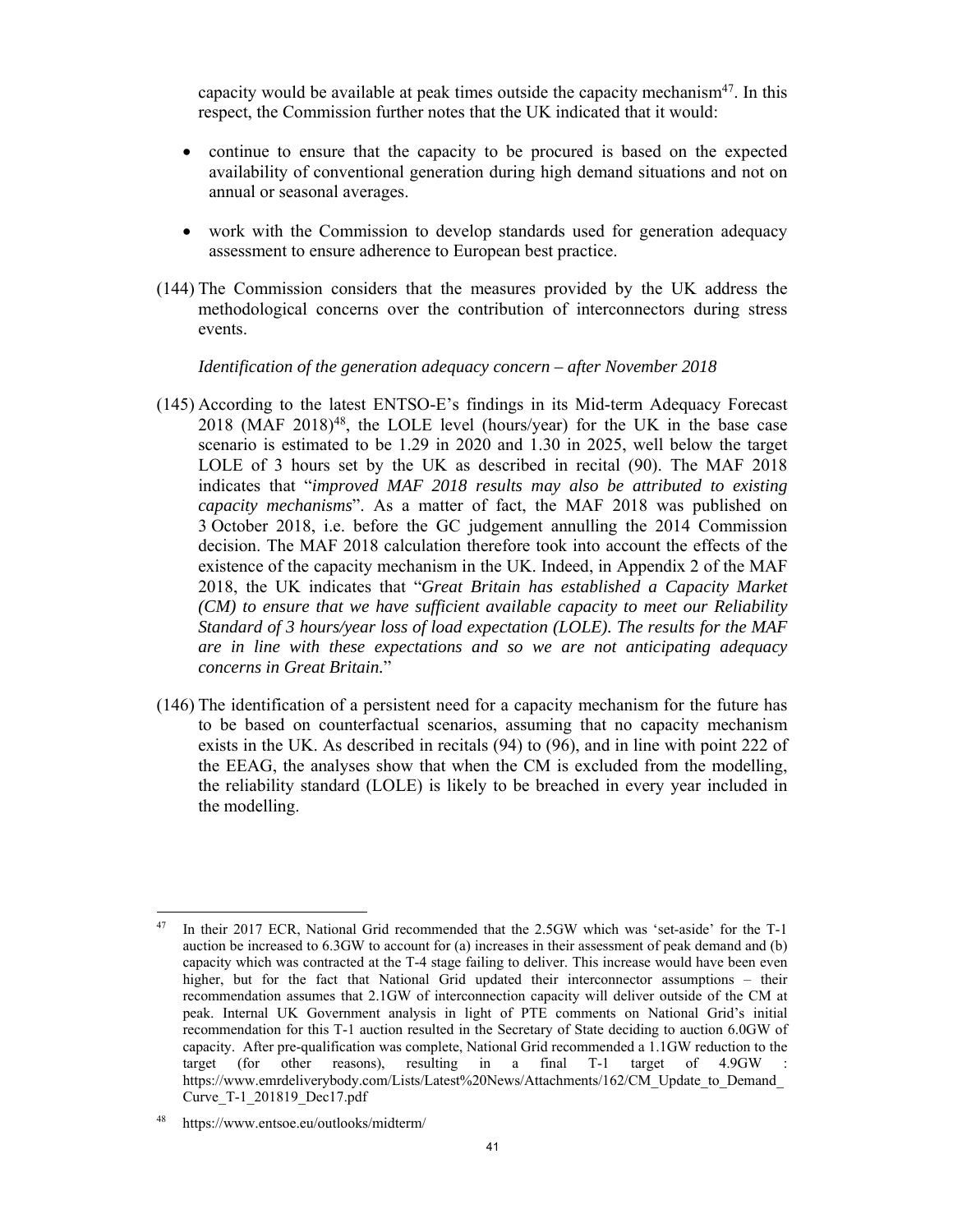capacity would be available at peak times outside the capacity mechanism[47]. In this respect, the Commission further notes that the UK indicated that it would:

- continue to ensure that the capacity to be procured is based on the expected availability of conventional generation during high demand situations and not on annual or seasonal averages.
- work with the Commission to develop standards used for generation adequacy assessment to ensure adherence to European best practice.

(144) The Commission considers that the measures provided by the UK address the methodological concerns over the contribution of interconnectors during stress events.

*Identification of the generation adequacy concern – after November 2018*

(145) According to the latest ENTSO-E's findings in its Mid-term Adequacy Forecast 2018 (MAF 2018)[48], the LOLE level (hours/year) for the UK in the base case scenario is estimated to be 1.29 in 2020 and 1.30 in 2025, well below the target LOLE of 3 hours set by the UK as described in recital (90). The MAF 2018 indicates that "*improved MAF 2018 results may also be attributed to existing capacity mechanisms*". As a matter of fact, the MAF 2018 was published on 3 October 2018, i.e. before the GC judgement annulling the 2014 Commission decision. The MAF 2018 calculation therefore took into account the effects of the existence of the capacity mechanism in the UK. Indeed, in Appendix 2 of the MAF 2018, the UK indicates that "*Great Britain has established a Capacity Market (CM) to ensure that we have sufficient available capacity to meet our Reliability Standard of 3 hours/year loss of load expectation (LOLE). The results for the MAF are in line with these expectations and so we are not anticipating adequacy concerns in Great Britain.*"

(146) The identification of a persistent need for a capacity mechanism for the future has to be based on counterfactual scenarios, assuming that no capacity mechanism exists in the UK. As described in recitals (94) to (96), and in line with point 222 of the EEAG, the analyses show that when the CM is excluded from the modelling, the reliability standard (LOLE) is likely to be breached in every year included in the modelling.

---

[47] In their 2017 ECR, National Grid recommended that the 2.5GW which was 'set-aside' for the T-1 auction be increased to 6.3GW to account for (a) increases in their assessment of peak demand and (b) capacity which was contracted at the T-4 stage failing to deliver. This increase would have been even higher, but for the fact that National Grid updated their interconnector assumptions – their recommendation assumes that 2.1GW of interconnection capacity will deliver outside of the CM at peak. Internal UK Government analysis in light of PTE comments on National Grid's initial recommendation for this T-1 auction resulted in the Secretary of State deciding to auction 6.0GW of capacity. After pre-qualification was complete, National Grid recommended a 1.1GW reduction to the target (for other reasons), resulting in a final T-1 target of 4.9GW : https://www.emrdeliverybody.com/Lists/Latest%20News/Attachments/162/CM_Update_to_Demand_Curve_T-1_201819_Dec17.pdf

[48] https://www.entsoe.eu/outlooks/midterm/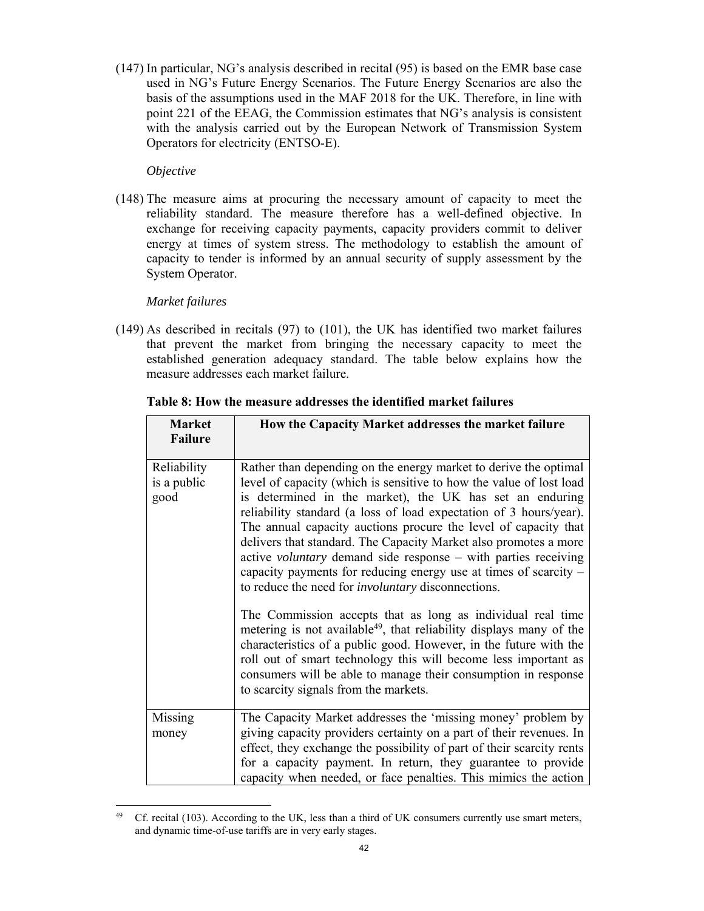(147) In particular, NG's analysis described in recital (95) is based on the EMR base case used in NG's Future Energy Scenarios. The Future Energy Scenarios are also the basis of the assumptions used in the MAF 2018 for the UK. Therefore, in line with point 221 of the EEAG, the Commission estimates that NG's analysis is consistent with the analysis carried out by the European Network of Transmission System Operators for electricity (ENTSO-E).

*Objective*

(148) The measure aims at procuring the necessary amount of capacity to meet the reliability standard. The measure therefore has a well-defined objective. In exchange for receiving capacity payments, capacity providers commit to deliver energy at times of system stress. The methodology to establish the amount of capacity to tender is informed by an annual security of supply assessment by the System Operator.

*Market failures*

(149) As described in recitals (97) to (101), the UK has identified two market failures that prevent the market from bringing the necessary capacity to meet the established generation adequacy standard. The table below explains how the measure addresses each market failure.

**Table 8: How the measure addresses the identified market failures**

| Market Failure | How the Capacity Market addresses the market failure |
|---|---|
| Reliability is a public good | Rather than depending on the energy market to derive the optimal level of capacity (which is sensitive to how the value of lost load is determined in the market), the UK has set an enduring reliability standard (a loss of load expectation of 3 hours/year). The annual capacity auctions procure the level of capacity that delivers that standard. The Capacity Market also promotes a more active *voluntary* demand side response – with parties receiving capacity payments for reducing energy use at times of scarcity – to reduce the need for *involuntary* disconnections.<br><br>The Commission accepts that as long as individual real time metering is not available[49], that reliability displays many of the characteristics of a public good. However, in the future with the roll out of smart technology this will become less important as consumers will be able to manage their consumption in response to scarcity signals from the markets. |
| Missing money | The Capacity Market addresses the 'missing money' problem by giving capacity providers certainty on a part of their revenues. In effect, they exchange the possibility of part of their scarcity rents for a capacity payment. In return, they guarantee to provide capacity when needed, or face penalties. This mimics the action |

[49] Cf. recital (103). According to the UK, less than a third of UK consumers currently use smart meters, and dynamic time-of-use tariffs are in very early stages.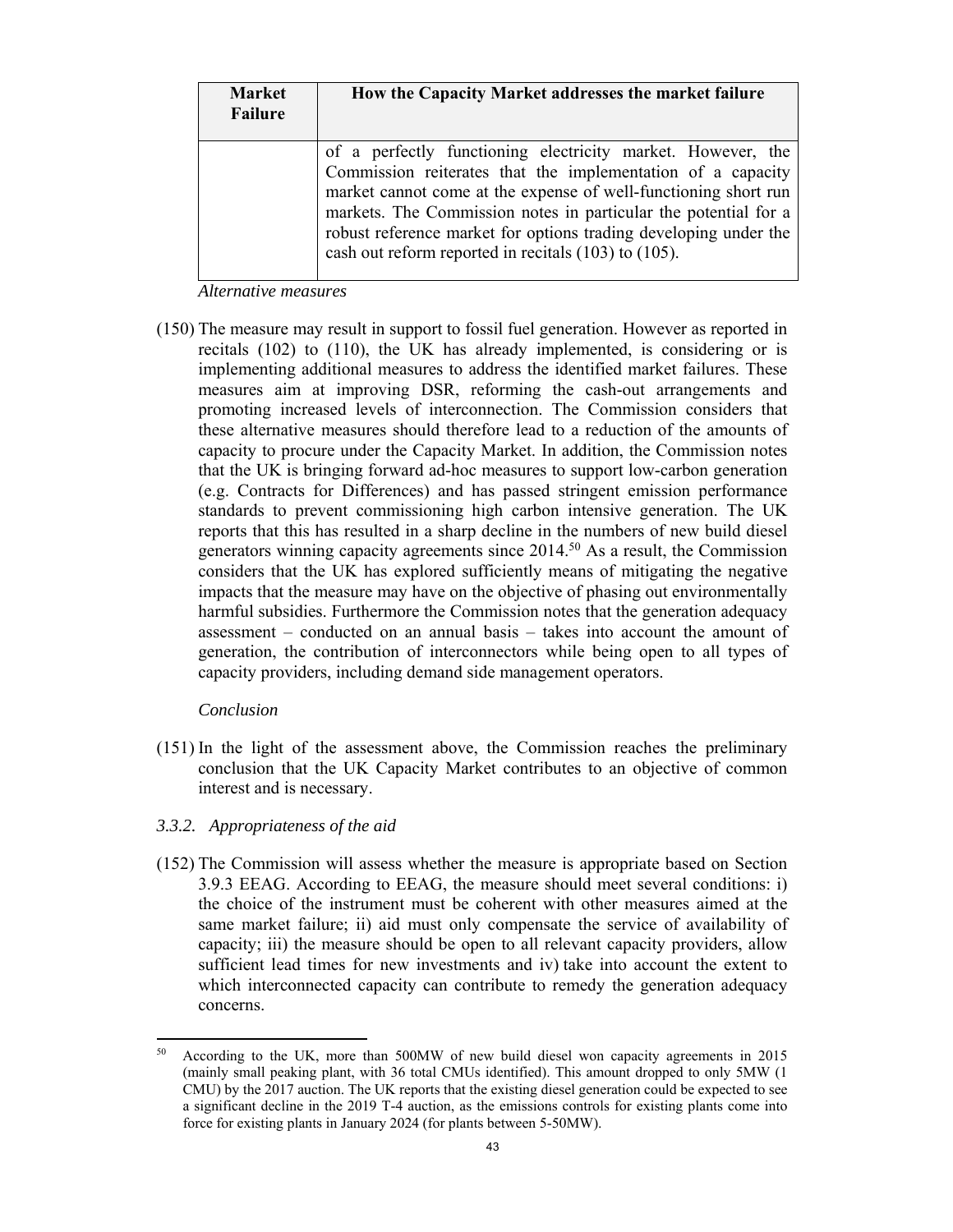| Market Failure | How the Capacity Market addresses the market failure |
| --- | --- |
| | of a perfectly functioning electricity market. However, the Commission reiterates that the implementation of a capacity market cannot come at the expense of well-functioning short run markets. The Commission notes in particular the potential for a robust reference market for options trading developing under the cash out reform reported in recitals (103) to (105). |

*Alternative measures*

(150) The measure may result in support to fossil fuel generation. However as reported in recitals (102) to (110), the UK has already implemented, is considering or is implementing additional measures to address the identified market failures. These measures aim at improving DSR, reforming the cash-out arrangements and promoting increased levels of interconnection. The Commission considers that these alternative measures should therefore lead to a reduction of the amounts of capacity to procure under the Capacity Market. In addition, the Commission notes that the UK is bringing forward ad-hoc measures to support low-carbon generation (e.g. Contracts for Differences) and has passed stringent emission performance standards to prevent commissioning high carbon intensive generation. The UK reports that this has resulted in a sharp decline in the numbers of new build diesel generators winning capacity agreements since 2014.[50] As a result, the Commission considers that the UK has explored sufficiently means of mitigating the negative impacts that the measure may have on the objective of phasing out environmentally harmful subsidies. Furthermore the Commission notes that the generation adequacy assessment – conducted on an annual basis – takes into account the amount of generation, the contribution of interconnectors while being open to all types of capacity providers, including demand side management operators.

*Conclusion*

(151) In the light of the assessment above, the Commission reaches the preliminary conclusion that the UK Capacity Market contributes to an objective of common interest and is necessary.

### *3.3.2. Appropriateness of the aid*

(152) The Commission will assess whether the measure is appropriate based on Section 3.9.3 EEAG. According to EEAG, the measure should meet several conditions: i) the choice of the instrument must be coherent with other measures aimed at the same market failure; ii) aid must only compensate the service of availability of capacity; iii) the measure should be open to all relevant capacity providers, allow sufficient lead times for new investments and iv) take into account the extent to which interconnected capacity can contribute to remedy the generation adequacy concerns.

---

[50] According to the UK, more than 500MW of new build diesel won capacity agreements in 2015 (mainly small peaking plant, with 36 total CMUs identified). This amount dropped to only 5MW (1 CMU) by the 2017 auction. The UK reports that the existing diesel generation could be expected to see a significant decline in the 2019 T-4 auction, as the emissions controls for existing plants come into force for existing plants in January 2024 (for plants between 5-50MW).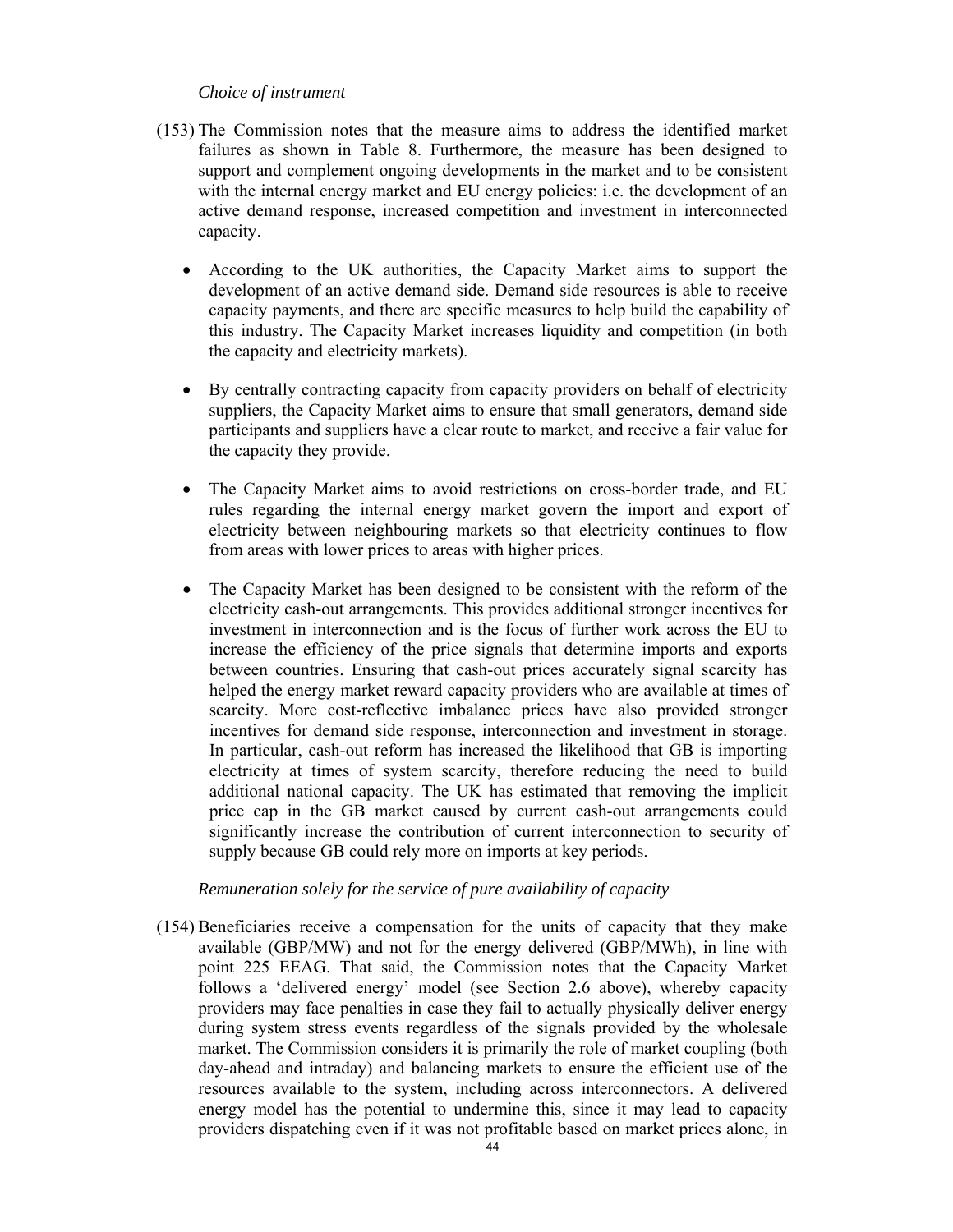*Choice of instrument*

(153) The Commission notes that the measure aims to address the identified market failures as shown in Table 8. Furthermore, the measure has been designed to support and complement ongoing developments in the market and to be consistent with the internal energy market and EU energy policies: i.e. the development of an active demand response, increased competition and investment in interconnected capacity.

- According to the UK authorities, the Capacity Market aims to support the development of an active demand side. Demand side resources is able to receive capacity payments, and there are specific measures to help build the capability of this industry. The Capacity Market increases liquidity and competition (in both the capacity and electricity markets).

- By centrally contracting capacity from capacity providers on behalf of electricity suppliers, the Capacity Market aims to ensure that small generators, demand side participants and suppliers have a clear route to market, and receive a fair value for the capacity they provide.

- The Capacity Market aims to avoid restrictions on cross-border trade, and EU rules regarding the internal energy market govern the import and export of electricity between neighbouring markets so that electricity continues to flow from areas with lower prices to areas with higher prices.

- The Capacity Market has been designed to be consistent with the reform of the electricity cash-out arrangements. This provides additional stronger incentives for investment in interconnection and is the focus of further work across the EU to increase the efficiency of the price signals that determine imports and exports between countries. Ensuring that cash-out prices accurately signal scarcity has helped the energy market reward capacity providers who are available at times of scarcity. More cost-reflective imbalance prices have also provided stronger incentives for demand side response, interconnection and investment in storage. In particular, cash-out reform has increased the likelihood that GB is importing electricity at times of system scarcity, therefore reducing the need to build additional national capacity. The UK has estimated that removing the implicit price cap in the GB market caused by current cash-out arrangements could significantly increase the contribution of current interconnection to security of supply because GB could rely more on imports at key periods.

*Remuneration solely for the service of pure availability of capacity*

(154) Beneficiaries receive a compensation for the units of capacity that they make available (GBP/MW) and not for the energy delivered (GBP/MWh), in line with point 225 EEAG. That said, the Commission notes that the Capacity Market follows a 'delivered energy' model (see Section 2.6 above), whereby capacity providers may face penalties in case they fail to actually physically deliver energy during system stress events regardless of the signals provided by the wholesale market. The Commission considers it is primarily the role of market coupling (both day-ahead and intraday) and balancing markets to ensure the efficient use of the resources available to the system, including across interconnectors. A delivered energy model has the potential to undermine this, since it may lead to capacity providers dispatching even if it was not profitable based on market prices alone, in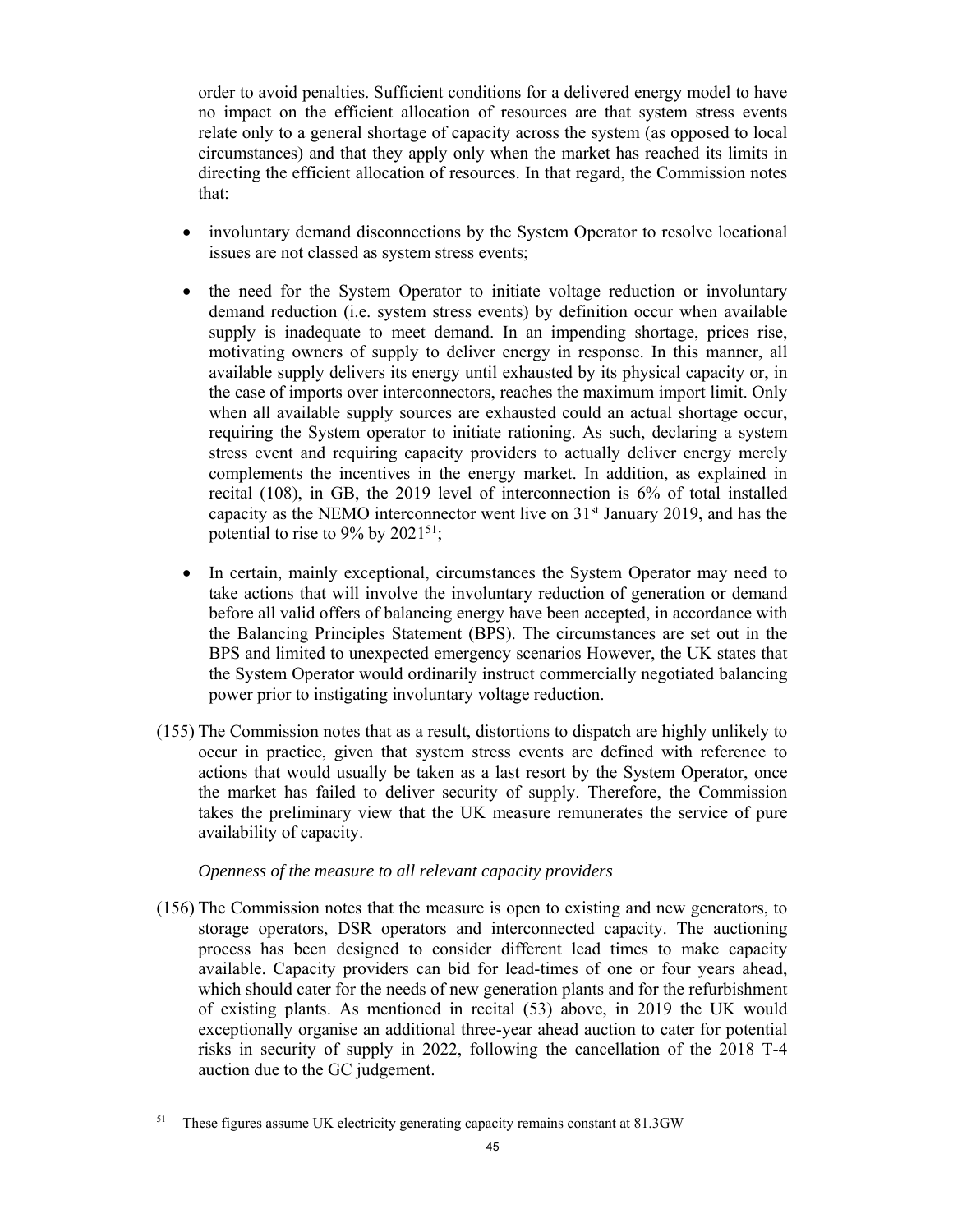order to avoid penalties. Sufficient conditions for a delivered energy model to have no impact on the efficient allocation of resources are that system stress events relate only to a general shortage of capacity across the system (as opposed to local circumstances) and that they apply only when the market has reached its limits in directing the efficient allocation of resources. In that regard, the Commission notes that:

- involuntary demand disconnections by the System Operator to resolve locational issues are not classed as system stress events;
- the need for the System Operator to initiate voltage reduction or involuntary demand reduction (i.e. system stress events) by definition occur when available supply is inadequate to meet demand. In an impending shortage, prices rise, motivating owners of supply to deliver energy in response. In this manner, all available supply delivers its energy until exhausted by its physical capacity or, in the case of imports over interconnectors, reaches the maximum import limit. Only when all available supply sources are exhausted could an actual shortage occur, requiring the System operator to initiate rationing. As such, declaring a system stress event and requiring capacity providers to actually deliver energy merely complements the incentives in the energy market. In addition, as explained in recital (108), in GB, the 2019 level of interconnection is 6% of total installed capacity as the NEMO interconnector went live on 31st January 2019, and has the potential to rise to 9% by 2021[51];
- In certain, mainly exceptional, circumstances the System Operator may need to take actions that will involve the involuntary reduction of generation or demand before all valid offers of balancing energy have been accepted, in accordance with the Balancing Principles Statement (BPS). The circumstances are set out in the BPS and limited to unexpected emergency scenarios However, the UK states that the System Operator would ordinarily instruct commercially negotiated balancing power prior to instigating involuntary voltage reduction.

(155) The Commission notes that as a result, distortions to dispatch are highly unlikely to occur in practice, given that system stress events are defined with reference to actions that would usually be taken as a last resort by the System Operator, once the market has failed to deliver security of supply. Therefore, the Commission takes the preliminary view that the UK measure remunerates the service of pure availability of capacity.

*Openness of the measure to all relevant capacity providers*

(156) The Commission notes that the measure is open to existing and new generators, to storage operators, DSR operators and interconnected capacity. The auctioning process has been designed to consider different lead times to make capacity available. Capacity providers can bid for lead-times of one or four years ahead, which should cater for the needs of new generation plants and for the refurbishment of existing plants. As mentioned in recital (53) above, in 2019 the UK would exceptionally organise an additional three-year ahead auction to cater for potential risks in security of supply in 2022, following the cancellation of the 2018 T-4 auction due to the GC judgement.

[51] These figures assume UK electricity generating capacity remains constant at 81.3GW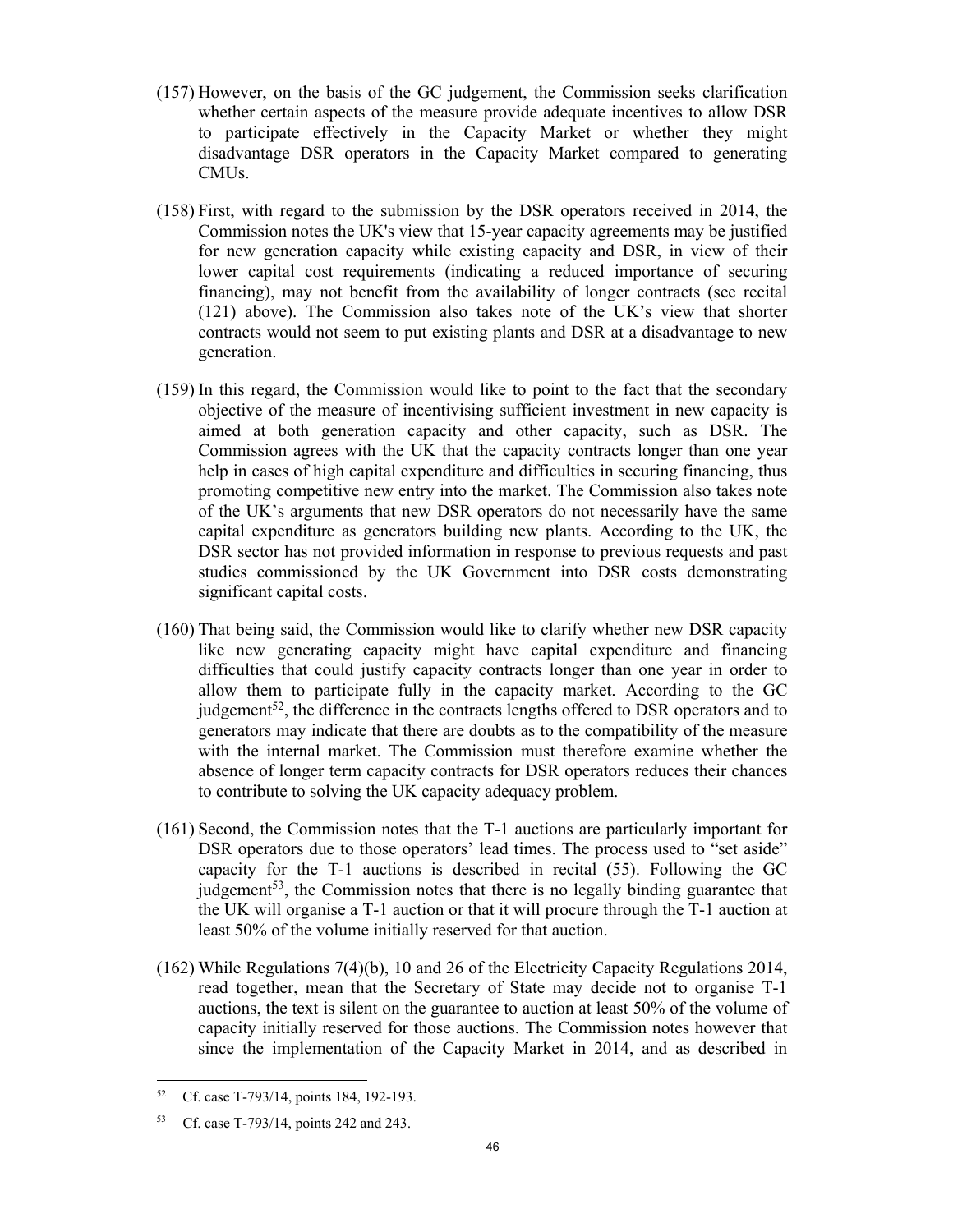(157) However, on the basis of the GC judgement, the Commission seeks clarification whether certain aspects of the measure provide adequate incentives to allow DSR to participate effectively in the Capacity Market or whether they might disadvantage DSR operators in the Capacity Market compared to generating CMUs.

(158) First, with regard to the submission by the DSR operators received in 2014, the Commission notes the UK's view that 15-year capacity agreements may be justified for new generation capacity while existing capacity and DSR, in view of their lower capital cost requirements (indicating a reduced importance of securing financing), may not benefit from the availability of longer contracts (see recital (121) above). The Commission also takes note of the UK's view that shorter contracts would not seem to put existing plants and DSR at a disadvantage to new generation.

(159) In this regard, the Commission would like to point to the fact that the secondary objective of the measure of incentivising sufficient investment in new capacity is aimed at both generation capacity and other capacity, such as DSR. The Commission agrees with the UK that the capacity contracts longer than one year help in cases of high capital expenditure and difficulties in securing financing, thus promoting competitive new entry into the market. The Commission also takes note of the UK's arguments that new DSR operators do not necessarily have the same capital expenditure as generators building new plants. According to the UK, the DSR sector has not provided information in response to previous requests and past studies commissioned by the UK Government into DSR costs demonstrating significant capital costs.

(160) That being said, the Commission would like to clarify whether new DSR capacity like new generating capacity might have capital expenditure and financing difficulties that could justify capacity contracts longer than one year in order to allow them to participate fully in the capacity market. According to the GC judgement[52], the difference in the contracts lengths offered to DSR operators and to generators may indicate that there are doubts as to the compatibility of the measure with the internal market. The Commission must therefore examine whether the absence of longer term capacity contracts for DSR operators reduces their chances to contribute to solving the UK capacity adequacy problem.

(161) Second, the Commission notes that the T-1 auctions are particularly important for DSR operators due to those operators' lead times. The process used to "set aside" capacity for the T-1 auctions is described in recital (55). Following the GC judgement[53], the Commission notes that there is no legally binding guarantee that the UK will organise a T-1 auction or that it will procure through the T-1 auction at least 50% of the volume initially reserved for that auction.

(162) While Regulations 7(4)(b), 10 and 26 of the Electricity Capacity Regulations 2014, read together, mean that the Secretary of State may decide not to organise T-1 auctions, the text is silent on the guarantee to auction at least 50% of the volume of capacity initially reserved for those auctions. The Commission notes however that since the implementation of the Capacity Market in 2014, and as described in

---

[52] Cf. case T-793/14, points 184, 192-193.

[53] Cf. case T-793/14, points 242 and 243.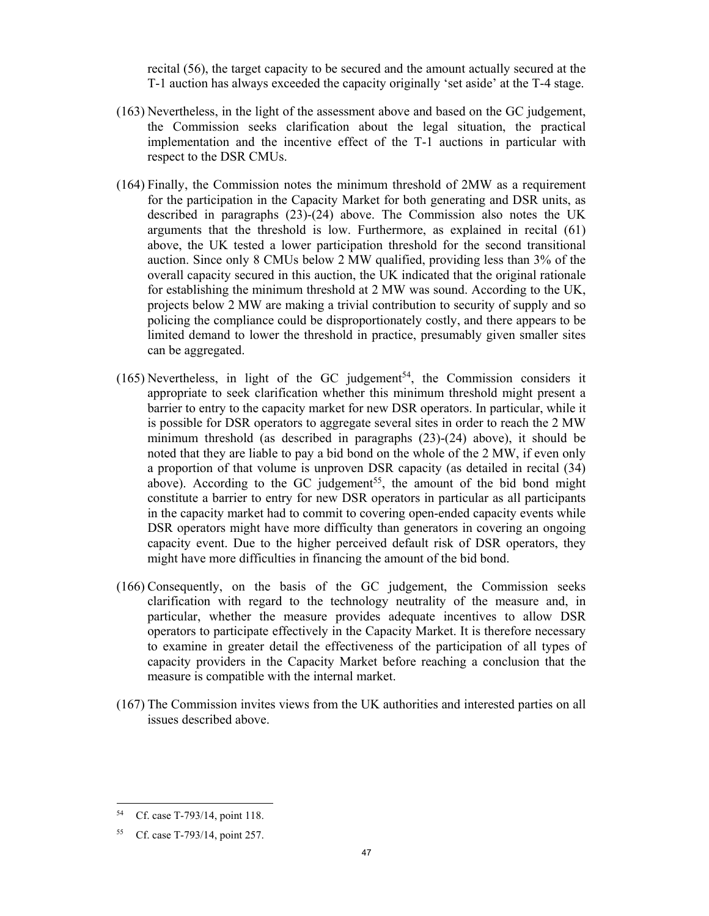recital (56), the target capacity to be secured and the amount actually secured at the T-1 auction has always exceeded the capacity originally 'set aside' at the T-4 stage.

(163) Nevertheless, in the light of the assessment above and based on the GC judgement, the Commission seeks clarification about the legal situation, the practical implementation and the incentive effect of the T-1 auctions in particular with respect to the DSR CMUs.

(164) Finally, the Commission notes the minimum threshold of 2MW as a requirement for the participation in the Capacity Market for both generating and DSR units, as described in paragraphs (23)-(24) above. The Commission also notes the UK arguments that the threshold is low. Furthermore, as explained in recital (61) above, the UK tested a lower participation threshold for the second transitional auction. Since only 8 CMUs below 2 MW qualified, providing less than 3% of the overall capacity secured in this auction, the UK indicated that the original rationale for establishing the minimum threshold at 2 MW was sound. According to the UK, projects below 2 MW are making a trivial contribution to security of supply and so policing the compliance could be disproportionately costly, and there appears to be limited demand to lower the threshold in practice, presumably given smaller sites can be aggregated.

(165) Nevertheless, in light of the GC judgement[54], the Commission considers it appropriate to seek clarification whether this minimum threshold might present a barrier to entry to the capacity market for new DSR operators. In particular, while it is possible for DSR operators to aggregate several sites in order to reach the 2 MW minimum threshold (as described in paragraphs (23)-(24) above), it should be noted that they are liable to pay a bid bond on the whole of the 2 MW, if even only a proportion of that volume is unproven DSR capacity (as detailed in recital (34) above). According to the GC judgement[55], the amount of the bid bond might constitute a barrier to entry for new DSR operators in particular as all participants in the capacity market had to commit to covering open-ended capacity events while DSR operators might have more difficulty than generators in covering an ongoing capacity event. Due to the higher perceived default risk of DSR operators, they might have more difficulties in financing the amount of the bid bond.

(166) Consequently, on the basis of the GC judgement, the Commission seeks clarification with regard to the technology neutrality of the measure and, in particular, whether the measure provides adequate incentives to allow DSR operators to participate effectively in the Capacity Market. It is therefore necessary to examine in greater detail the effectiveness of the participation of all types of capacity providers in the Capacity Market before reaching a conclusion that the measure is compatible with the internal market.

(167) The Commission invites views from the UK authorities and interested parties on all issues described above.

---

[54] Cf. case T-793/14, point 118.

[55] Cf. case T-793/14, point 257.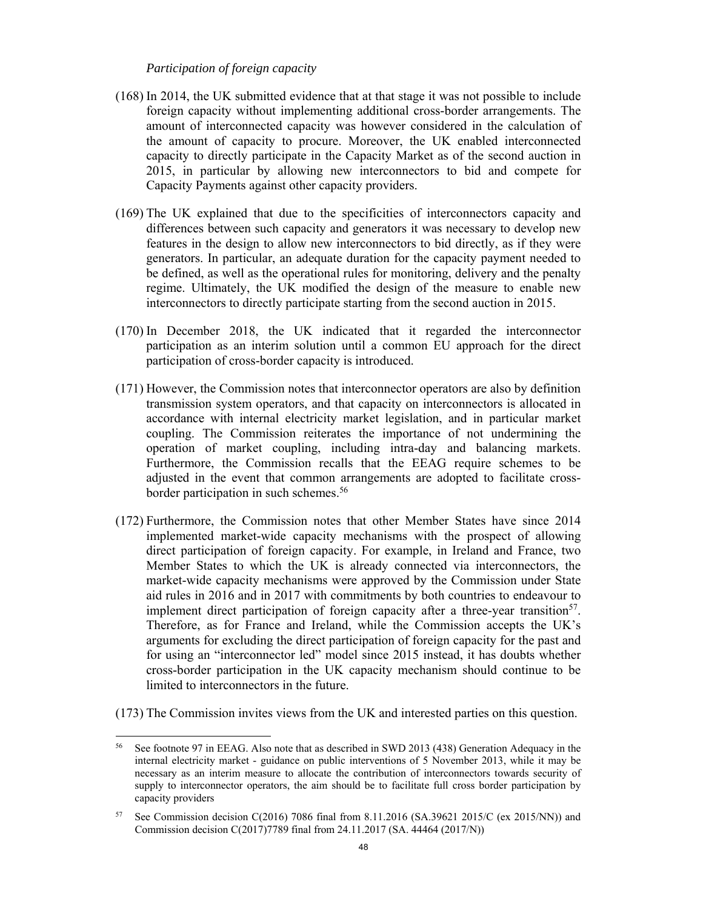*Participation of foreign capacity*

(168) In 2014, the UK submitted evidence that at that stage it was not possible to include foreign capacity without implementing additional cross-border arrangements. The amount of interconnected capacity was however considered in the calculation of the amount of capacity to procure. Moreover, the UK enabled interconnected capacity to directly participate in the Capacity Market as of the second auction in 2015, in particular by allowing new interconnectors to bid and compete for Capacity Payments against other capacity providers.

(169) The UK explained that due to the specificities of interconnectors capacity and differences between such capacity and generators it was necessary to develop new features in the design to allow new interconnectors to bid directly, as if they were generators. In particular, an adequate duration for the capacity payment needed to be defined, as well as the operational rules for monitoring, delivery and the penalty regime. Ultimately, the UK modified the design of the measure to enable new interconnectors to directly participate starting from the second auction in 2015.

(170) In December 2018, the UK indicated that it regarded the interconnector participation as an interim solution until a common EU approach for the direct participation of cross-border capacity is introduced.

(171) However, the Commission notes that interconnector operators are also by definition transmission system operators, and that capacity on interconnectors is allocated in accordance with internal electricity market legislation, and in particular market coupling. The Commission reiterates the importance of not undermining the operation of market coupling, including intra-day and balancing markets. Furthermore, the Commission recalls that the EEAG require schemes to be adjusted in the event that common arrangements are adopted to facilitate cross-border participation in such schemes.[56]

(172) Furthermore, the Commission notes that other Member States have since 2014 implemented market-wide capacity mechanisms with the prospect of allowing direct participation of foreign capacity. For example, in Ireland and France, two Member States to which the UK is already connected via interconnectors, the market-wide capacity mechanisms were approved by the Commission under State aid rules in 2016 and in 2017 with commitments by both countries to endeavour to implement direct participation of foreign capacity after a three-year transition[57]. Therefore, as for France and Ireland, while the Commission accepts the UK's arguments for excluding the direct participation of foreign capacity for the past and for using an "interconnector led" model since 2015 instead, it has doubts whether cross-border participation in the UK capacity mechanism should continue to be limited to interconnectors in the future.

(173) The Commission invites views from the UK and interested parties on this question.

---

[56] See footnote 97 in EEAG. Also note that as described in SWD 2013 (438) Generation Adequacy in the internal electricity market - guidance on public interventions of 5 November 2013, while it may be necessary as an interim measure to allocate the contribution of interconnectors towards security of supply to interconnector operators, the aim should be to facilitate full cross border participation by capacity providers

[57] See Commission decision C(2016) 7086 final from 8.11.2016 (SA.39621 2015/C (ex 2015/NN)) and Commission decision C(2017)7789 final from 24.11.2017 (SA. 44464 (2017/N))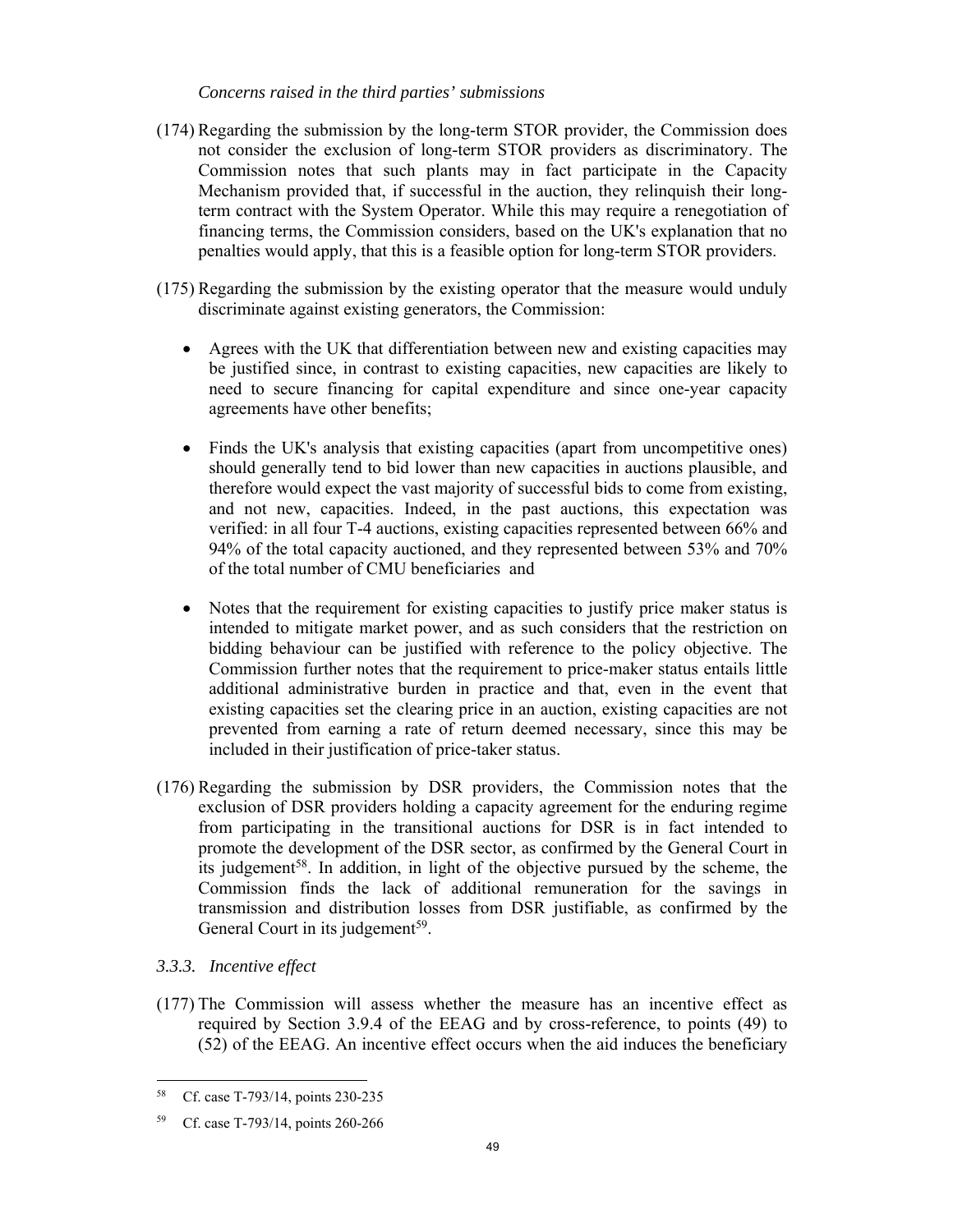*Concerns raised in the third parties' submissions*

(174) Regarding the submission by the long-term STOR provider, the Commission does not consider the exclusion of long-term STOR providers as discriminatory. The Commission notes that such plants may in fact participate in the Capacity Mechanism provided that, if successful in the auction, they relinquish their long-term contract with the System Operator. While this may require a renegotiation of financing terms, the Commission considers, based on the UK's explanation that no penalties would apply, that this is a feasible option for long-term STOR providers.

(175) Regarding the submission by the existing operator that the measure would unduly discriminate against existing generators, the Commission:

- Agrees with the UK that differentiation between new and existing capacities may be justified since, in contrast to existing capacities, new capacities are likely to need to secure financing for capital expenditure and since one-year capacity agreements have other benefits;
- Finds the UK's analysis that existing capacities (apart from uncompetitive ones) should generally tend to bid lower than new capacities in auctions plausible, and therefore would expect the vast majority of successful bids to come from existing, and not new, capacities. Indeed, in the past auctions, this expectation was verified: in all four T-4 auctions, existing capacities represented between 66% and 94% of the total capacity auctioned, and they represented between 53% and 70% of the total number of CMU beneficiaries and
- Notes that the requirement for existing capacities to justify price maker status is intended to mitigate market power, and as such considers that the restriction on bidding behaviour can be justified with reference to the policy objective. The Commission further notes that the requirement to price-maker status entails little additional administrative burden in practice and that, even in the event that existing capacities set the clearing price in an auction, existing capacities are not prevented from earning a rate of return deemed necessary, since this may be included in their justification of price-taker status.

(176) Regarding the submission by DSR providers, the Commission notes that the exclusion of DSR providers holding a capacity agreement for the enduring regime from participating in the transitional auctions for DSR is in fact intended to promote the development of the DSR sector, as confirmed by the General Court in its judgement[58]. In addition, in light of the objective pursued by the scheme, the Commission finds the lack of additional remuneration for the savings in transmission and distribution losses from DSR justifiable, as confirmed by the General Court in its judgement[59].

### *3.3.3. Incentive effect*

(177) The Commission will assess whether the measure has an incentive effect as required by Section 3.9.4 of the EEAG and by cross-reference, to points (49) to (52) of the EEAG. An incentive effect occurs when the aid induces the beneficiary

---

[58] Cf. case T-793/14, points 230-235

[59] Cf. case T-793/14, points 260-266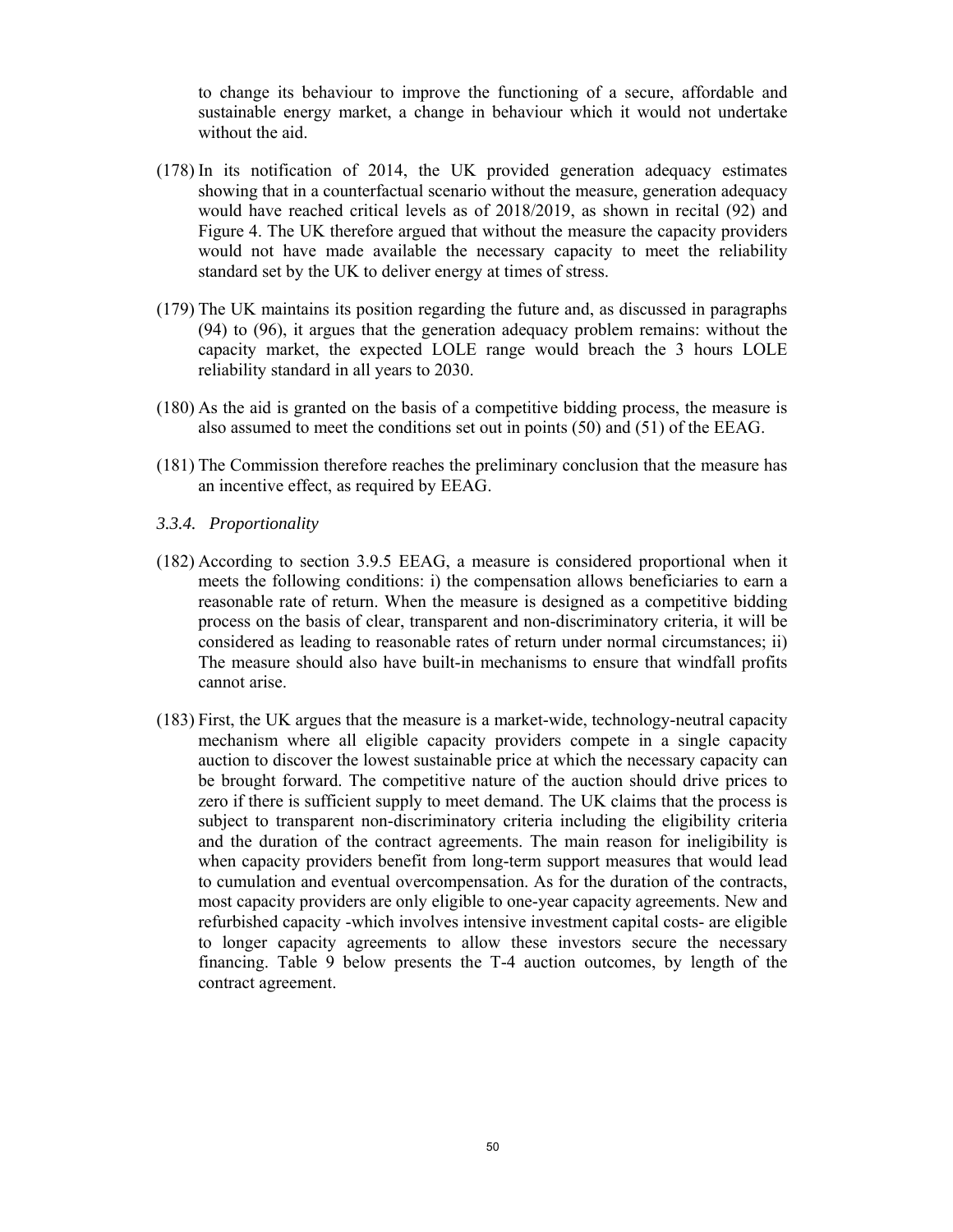to change its behaviour to improve the functioning of a secure, affordable and sustainable energy market, a change in behaviour which it would not undertake without the aid.

(178) In its notification of 2014, the UK provided generation adequacy estimates showing that in a counterfactual scenario without the measure, generation adequacy would have reached critical levels as of 2018/2019, as shown in recital (92) and Figure 4. The UK therefore argued that without the measure the capacity providers would not have made available the necessary capacity to meet the reliability standard set by the UK to deliver energy at times of stress.

(179) The UK maintains its position regarding the future and, as discussed in paragraphs (94) to (96), it argues that the generation adequacy problem remains: without the capacity market, the expected LOLE range would breach the 3 hours LOLE reliability standard in all years to 2030.

(180) As the aid is granted on the basis of a competitive bidding process, the measure is also assumed to meet the conditions set out in points (50) and (51) of the EEAG.

(181) The Commission therefore reaches the preliminary conclusion that the measure has an incentive effect, as required by EEAG.

### *3.3.4. Proportionality*

(182) According to section 3.9.5 EEAG, a measure is considered proportional when it meets the following conditions: i) the compensation allows beneficiaries to earn a reasonable rate of return. When the measure is designed as a competitive bidding process on the basis of clear, transparent and non-discriminatory criteria, it will be considered as leading to reasonable rates of return under normal circumstances; ii) The measure should also have built-in mechanisms to ensure that windfall profits cannot arise.

(183) First, the UK argues that the measure is a market-wide, technology-neutral capacity mechanism where all eligible capacity providers compete in a single capacity auction to discover the lowest sustainable price at which the necessary capacity can be brought forward. The competitive nature of the auction should drive prices to zero if there is sufficient supply to meet demand. The UK claims that the process is subject to transparent non-discriminatory criteria including the eligibility criteria and the duration of the contract agreements. The main reason for ineligibility is when capacity providers benefit from long-term support measures that would lead to cumulation and eventual overcompensation. As for the duration of the contracts, most capacity providers are only eligible to one-year capacity agreements. New and refurbished capacity -which involves intensive investment capital costs- are eligible to longer capacity agreements to allow these investors secure the necessary financing. Table 9 below presents the T-4 auction outcomes, by length of the contract agreement.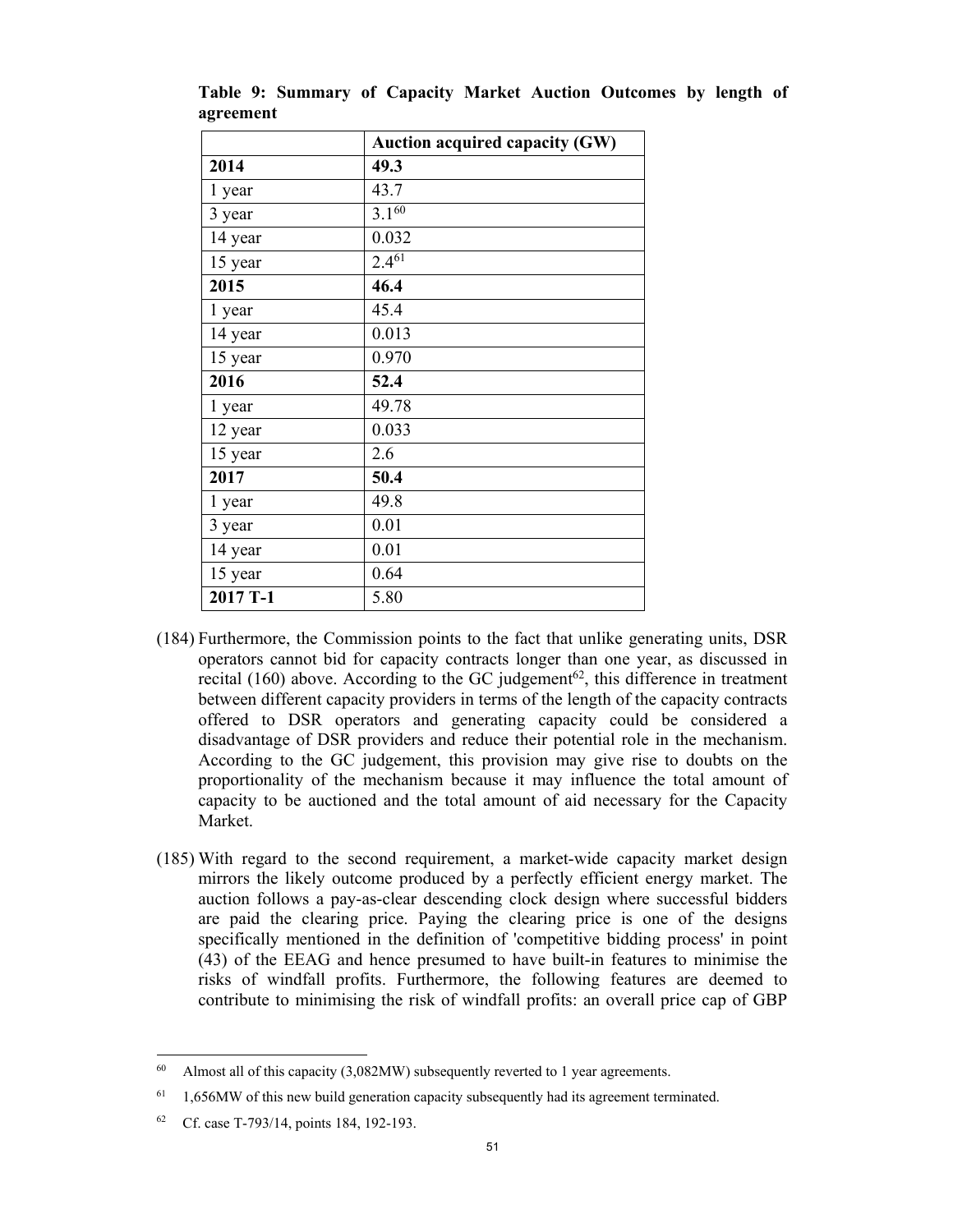**Table 9: Summary of Capacity Market Auction Outcomes by length of agreement**

| | **Auction acquired capacity (GW)** |
|---|---|
| **2014** | **49.3** |
| 1 year | 43.7 |
| 3 year | 3.1[60] |
| 14 year | 0.032 |
| 15 year | 2.4[61] |
| **2015** | **46.4** |
| 1 year | 45.4 |
| 14 year | 0.013 |
| 15 year | 0.970 |
| **2016** | **52.4** |
| 1 year | 49.78 |
| 12 year | 0.033 |
| 15 year | 2.6 |
| **2017** | **50.4** |
| 1 year | 49.8 |
| 3 year | 0.01 |
| 14 year | 0.01 |
| 15 year | 0.64 |
| **2017 T-1** | 5.80 |

(184) Furthermore, the Commission points to the fact that unlike generating units, DSR operators cannot bid for capacity contracts longer than one year, as discussed in recital (160) above. According to the GC judgement[62], this difference in treatment between different capacity providers in terms of the length of the capacity contracts offered to DSR operators and generating capacity could be considered a disadvantage of DSR providers and reduce their potential role in the mechanism. According to the GC judgement, this provision may give rise to doubts on the proportionality of the mechanism because it may influence the total amount of capacity to be auctioned and the total amount of aid necessary for the Capacity Market.

(185) With regard to the second requirement, a market-wide capacity market design mirrors the likely outcome produced by a perfectly efficient energy market. The auction follows a pay-as-clear descending clock design where successful bidders are paid the clearing price. Paying the clearing price is one of the designs specifically mentioned in the definition of 'competitive bidding process' in point (43) of the EEAG and hence presumed to have built-in features to minimise the risks of windfall profits. Furthermore, the following features are deemed to contribute to minimising the risk of windfall profits: an overall price cap of GBP

---

[60] Almost all of this capacity (3,082MW) subsequently reverted to 1 year agreements.

[61] 1,656MW of this new build generation capacity subsequently had its agreement terminated.

[62] Cf. case T-793/14, points 184, 192-193.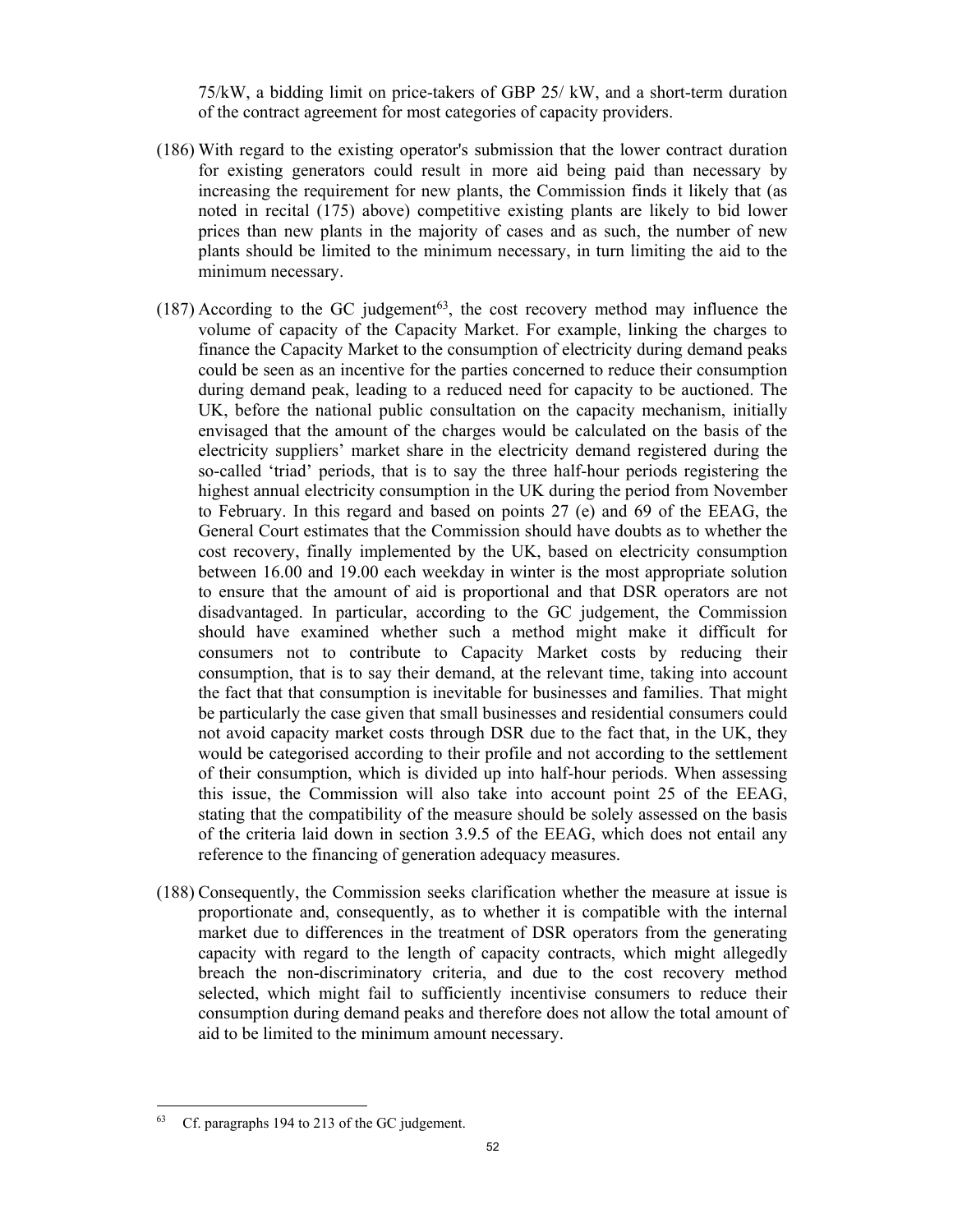75/kW, a bidding limit on price-takers of GBP 25/ kW, and a short-term duration of the contract agreement for most categories of capacity providers.

(186) With regard to the existing operator's submission that the lower contract duration for existing generators could result in more aid being paid than necessary by increasing the requirement for new plants, the Commission finds it likely that (as noted in recital (175) above) competitive existing plants are likely to bid lower prices than new plants in the majority of cases and as such, the number of new plants should be limited to the minimum necessary, in turn limiting the aid to the minimum necessary.

(187) According to the GC judgement[63], the cost recovery method may influence the volume of capacity of the Capacity Market. For example, linking the charges to finance the Capacity Market to the consumption of electricity during demand peaks could be seen as an incentive for the parties concerned to reduce their consumption during demand peak, leading to a reduced need for capacity to be auctioned. The UK, before the national public consultation on the capacity mechanism, initially envisaged that the amount of the charges would be calculated on the basis of the electricity suppliers' market share in the electricity demand registered during the so-called 'triad' periods, that is to say the three half-hour periods registering the highest annual electricity consumption in the UK during the period from November to February. In this regard and based on points 27 (e) and 69 of the EEAG, the General Court estimates that the Commission should have doubts as to whether the cost recovery, finally implemented by the UK, based on electricity consumption between 16.00 and 19.00 each weekday in winter is the most appropriate solution to ensure that the amount of aid is proportional and that DSR operators are not disadvantaged. In particular, according to the GC judgement, the Commission should have examined whether such a method might make it difficult for consumers not to contribute to Capacity Market costs by reducing their consumption, that is to say their demand, at the relevant time, taking into account the fact that that consumption is inevitable for businesses and families. That might be particularly the case given that small businesses and residential consumers could not avoid capacity market costs through DSR due to the fact that, in the UK, they would be categorised according to their profile and not according to the settlement of their consumption, which is divided up into half-hour periods. When assessing this issue, the Commission will also take into account point 25 of the EEAG, stating that the compatibility of the measure should be solely assessed on the basis of the criteria laid down in section 3.9.5 of the EEAG, which does not entail any reference to the financing of generation adequacy measures.

(188) Consequently, the Commission seeks clarification whether the measure at issue is proportionate and, consequently, as to whether it is compatible with the internal market due to differences in the treatment of DSR operators from the generating capacity with regard to the length of capacity contracts, which might allegedly breach the non-discriminatory criteria, and due to the cost recovery method selected, which might fail to sufficiently incentivise consumers to reduce their consumption during demand peaks and therefore does not allow the total amount of aid to be limited to the minimum amount necessary.

---

[63] Cf. paragraphs 194 to 213 of the GC judgement.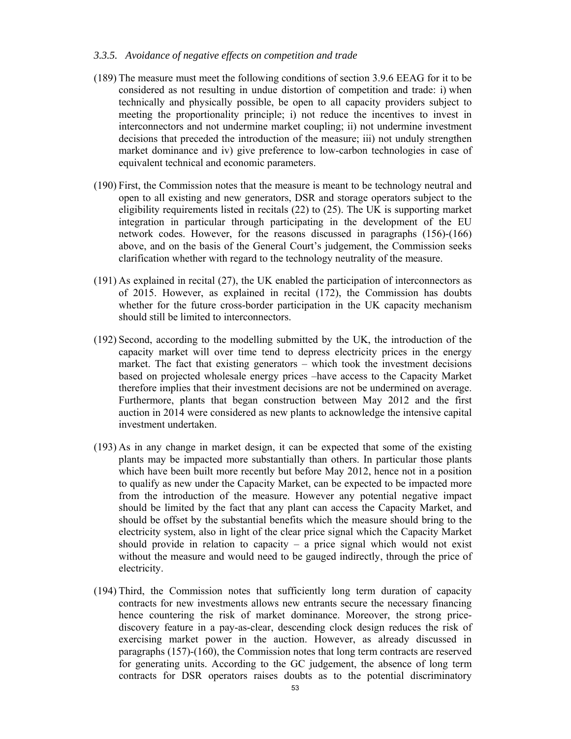### *3.3.5. Avoidance of negative effects on competition and trade*

(189) The measure must meet the following conditions of section 3.9.6 EEAG for it to be considered as not resulting in undue distortion of competition and trade: i) when technically and physically possible, be open to all capacity providers subject to meeting the proportionality principle; i) not reduce the incentives to invest in interconnectors and not undermine market coupling; ii) not undermine investment decisions that preceded the introduction of the measure; iii) not unduly strengthen market dominance and iv) give preference to low-carbon technologies in case of equivalent technical and economic parameters.

(190) First, the Commission notes that the measure is meant to be technology neutral and open to all existing and new generators, DSR and storage operators subject to the eligibility requirements listed in recitals (22) to (25). The UK is supporting market integration in particular through participating in the development of the EU network codes. However, for the reasons discussed in paragraphs (156)-(166) above, and on the basis of the General Court's judgement, the Commission seeks clarification whether with regard to the technology neutrality of the measure.

(191) As explained in recital (27), the UK enabled the participation of interconnectors as of 2015. However, as explained in recital (172), the Commission has doubts whether for the future cross-border participation in the UK capacity mechanism should still be limited to interconnectors.

(192) Second, according to the modelling submitted by the UK, the introduction of the capacity market will over time tend to depress electricity prices in the energy market. The fact that existing generators – which took the investment decisions based on projected wholesale energy prices –have access to the Capacity Market therefore implies that their investment decisions are not be undermined on average. Furthermore, plants that began construction between May 2012 and the first auction in 2014 were considered as new plants to acknowledge the intensive capital investment undertaken.

(193) As in any change in market design, it can be expected that some of the existing plants may be impacted more substantially than others. In particular those plants which have been built more recently but before May 2012, hence not in a position to qualify as new under the Capacity Market, can be expected to be impacted more from the introduction of the measure. However any potential negative impact should be limited by the fact that any plant can access the Capacity Market, and should be offset by the substantial benefits which the measure should bring to the electricity system, also in light of the clear price signal which the Capacity Market should provide in relation to capacity – a price signal which would not exist without the measure and would need to be gauged indirectly, through the price of electricity.

(194) Third, the Commission notes that sufficiently long term duration of capacity contracts for new investments allows new entrants secure the necessary financing hence countering the risk of market dominance. Moreover, the strong price-discovery feature in a pay-as-clear, descending clock design reduces the risk of exercising market power in the auction. However, as already discussed in paragraphs (157)-(160), the Commission notes that long term contracts are reserved for generating units. According to the GC judgement, the absence of long term contracts for DSR operators raises doubts as to the potential discriminatory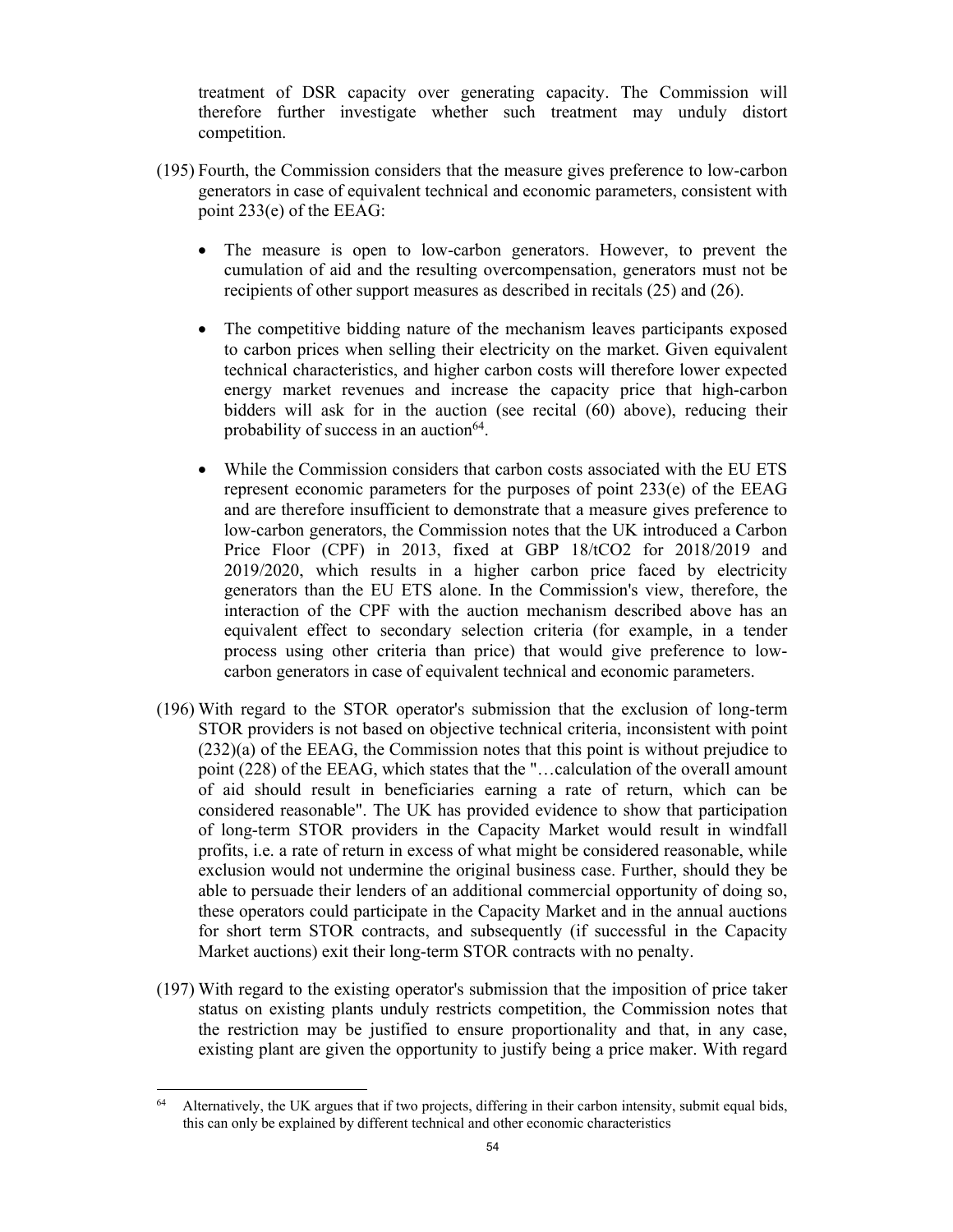treatment of DSR capacity over generating capacity. The Commission will therefore further investigate whether such treatment may unduly distort competition.

(195) Fourth, the Commission considers that the measure gives preference to low-carbon generators in case of equivalent technical and economic parameters, consistent with point 233(e) of the EEAG:

- The measure is open to low-carbon generators. However, to prevent the cumulation of aid and the resulting overcompensation, generators must not be recipients of other support measures as described in recitals (25) and (26).

- The competitive bidding nature of the mechanism leaves participants exposed to carbon prices when selling their electricity on the market. Given equivalent technical characteristics, and higher carbon costs will therefore lower expected energy market revenues and increase the capacity price that high-carbon bidders will ask for in the auction (see recital (60) above), reducing their probability of success in an auction[64].

- While the Commission considers that carbon costs associated with the EU ETS represent economic parameters for the purposes of point 233(e) of the EEAG and are therefore insufficient to demonstrate that a measure gives preference to low-carbon generators, the Commission notes that the UK introduced a Carbon Price Floor (CPF) in 2013, fixed at GBP 18/t$CO_2$ for 2018/2019 and 2019/2020, which results in a higher carbon price faced by electricity generators than the EU ETS alone. In the Commission's view, therefore, the interaction of the CPF with the auction mechanism described above has an equivalent effect to secondary selection criteria (for example, in a tender process using other criteria than price) that would give preference to low-carbon generators in case of equivalent technical and economic parameters.

(196) With regard to the STOR operator's submission that the exclusion of long-term STOR providers is not based on objective technical criteria, inconsistent with point (232)(a) of the EEAG, the Commission notes that this point is without prejudice to point (228) of the EEAG, which states that the "…calculation of the overall amount of aid should result in beneficiaries earning a rate of return, which can be considered reasonable". The UK has provided evidence to show that participation of long-term STOR providers in the Capacity Market would result in windfall profits, i.e. a rate of return in excess of what might be considered reasonable, while exclusion would not undermine the original business case. Further, should they be able to persuade their lenders of an additional commercial opportunity of doing so, these operators could participate in the Capacity Market and in the annual auctions for short term STOR contracts, and subsequently (if successful in the Capacity Market auctions) exit their long-term STOR contracts with no penalty.

(197) With regard to the existing operator's submission that the imposition of price taker status on existing plants unduly restricts competition, the Commission notes that the restriction may be justified to ensure proportionality and that, in any case, existing plant are given the opportunity to justify being a price maker. With regard

---

[64] Alternatively, the UK argues that if two projects, differing in their carbon intensity, submit equal bids, this can only be explained by different technical and other economic characteristics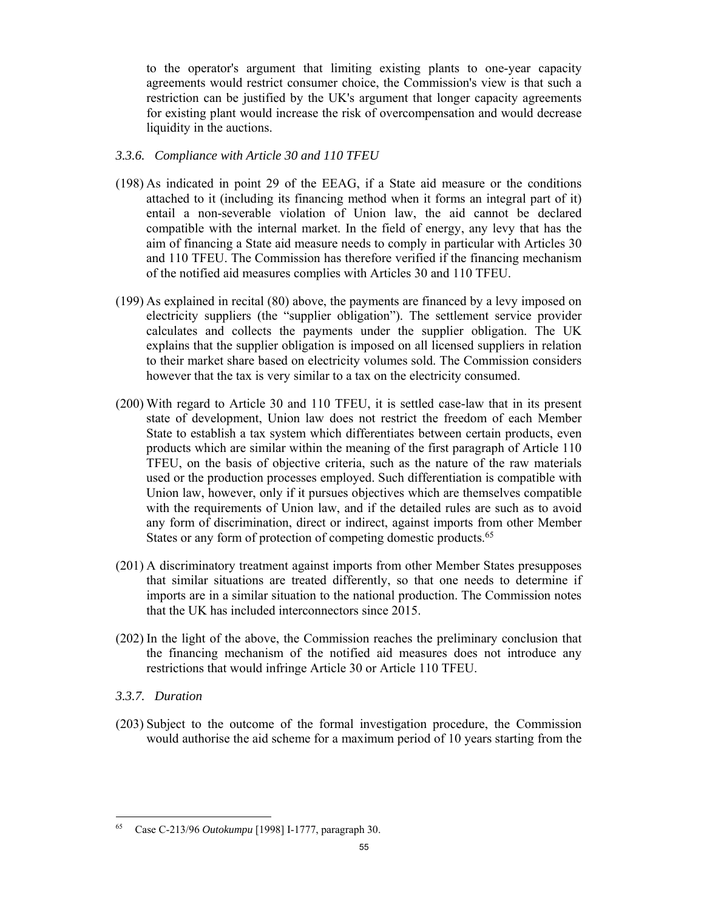to the operator's argument that limiting existing plants to one-year capacity agreements would restrict consumer choice, the Commission's view is that such a restriction can be justified by the UK's argument that longer capacity agreements for existing plant would increase the risk of overcompensation and would decrease liquidity in the auctions.

### *3.3.6. Compliance with Article 30 and 110 TFEU*

(198) As indicated in point 29 of the EEAG, if a State aid measure or the conditions attached to it (including its financing method when it forms an integral part of it) entail a non-severable violation of Union law, the aid cannot be declared compatible with the internal market. In the field of energy, any levy that has the aim of financing a State aid measure needs to comply in particular with Articles 30 and 110 TFEU. The Commission has therefore verified if the financing mechanism of the notified aid measures complies with Articles 30 and 110 TFEU.

(199) As explained in recital (80) above, the payments are financed by a levy imposed on electricity suppliers (the "supplier obligation"). The settlement service provider calculates and collects the payments under the supplier obligation. The UK explains that the supplier obligation is imposed on all licensed suppliers in relation to their market share based on electricity volumes sold. The Commission considers however that the tax is very similar to a tax on the electricity consumed.

(200) With regard to Article 30 and 110 TFEU, it is settled case-law that in its present state of development, Union law does not restrict the freedom of each Member State to establish a tax system which differentiates between certain products, even products which are similar within the meaning of the first paragraph of Article 110 TFEU, on the basis of objective criteria, such as the nature of the raw materials used or the production processes employed. Such differentiation is compatible with Union law, however, only if it pursues objectives which are themselves compatible with the requirements of Union law, and if the detailed rules are such as to avoid any form of discrimination, direct or indirect, against imports from other Member States or any form of protection of competing domestic products.[65]

(201) A discriminatory treatment against imports from other Member States presupposes that similar situations are treated differently, so that one needs to determine if imports are in a similar situation to the national production. The Commission notes that the UK has included interconnectors since 2015.

(202) In the light of the above, the Commission reaches the preliminary conclusion that the financing mechanism of the notified aid measures does not introduce any restrictions that would infringe Article 30 or Article 110 TFEU.

### *3.3.7. Duration*

(203) Subject to the outcome of the formal investigation procedure, the Commission would authorise the aid scheme for a maximum period of 10 years starting from the

---

[65] Case C-213/96 *Outokumpu* [1998] I-1777, paragraph 30.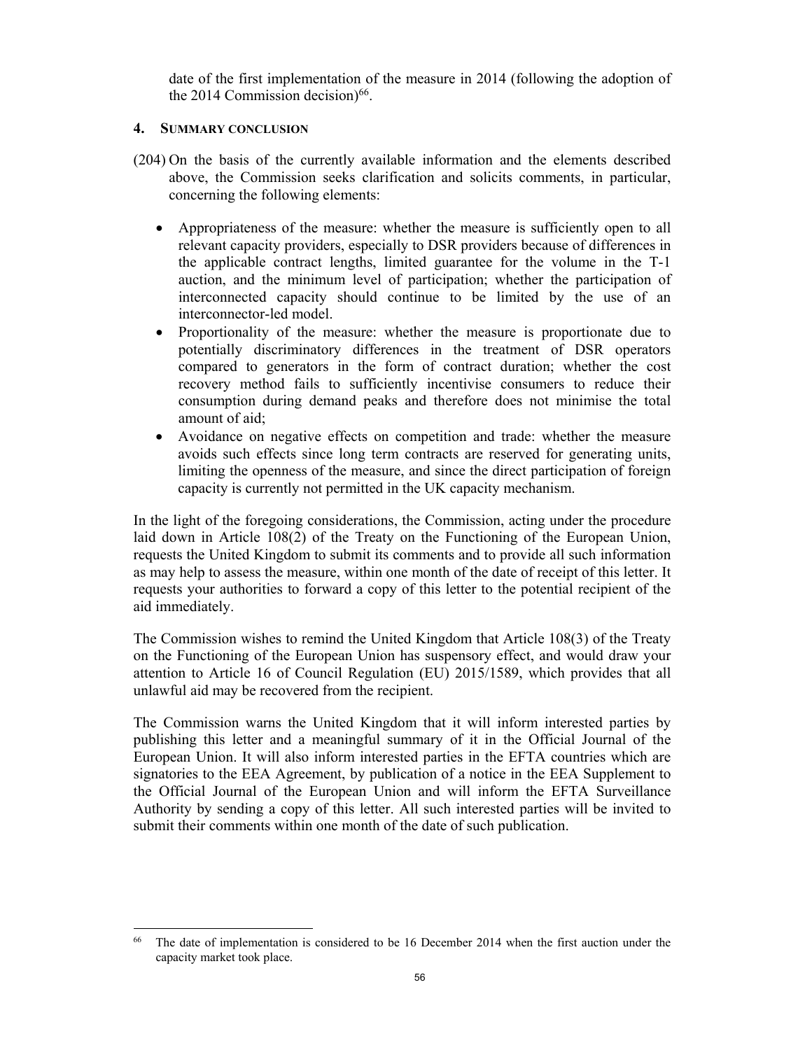date of the first implementation of the measure in 2014 (following the adoption of the 2014 Commission decision)[66].

## 4. SUMMARY CONCLUSION

(204) On the basis of the currently available information and the elements described above, the Commission seeks clarification and solicits comments, in particular, concerning the following elements:

- Appropriateness of the measure: whether the measure is sufficiently open to all relevant capacity providers, especially to DSR providers because of differences in the applicable contract lengths, limited guarantee for the volume in the T-1 auction, and the minimum level of participation; whether the participation of interconnected capacity should continue to be limited by the use of an interconnector-led model.
- Proportionality of the measure: whether the measure is proportionate due to potentially discriminatory differences in the treatment of DSR operators compared to generators in the form of contract duration; whether the cost recovery method fails to sufficiently incentivise consumers to reduce their consumption during demand peaks and therefore does not minimise the total amount of aid;
- Avoidance on negative effects on competition and trade: whether the measure avoids such effects since long term contracts are reserved for generating units, limiting the openness of the measure, and since the direct participation of foreign capacity is currently not permitted in the UK capacity mechanism.

In the light of the foregoing considerations, the Commission, acting under the procedure laid down in Article 108(2) of the Treaty on the Functioning of the European Union, requests the United Kingdom to submit its comments and to provide all such information as may help to assess the measure, within one month of the date of receipt of this letter. It requests your authorities to forward a copy of this letter to the potential recipient of the aid immediately.

The Commission wishes to remind the United Kingdom that Article 108(3) of the Treaty on the Functioning of the European Union has suspensory effect, and would draw your attention to Article 16 of Council Regulation (EU) 2015/1589, which provides that all unlawful aid may be recovered from the recipient.

The Commission warns the United Kingdom that it will inform interested parties by publishing this letter and a meaningful summary of it in the Official Journal of the European Union. It will also inform interested parties in the EFTA countries which are signatories to the EEA Agreement, by publication of a notice in the EEA Supplement to the Official Journal of the European Union and will inform the EFTA Surveillance Authority by sending a copy of this letter. All such interested parties will be invited to submit their comments within one month of the date of such publication.

---

[66] The date of implementation is considered to be 16 December 2014 when the first auction under the capacity market took place.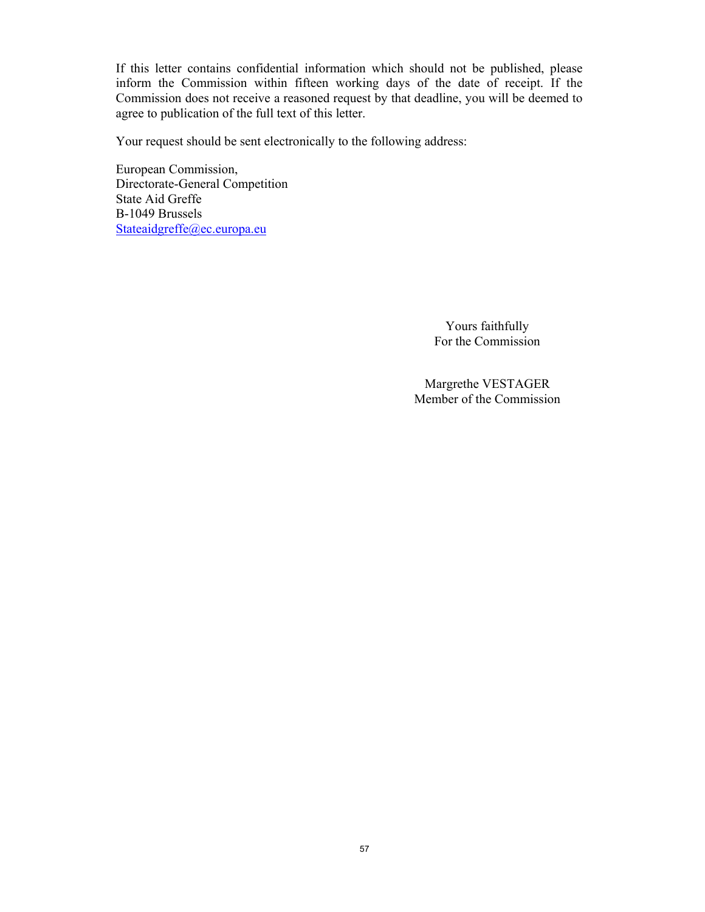If this letter contains confidential information which should not be published, please inform the Commission within fifteen working days of the date of receipt. If the Commission does not receive a reasoned request by that deadline, you will be deemed to agree to publication of the full text of this letter.

Your request should be sent electronically to the following address:

European Commission,  
Directorate-General Competition  
State Aid Greffe  
B-1049 Brussels  
Stateaidgreffe@ec.europa.eu

Yours faithfully  
For the Commission

Margrethe VESTAGER  
Member of the Commission